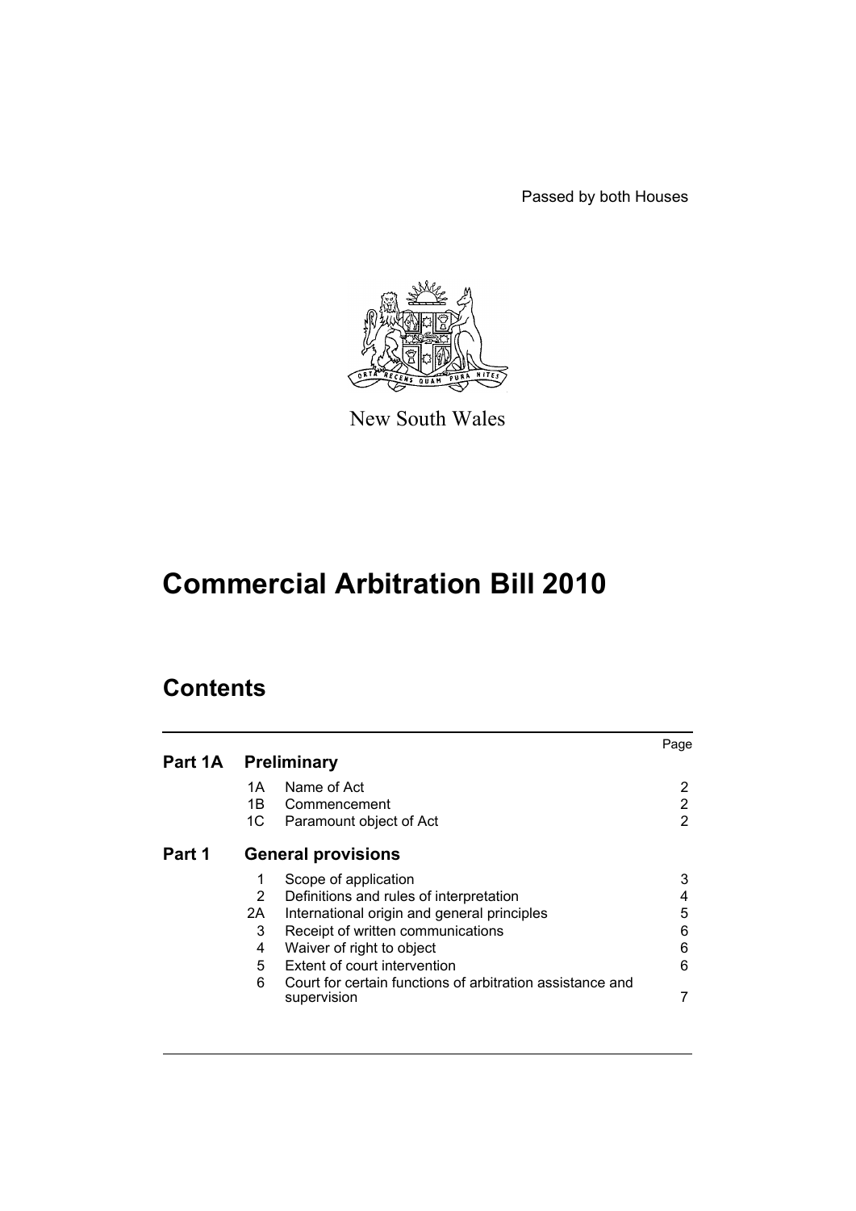Passed by both Houses

New South Wales

# Commercial Arbitration Bill 2010

## Contents

| | | | Page |
|---|---|---|---|
| **Part 1A** | **Preliminary** | | |
| | 1A | Name of Act | 2 |
| | 1B | Commencement | 2 |
| | 1C | Paramount object of Act | 2 |
| **Part 1** | **General provisions** | | |
| | 1 | Scope of application | 3 |
| | 2 | Definitions and rules of interpretation | 4 |
| | 2A | International origin and general principles | 5 |
| | 3 | Receipt of written communications | 6 |
| | 4 | Waiver of right to object | 6 |
| | 5 | Extent of court intervention | 6 |
| | 6 | Court for certain functions of arbitration assistance and supervision | 7 |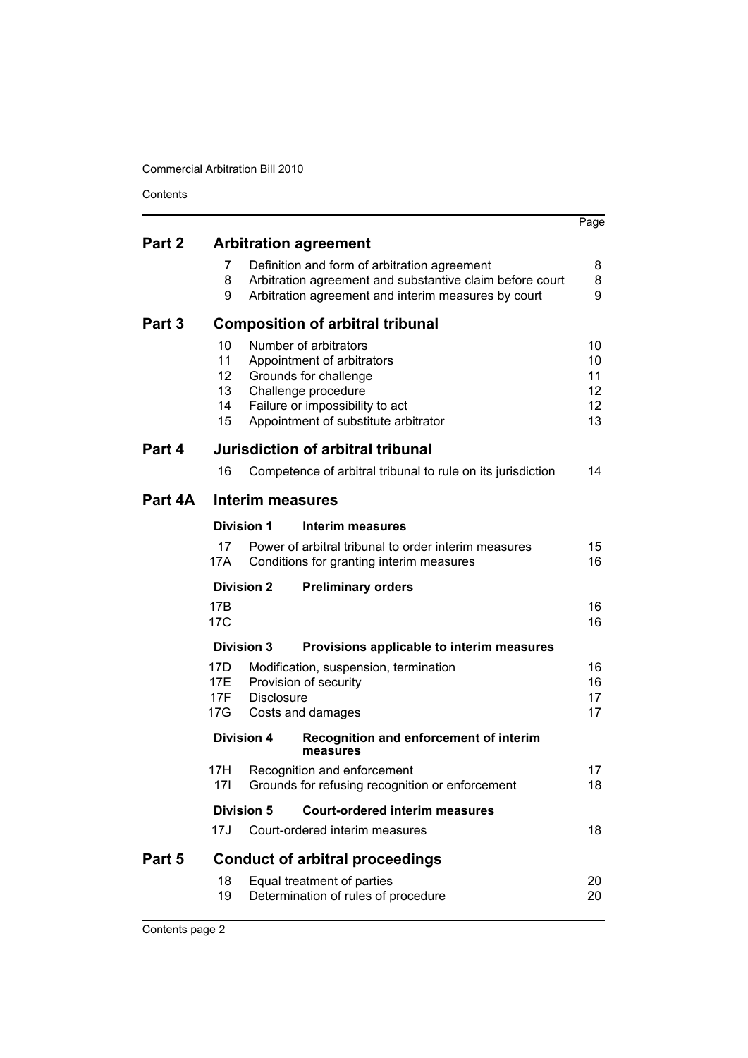| | | | Page |
|---|---|---|---|
| **Part 2** | **Arbitration agreement** | | |
| | 7 | Definition and form of arbitration agreement | 8 |
| | 8 | Arbitration agreement and substantive claim before court | 8 |
| | 9 | Arbitration agreement and interim measures by court | 9 |
| **Part 3** | **Composition of arbitral tribunal** | | |
| | 10 | Number of arbitrators | 10 |
| | 11 | Appointment of arbitrators | 10 |
| | 12 | Grounds for challenge | 11 |
| | 13 | Challenge procedure | 12 |
| | 14 | Failure or impossibility to act | 12 |
| | 15 | Appointment of substitute arbitrator | 13 |
| **Part 4** | **Jurisdiction of arbitral tribunal** | | |
| | 16 | Competence of arbitral tribunal to rule on its jurisdiction | 14 |
| **Part 4A** | **Interim measures** | | |
| | **Division 1** | **Interim measures** | |
| | 17 | Power of arbitral tribunal to order interim measures | 15 |
| | 17A | Conditions for granting interim measures | 16 |
| | **Division 2** | **Preliminary orders** | |
| | 17B | | 16 |
| | 17C | | 16 |
| | **Division 3** | **Provisions applicable to interim measures** | |
| | 17D | Modification, suspension, termination | 16 |
| | 17E | Provision of security | 16 |
| | 17F | Disclosure | 17 |
| | 17G | Costs and damages | 17 |
| | **Division 4** | **Recognition and enforcement of interim measures** | |
| | 17H | Recognition and enforcement | 17 |
| | 17I | Grounds for refusing recognition or enforcement | 18 |
| | **Division 5** | **Court-ordered interim measures** | |
| | 17J | Court-ordered interim measures | 18 |
| **Part 5** | **Conduct of arbitral proceedings** | | |
| | 18 | Equal treatment of parties | 20 |
| | 19 | Determination of rules of procedure | 20 |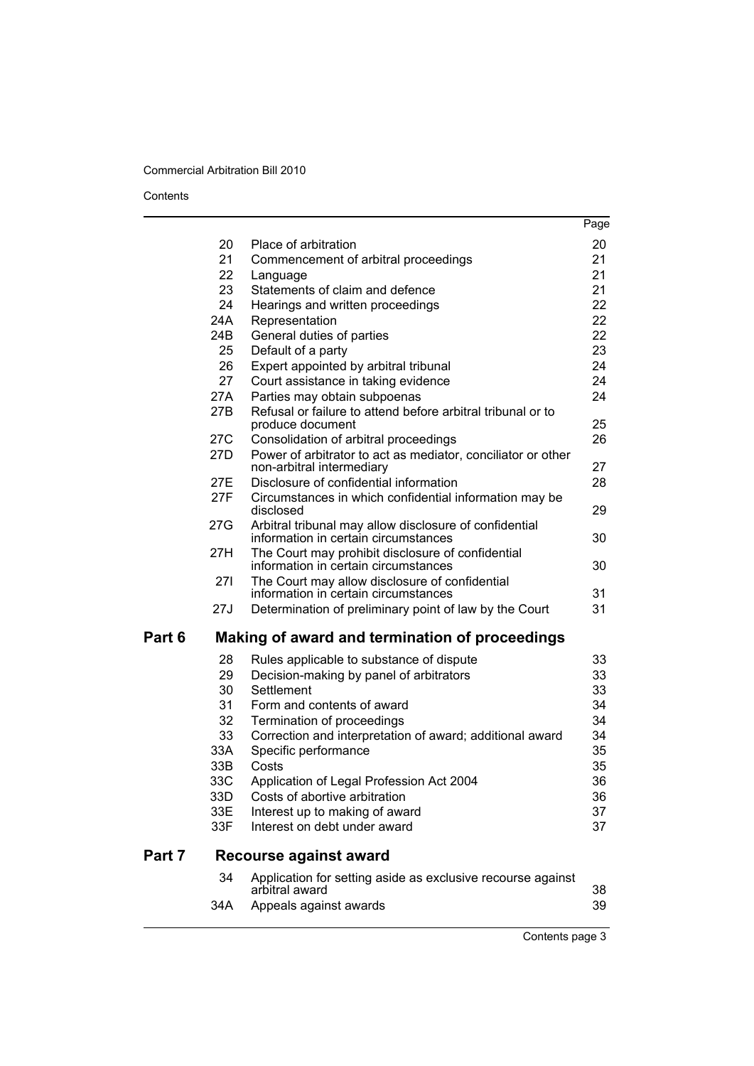| | | Page |
|---|---|---|
| 20 | Place of arbitration | 20 |
| 21 | Commencement of arbitral proceedings | 21 |
| 22 | Language | 21 |
| 23 | Statements of claim and defence | 21 |
| 24 | Hearings and written proceedings | 22 |
| 24A | Representation | 22 |
| 24B | General duties of parties | 22 |
| 25 | Default of a party | 23 |
| 26 | Expert appointed by arbitral tribunal | 24 |
| 27 | Court assistance in taking evidence | 24 |
| 27A | Parties may obtain subpoenas | 24 |
| 27B | Refusal or failure to attend before arbitral tribunal or to produce document | 25 |
| 27C | Consolidation of arbitral proceedings | 26 |
| 27D | Power of arbitrator to act as mediator, conciliator or other non-arbitral intermediary | 27 |
| 27E | Disclosure of confidential information | 28 |
| 27F | Circumstances in which confidential information may be disclosed | 29 |
| 27G | Arbitral tribunal may allow disclosure of confidential information in certain circumstances | 30 |
| 27H | The Court may prohibit disclosure of confidential information in certain circumstances | 30 |
| 27I | The Court may allow disclosure of confidential information in certain circumstances | 31 |
| 27J | Determination of preliminary point of law by the Court | 31 |

## Part 6 Making of award and termination of proceedings

| | | |
|---|---|---|
| 28 | Rules applicable to substance of dispute | 33 |
| 29 | Decision-making by panel of arbitrators | 33 |
| 30 | Settlement | 33 |
| 31 | Form and contents of award | 34 |
| 32 | Termination of proceedings | 34 |
| 33 | Correction and interpretation of award; additional award | 34 |
| 33A | Specific performance | 35 |
| 33B | Costs | 35 |
| 33C | Application of Legal Profession Act 2004 | 36 |
| 33D | Costs of abortive arbitration | 36 |
| 33E | Interest up to making of award | 37 |
| 33F | Interest on debt under award | 37 |

## Part 7 Recourse against award

| | | |
|---|---|---|
| 34 | Application for setting aside as exclusive recourse against arbitral award | 38 |
| 34A | Appeals against awards | 39 |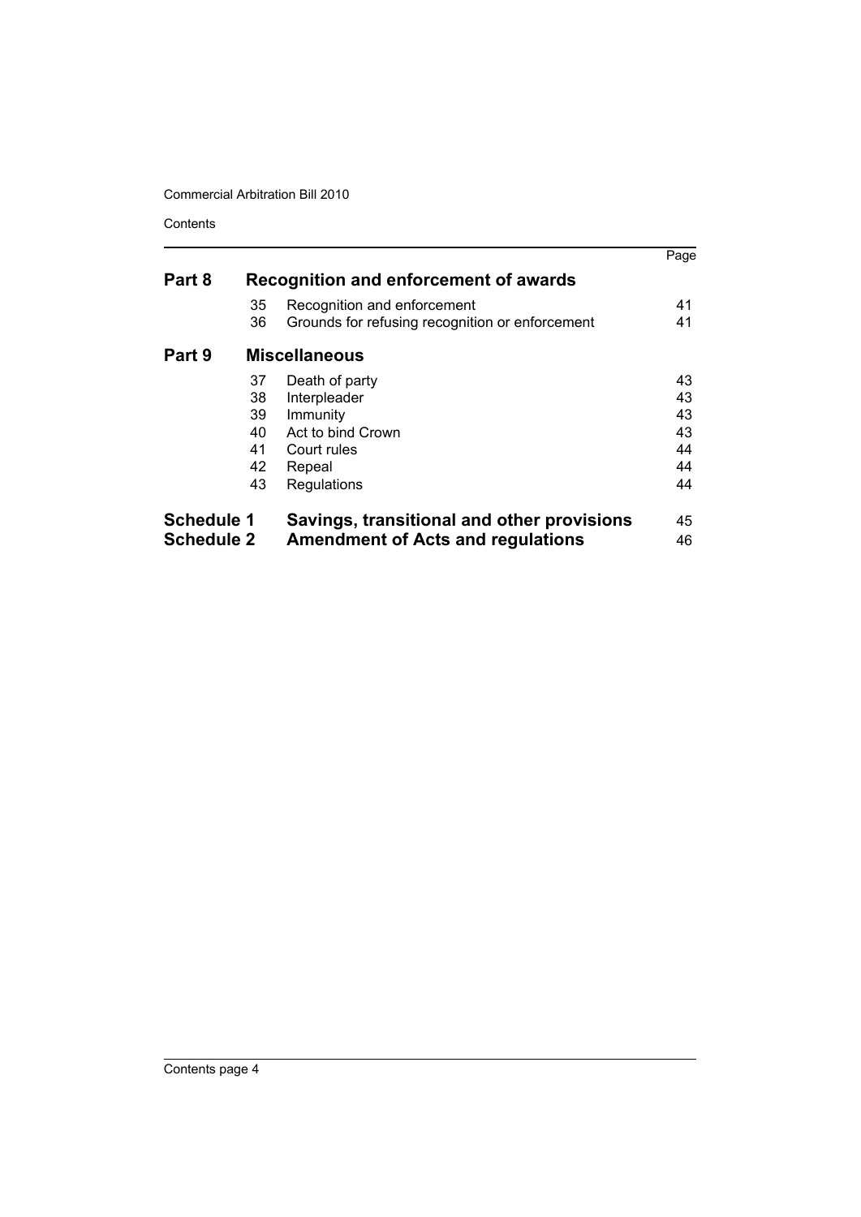| | | | Page |
|---|---|---|---|
| **Part 8** | **Recognition and enforcement of awards** | | |
| | 35 | Recognition and enforcement | 41 |
| | 36 | Grounds for refusing recognition or enforcement | 41 |
| **Part 9** | **Miscellaneous** | | |
| | 37 | Death of party | 43 |
| | 38 | Interpleader | 43 |
| | 39 | Immunity | 43 |
| | 40 | Act to bind Crown | 43 |
| | 41 | Court rules | 44 |
| | 42 | Repeal | 44 |
| | 43 | Regulations | 44 |
| **Schedule 1** | **Savings, transitional and other provisions** | | 45 |
| **Schedule 2** | **Amendment of Acts and regulations** | | 46 |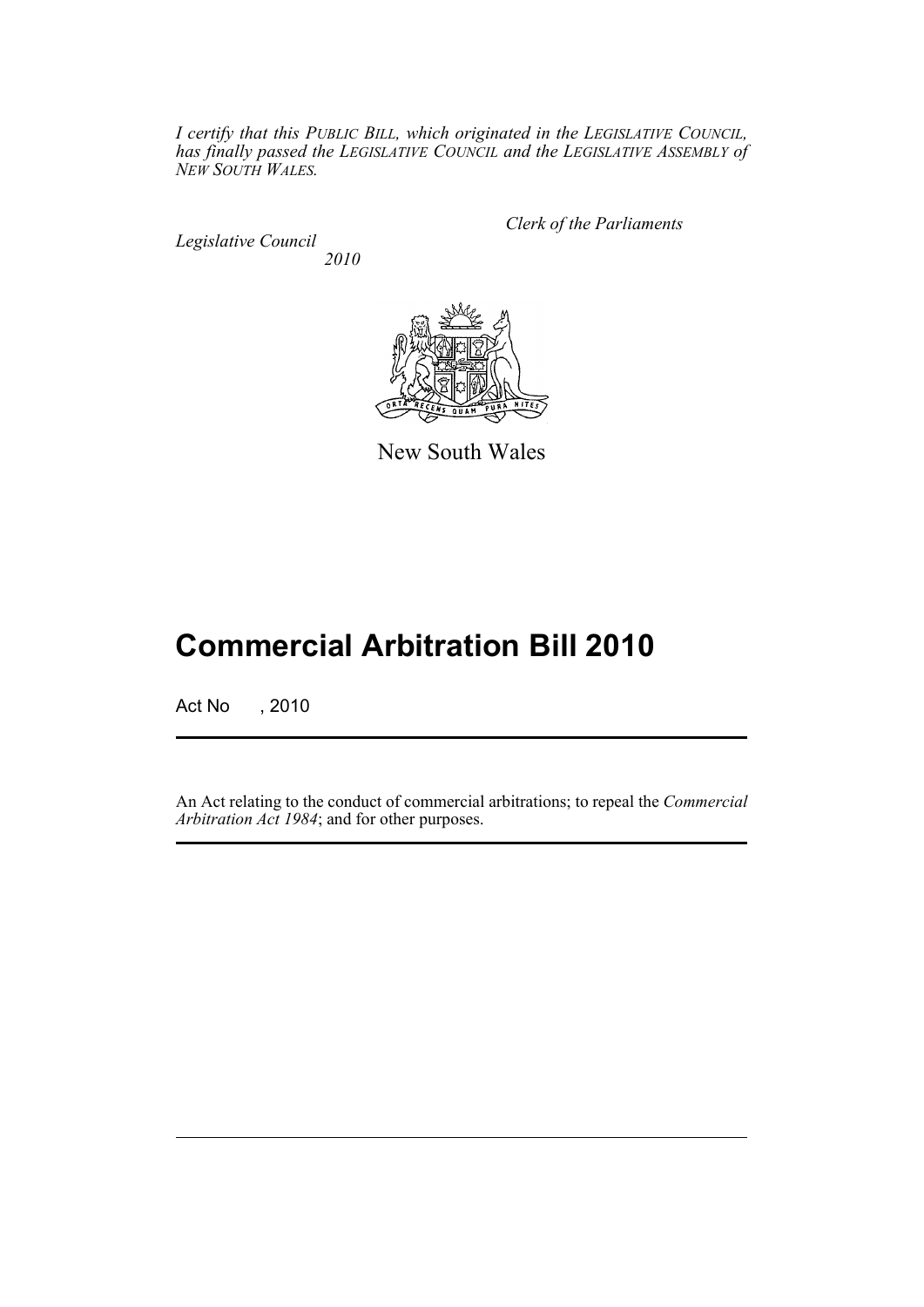*I certify that this PUBLIC BILL, which originated in the LEGISLATIVE COUNCIL, has finally passed the LEGISLATIVE COUNCIL and the LEGISLATIVE ASSEMBLY of NEW SOUTH WALES.*

*Clerk of the Parliaments*

*Legislative Council*

*2010*

New South Wales

# Commercial Arbitration Bill 2010

Act No , 2010

An Act relating to the conduct of commercial arbitrations; to repeal the *Commercial Arbitration Act 1984*; and for other purposes.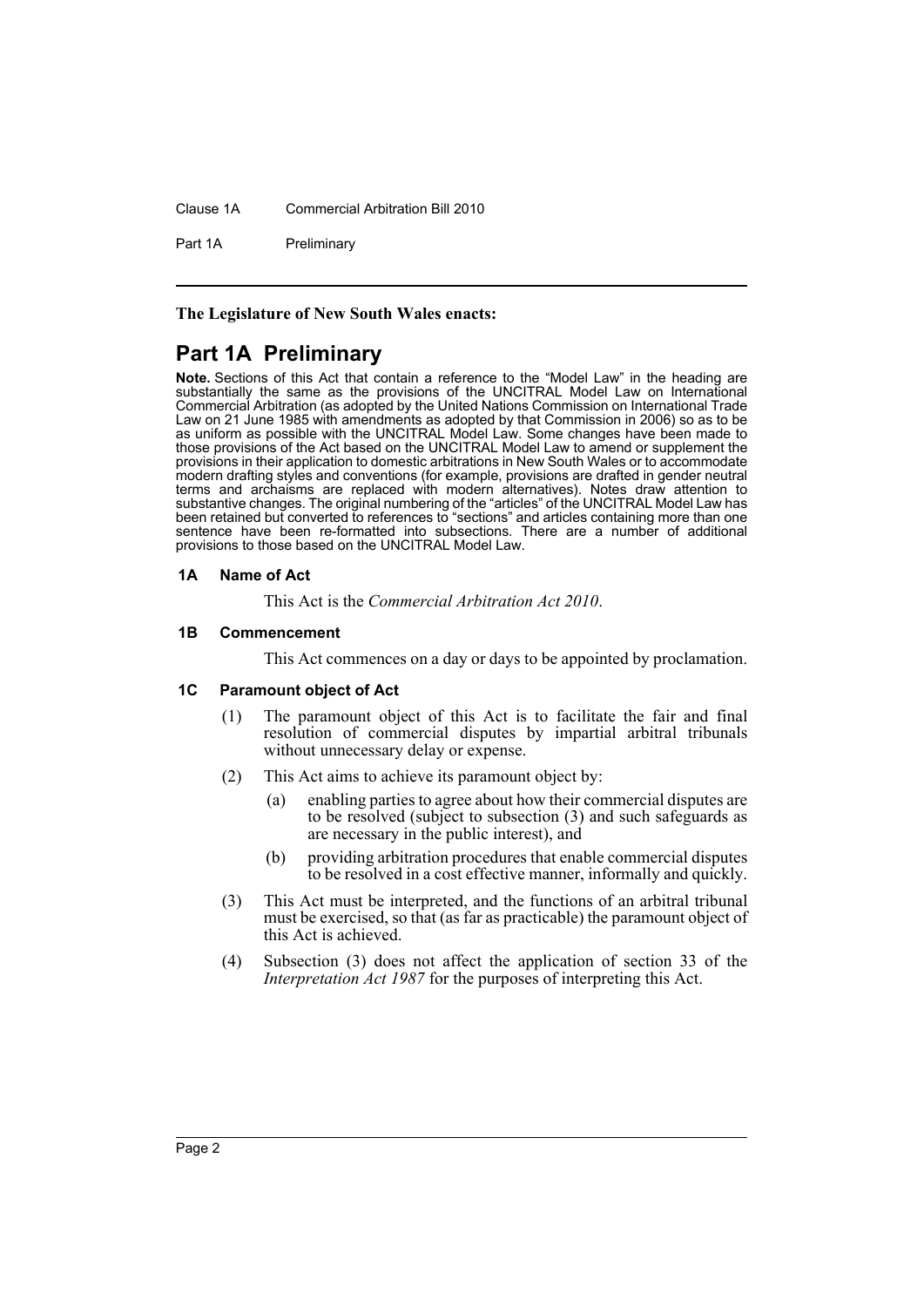**The Legislature of New South Wales enacts:**

# Part 1A Preliminary

**Note.** Sections of this Act that contain a reference to the "Model Law" in the heading are substantially the same as the provisions of the UNCITRAL Model Law on International Commercial Arbitration (as adopted by the United Nations Commission on International Trade Law on 21 June 1985 with amendments as adopted by that Commission in 2006) so as to be as uniform as possible with the UNCITRAL Model Law. Some changes have been made to those provisions of the Act based on the UNCITRAL Model Law to amend or supplement the provisions in their application to domestic arbitrations in New South Wales or to accommodate modern drafting styles and conventions (for example, provisions are drafted in gender neutral terms and archaisms are replaced with modern alternatives). Notes draw attention to substantive changes. The original numbering of the "articles" of the UNCITRAL Model Law has been retained but converted to references to "sections" and articles containing more than one sentence have been re-formatted into subsections. There are a number of additional provisions to those based on the UNCITRAL Model Law.

### 1A Name of Act

This Act is the *Commercial Arbitration Act 2010*.

### 1B Commencement

This Act commences on a day or days to be appointed by proclamation.

### 1C Paramount object of Act

(1) The paramount object of this Act is to facilitate the fair and final resolution of commercial disputes by impartial arbitral tribunals without unnecessary delay or expense.

(2) This Act aims to achieve its paramount object by:

- (a) enabling parties to agree about how their commercial disputes are to be resolved (subject to subsection (3) and such safeguards as are necessary in the public interest), and
- (b) providing arbitration procedures that enable commercial disputes to be resolved in a cost effective manner, informally and quickly.

(3) This Act must be interpreted, and the functions of an arbitral tribunal must be exercised, so that (as far as practicable) the paramount object of this Act is achieved.

(4) Subsection (3) does not affect the application of section 33 of the *Interpretation Act 1987* for the purposes of interpreting this Act.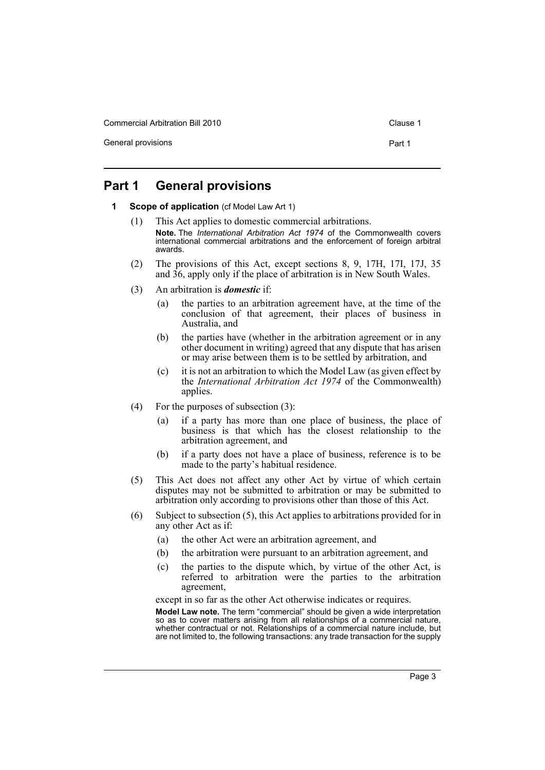# Part 1 General provisions

**1 Scope of application** (cf Model Law Art 1)

(1) This Act applies to domestic commercial arbitrations.

**Note.** The *International Arbitration Act 1974* of the Commonwealth covers international commercial arbitrations and the enforcement of foreign arbitral awards.

(2) The provisions of this Act, except sections 8, 9, 17H, 17I, 17J, 35 and 36, apply only if the place of arbitration is in New South Wales.

(3) An arbitration is ***domestic*** if:

- (a) the parties to an arbitration agreement have, at the time of the conclusion of that agreement, their places of business in Australia, and
- (b) the parties have (whether in the arbitration agreement or in any other document in writing) agreed that any dispute that has arisen or may arise between them is to be settled by arbitration, and
- (c) it is not an arbitration to which the Model Law (as given effect by the *International Arbitration Act 1974* of the Commonwealth) applies.

(4) For the purposes of subsection (3):

- (a) if a party has more than one place of business, the place of business is that which has the closest relationship to the arbitration agreement, and
- (b) if a party does not have a place of business, reference is to be made to the party's habitual residence.

(5) This Act does not affect any other Act by virtue of which certain disputes may not be submitted to arbitration or may be submitted to arbitration only according to provisions other than those of this Act.

(6) Subject to subsection (5), this Act applies to arbitrations provided for in any other Act as if:

- (a) the other Act were an arbitration agreement, and
- (b) the arbitration were pursuant to an arbitration agreement, and
- (c) the parties to the dispute which, by virtue of the other Act, is referred to arbitration were the parties to the arbitration agreement,

except in so far as the other Act otherwise indicates or requires.

**Model Law note.** The term "commercial" should be given a wide interpretation so as to cover matters arising from all relationships of a commercial nature, whether contractual or not. Relationships of a commercial nature include, but are not limited to, the following transactions: any trade transaction for the supply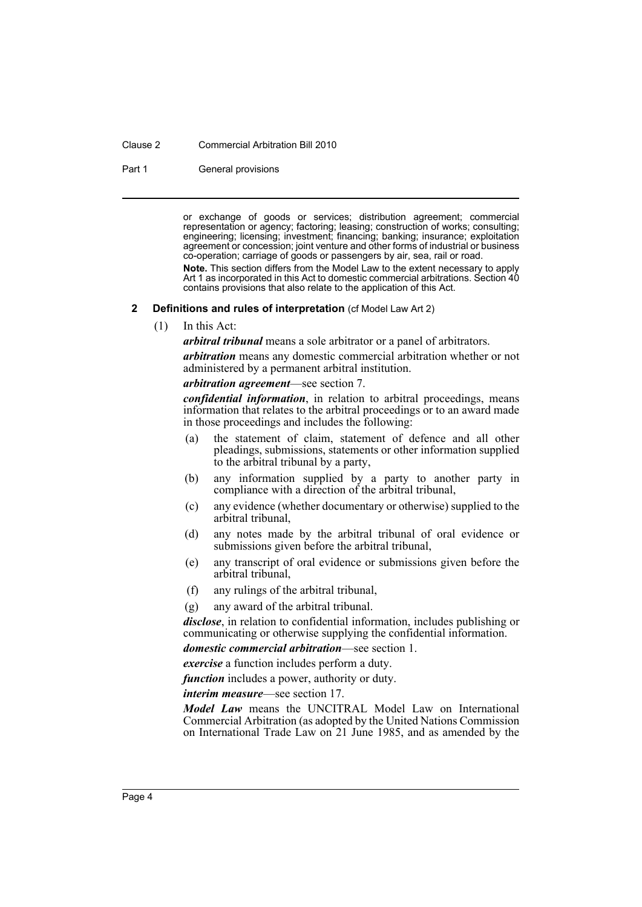or exchange of goods or services; distribution agreement; commercial representation or agency; factoring; leasing; construction of works; consulting; engineering; licensing; investment; financing; banking; insurance; exploitation agreement or concession; joint venture and other forms of industrial or business co-operation; carriage of goods or passengers by air, sea, rail or road.

**Note.** This section differs from the Model Law to the extent necessary to apply Art 1 as incorporated in this Act to domestic commercial arbitrations. Section 40 contains provisions that also relate to the application of this Act.

### 2 Definitions and rules of interpretation (cf Model Law Art 2)

(1) In this Act:

***arbitral tribunal*** means a sole arbitrator or a panel of arbitrators.

***arbitration*** means any domestic commercial arbitration whether or not administered by a permanent arbitral institution.

***arbitration agreement***—see section 7.

***confidential information***, in relation to arbitral proceedings, means information that relates to the arbitral proceedings or to an award made in those proceedings and includes the following:

- (a) the statement of claim, statement of defence and all other pleadings, submissions, statements or other information supplied to the arbitral tribunal by a party,
- (b) any information supplied by a party to another party in compliance with a direction of the arbitral tribunal,
- (c) any evidence (whether documentary or otherwise) supplied to the arbitral tribunal,
- (d) any notes made by the arbitral tribunal of oral evidence or submissions given before the arbitral tribunal,
- (e) any transcript of oral evidence or submissions given before the arbitral tribunal,
- (f) any rulings of the arbitral tribunal,
- (g) any award of the arbitral tribunal.

***disclose***, in relation to confidential information, includes publishing or communicating or otherwise supplying the confidential information.

***domestic commercial arbitration***—see section 1.

***exercise*** a function includes perform a duty.

***function*** includes a power, authority or duty.

***interim measure***—see section 17.

***Model Law*** means the UNCITRAL Model Law on International Commercial Arbitration (as adopted by the United Nations Commission on International Trade Law on 21 June 1985, and as amended by the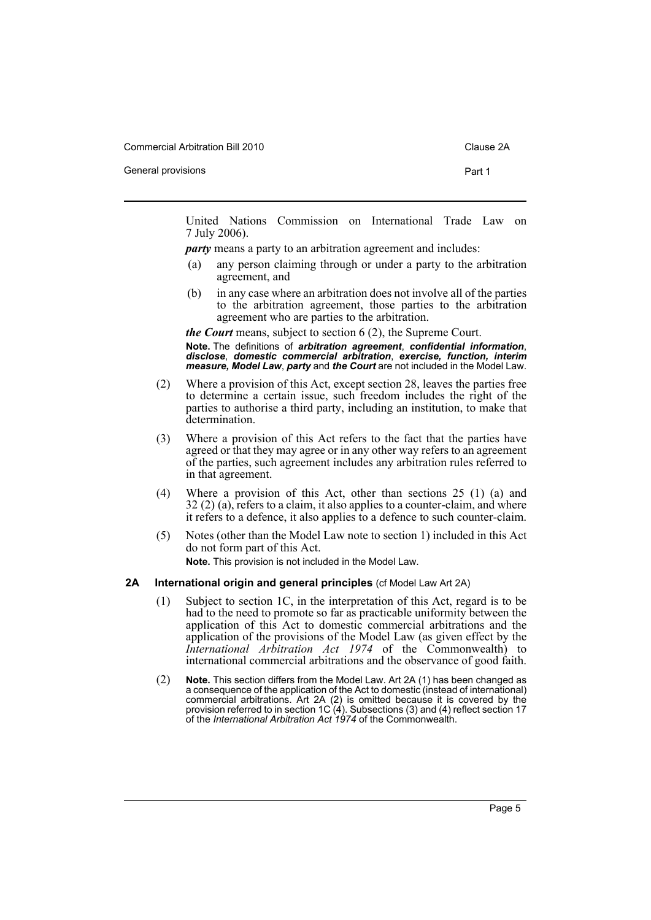United Nations Commission on International Trade Law on 7 July 2006).

***party*** means a party to an arbitration agreement and includes:

(a) any person claiming through or under a party to the arbitration agreement, and

(b) in any case where an arbitration does not involve all of the parties to the arbitration agreement, those parties to the arbitration agreement who are parties to the arbitration.

***the Court*** means, subject to section 6 (2), the Supreme Court.

**Note.** The definitions of ***arbitration agreement***, ***confidential information***, ***disclose***, ***domestic commercial arbitration***, ***exercise, function, interim measure, Model Law***, ***party*** and ***the Court*** are not included in the Model Law.

(2) Where a provision of this Act, except section 28, leaves the parties free to determine a certain issue, such freedom includes the right of the parties to authorise a third party, including an institution, to make that determination.

(3) Where a provision of this Act refers to the fact that the parties have agreed or that they may agree or in any other way refers to an agreement of the parties, such agreement includes any arbitration rules referred to in that agreement.

(4) Where a provision of this Act, other than sections 25 (1) (a) and 32 (2) (a), refers to a claim, it also applies to a counter-claim, and where it refers to a defence, it also applies to a defence to such counter-claim.

(5) Notes (other than the Model Law note to section 1) included in this Act do not form part of this Act.

**Note.** This provision is not included in the Model Law.

### 2A International origin and general principles (cf Model Law Art 2A)

(1) Subject to section 1C, in the interpretation of this Act, regard is to be had to the need to promote so far as practicable uniformity between the application of this Act to domestic commercial arbitrations and the application of the provisions of the Model Law (as given effect by the *International Arbitration Act 1974* of the Commonwealth) to international commercial arbitrations and the observance of good faith.

(2) **Note.** This section differs from the Model Law. Art 2A (1) has been changed as a consequence of the application of the Act to domestic (instead of international) commercial arbitrations. Art 2A (2) is omitted because it is covered by the provision referred to in section 1C (4). Subsections (3) and (4) reflect section 17 of the *International Arbitration Act 1974* of the Commonwealth.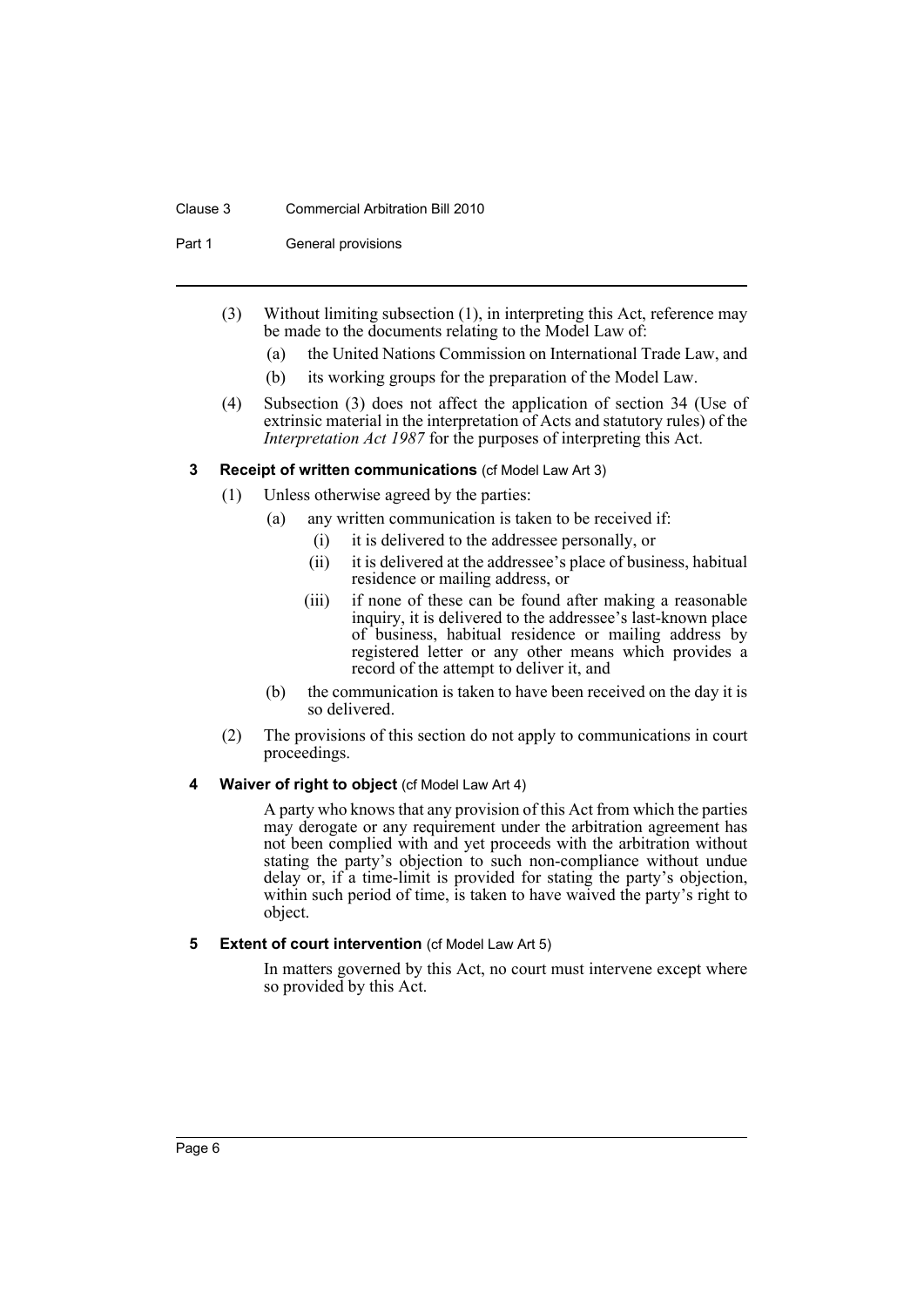(3) Without limiting subsection (1), in interpreting this Act, reference may be made to the documents relating to the Model Law of:

- (a) the United Nations Commission on International Trade Law, and
- (b) its working groups for the preparation of the Model Law.

(4) Subsection (3) does not affect the application of section 34 (Use of extrinsic material in the interpretation of Acts and statutory rules) of the *Interpretation Act 1987* for the purposes of interpreting this Act.

### 3 Receipt of written communications (cf Model Law Art 3)

(1) Unless otherwise agreed by the parties:

- (a) any written communication is taken to be received if:
  - (i) it is delivered to the addressee personally, or
  - (ii) it is delivered at the addressee's place of business, habitual residence or mailing address, or
  - (iii) if none of these can be found after making a reasonable inquiry, it is delivered to the addressee's last-known place of business, habitual residence or mailing address by registered letter or any other means which provides a record of the attempt to deliver it, and
- (b) the communication is taken to have been received on the day it is so delivered.

(2) The provisions of this section do not apply to communications in court proceedings.

### 4 Waiver of right to object (cf Model Law Art 4)

A party who knows that any provision of this Act from which the parties may derogate or any requirement under the arbitration agreement has not been complied with and yet proceeds with the arbitration without stating the party's objection to such non-compliance without undue delay or, if a time-limit is provided for stating the party's objection, within such period of time, is taken to have waived the party's right to object.

### 5 Extent of court intervention (cf Model Law Art 5)

In matters governed by this Act, no court must intervene except where so provided by this Act.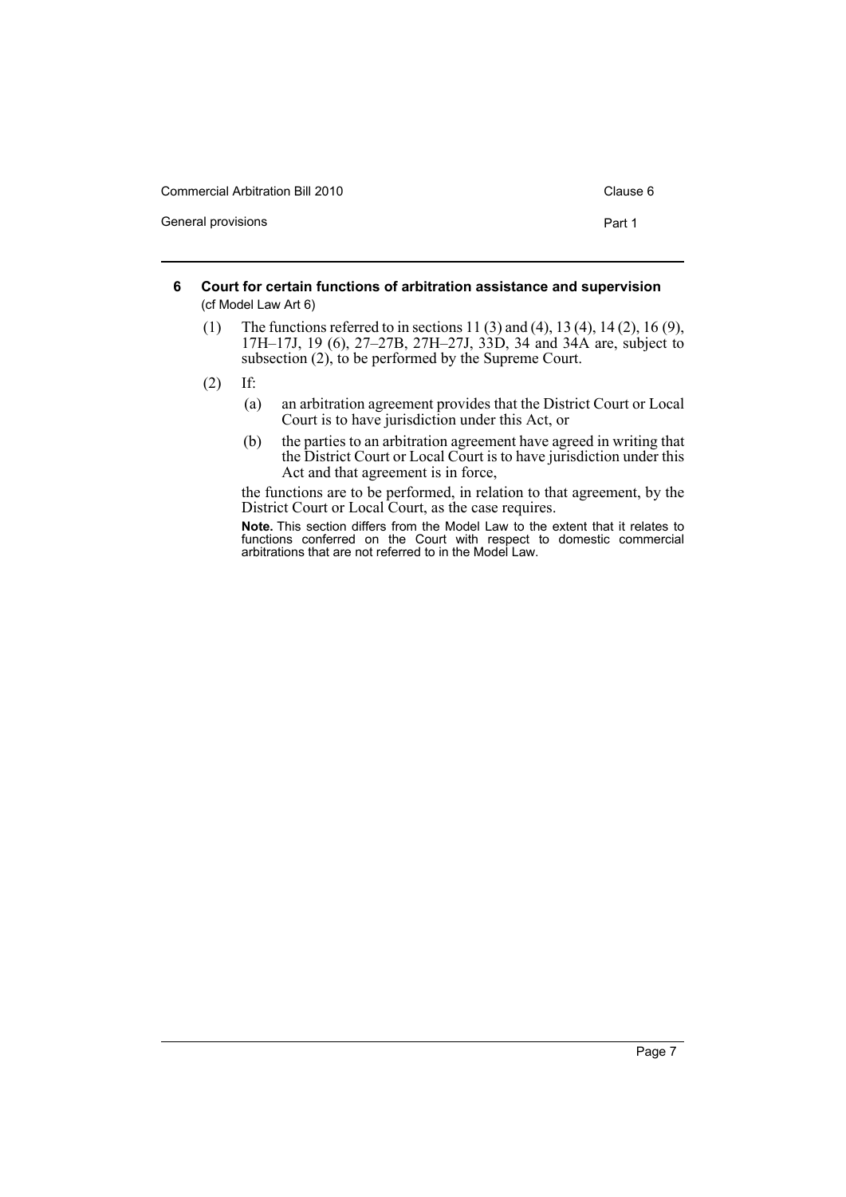## 6 Court for certain functions of arbitration assistance and supervision

(cf Model Law Art 6)

(1) The functions referred to in sections 11 (3) and (4), 13 (4), 14 (2), 16 (9), 17H–17J, 19 (6), 27–27B, 27H–27J, 33D, 34 and 34A are, subject to subsection (2), to be performed by the Supreme Court.

(2) If:

(a) an arbitration agreement provides that the District Court or Local Court is to have jurisdiction under this Act, or

(b) the parties to an arbitration agreement have agreed in writing that the District Court or Local Court is to have jurisdiction under this Act and that agreement is in force,

the functions are to be performed, in relation to that agreement, by the District Court or Local Court, as the case requires.

**Note.** This section differs from the Model Law to the extent that it relates to functions conferred on the Court with respect to domestic commercial arbitrations that are not referred to in the Model Law.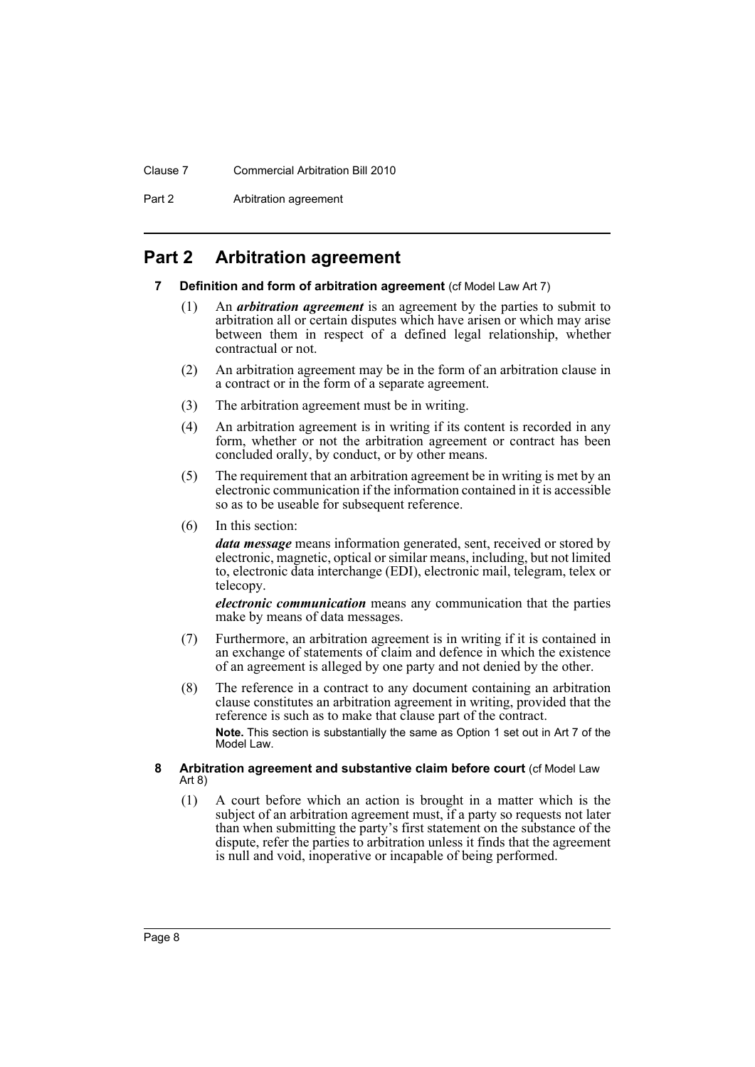# Part 2 Arbitration agreement

### 7 Definition and form of arbitration agreement (cf Model Law Art 7)

(1) An ***arbitration agreement*** is an agreement by the parties to submit to arbitration all or certain disputes which have arisen or which may arise between them in respect of a defined legal relationship, whether contractual or not.

(2) An arbitration agreement may be in the form of an arbitration clause in a contract or in the form of a separate agreement.

(3) The arbitration agreement must be in writing.

(4) An arbitration agreement is in writing if its content is recorded in any form, whether or not the arbitration agreement or contract has been concluded orally, by conduct, or by other means.

(5) The requirement that an arbitration agreement be in writing is met by an electronic communication if the information contained in it is accessible so as to be useable for subsequent reference.

(6) In this section:

***data message*** means information generated, sent, received or stored by electronic, magnetic, optical or similar means, including, but not limited to, electronic data interchange (EDI), electronic mail, telegram, telex or telecopy.

***electronic communication*** means any communication that the parties make by means of data messages.

(7) Furthermore, an arbitration agreement is in writing if it is contained in an exchange of statements of claim and defence in which the existence of an agreement is alleged by one party and not denied by the other.

(8) The reference in a contract to any document containing an arbitration clause constitutes an arbitration agreement in writing, provided that the reference is such as to make that clause part of the contract.

**Note.** This section is substantially the same as Option 1 set out in Art 7 of the Model Law.

### 8 Arbitration agreement and substantive claim before court (cf Model Law Art 8)

(1) A court before which an action is brought in a matter which is the subject of an arbitration agreement must, if a party so requests not later than when submitting the party's first statement on the substance of the dispute, refer the parties to arbitration unless it finds that the agreement is null and void, inoperative or incapable of being performed.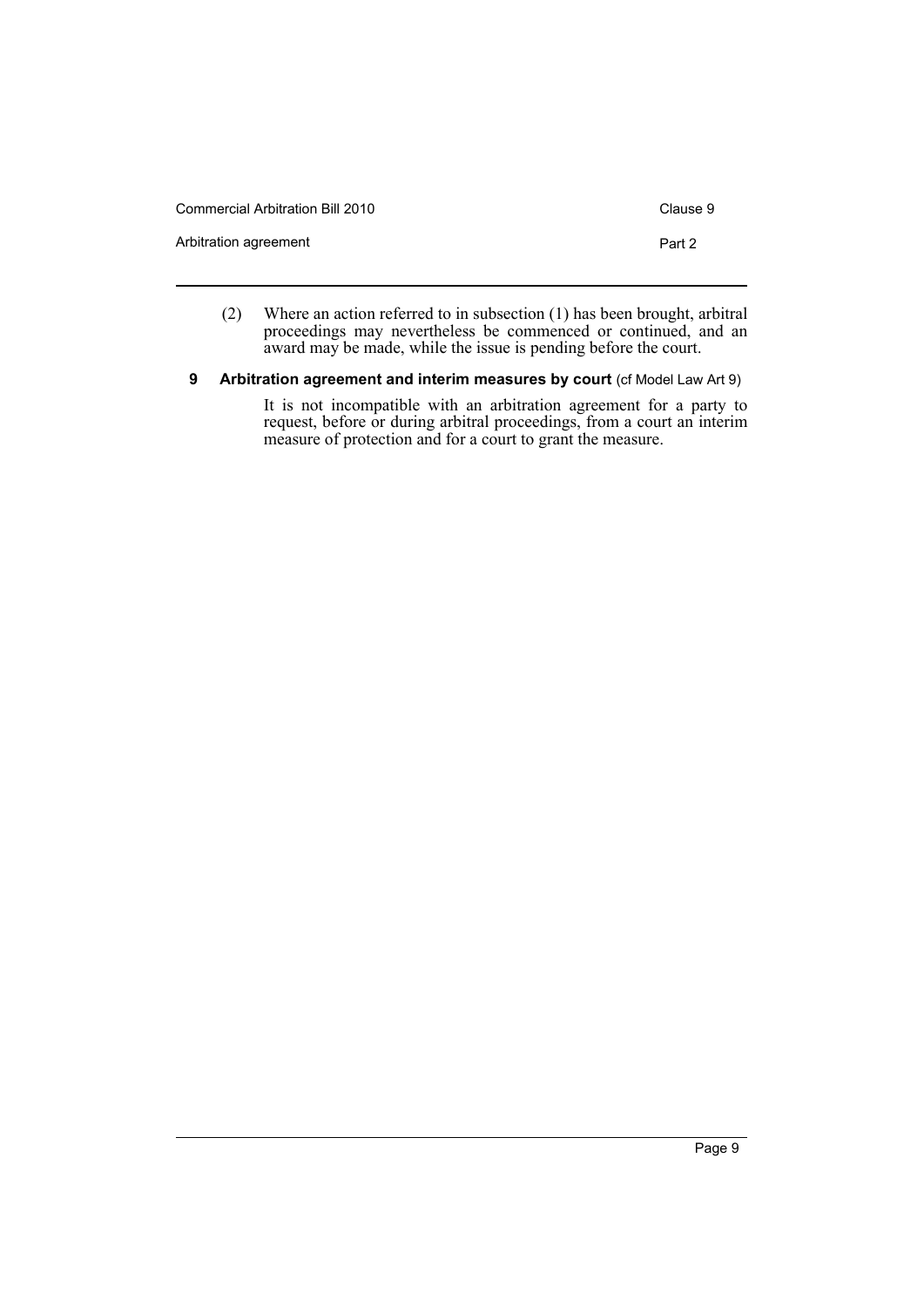(2) Where an action referred to in subsection (1) has been brought, arbitral proceedings may nevertheless be commenced or continued, and an award may be made, while the issue is pending before the court.

### 9 Arbitration agreement and interim measures by court (cf Model Law Art 9)

It is not incompatible with an arbitration agreement for a party to request, before or during arbitral proceedings, from a court an interim measure of protection and for a court to grant the measure.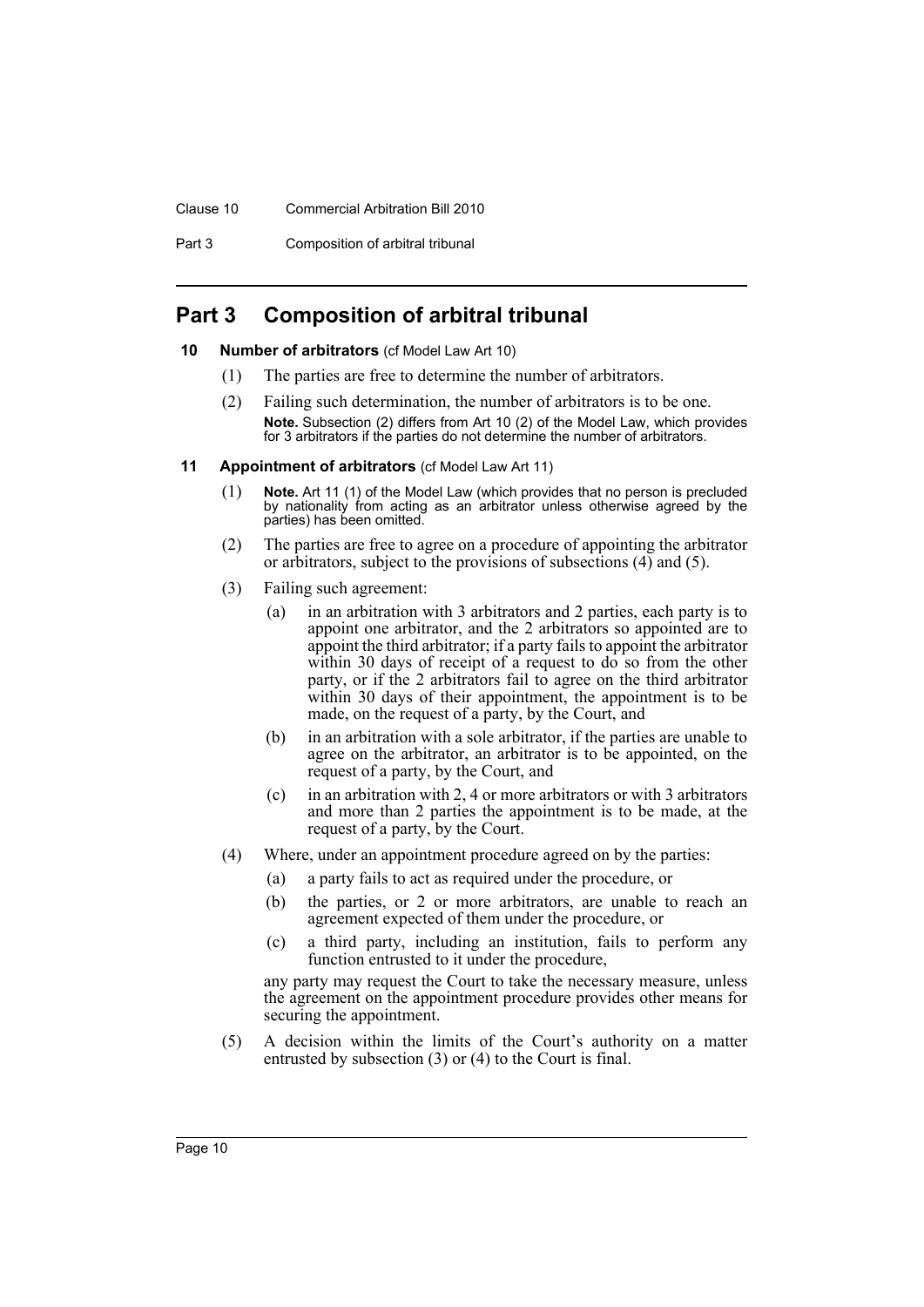## Part 3 Composition of arbitral tribunal

### 10 Number of arbitrators (cf Model Law Art 10)

(1) The parties are free to determine the number of arbitrators.

(2) Failing such determination, the number of arbitrators is to be one.

**Note.** Subsection (2) differs from Art 10 (2) of the Model Law, which provides for 3 arbitrators if the parties do not determine the number of arbitrators.

### 11 Appointment of arbitrators (cf Model Law Art 11)

(1) **Note.** Art 11 (1) of the Model Law (which provides that no person is precluded by nationality from acting as an arbitrator unless otherwise agreed by the parties) has been omitted.

(2) The parties are free to agree on a procedure of appointing the arbitrator or arbitrators, subject to the provisions of subsections (4) and (5).

(3) Failing such agreement:

- (a) in an arbitration with 3 arbitrators and 2 parties, each party is to appoint one arbitrator, and the 2 arbitrators so appointed are to appoint the third arbitrator; if a party fails to appoint the arbitrator within 30 days of receipt of a request to do so from the other party, or if the 2 arbitrators fail to agree on the third arbitrator within 30 days of their appointment, the appointment is to be made, on the request of a party, by the Court, and
- (b) in an arbitration with a sole arbitrator, if the parties are unable to agree on the arbitrator, an arbitrator is to be appointed, on the request of a party, by the Court, and
- (c) in an arbitration with 2, 4 or more arbitrators or with 3 arbitrators and more than 2 parties the appointment is to be made, at the request of a party, by the Court.

(4) Where, under an appointment procedure agreed on by the parties:

- (a) a party fails to act as required under the procedure, or
- (b) the parties, or 2 or more arbitrators, are unable to reach an agreement expected of them under the procedure, or
- (c) a third party, including an institution, fails to perform any function entrusted to it under the procedure,

any party may request the Court to take the necessary measure, unless the agreement on the appointment procedure provides other means for securing the appointment.

(5) A decision within the limits of the Court's authority on a matter entrusted by subsection (3) or (4) to the Court is final.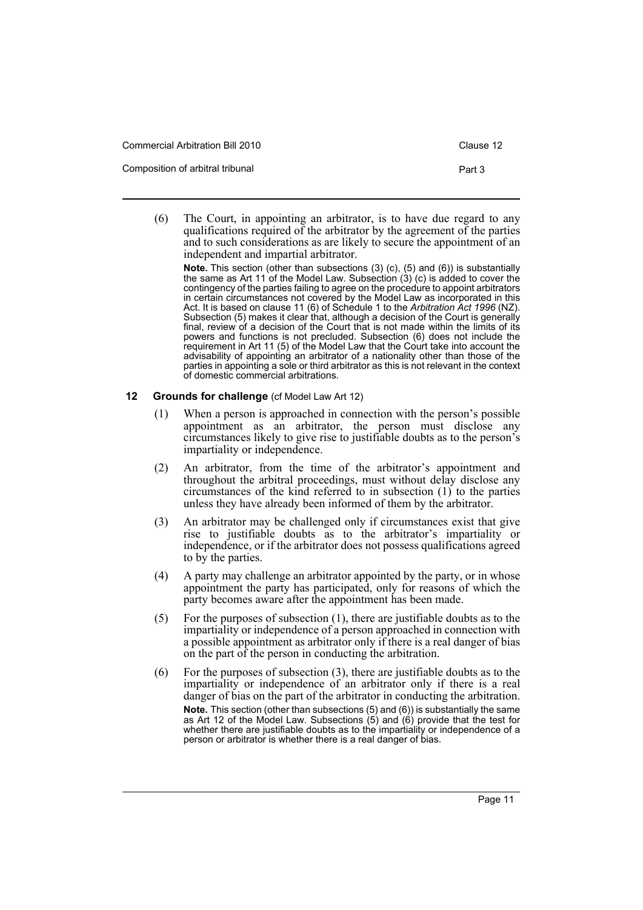(6) The Court, in appointing an arbitrator, is to have due regard to any qualifications required of the arbitrator by the agreement of the parties and to such considerations as are likely to secure the appointment of an independent and impartial arbitrator.

**Note.** This section (other than subsections (3) (c), (5) and (6)) is substantially the same as Art 11 of the Model Law. Subsection (3) (c) is added to cover the contingency of the parties failing to agree on the procedure to appoint arbitrators in certain circumstances not covered by the Model Law as incorporated in this Act. It is based on clause 11 (6) of Schedule 1 to the *Arbitration Act 1996* (NZ). Subsection (5) makes it clear that, although a decision of the Court is generally final, review of a decision of the Court that is not made within the limits of its powers and functions is not precluded. Subsection (6) does not include the requirement in Art 11 (5) of the Model Law that the Court take into account the advisability of appointing an arbitrator of a nationality other than those of the parties in appointing a sole or third arbitrator as this is not relevant in the context of domestic commercial arbitrations.

### 12 Grounds for challenge (cf Model Law Art 12)

(1) When a person is approached in connection with the person's possible appointment as an arbitrator, the person must disclose any circumstances likely to give rise to justifiable doubts as to the person's impartiality or independence.

(2) An arbitrator, from the time of the arbitrator's appointment and throughout the arbitral proceedings, must without delay disclose any circumstances of the kind referred to in subsection (1) to the parties unless they have already been informed of them by the arbitrator.

(3) An arbitrator may be challenged only if circumstances exist that give rise to justifiable doubts as to the arbitrator's impartiality or independence, or if the arbitrator does not possess qualifications agreed to by the parties.

(4) A party may challenge an arbitrator appointed by the party, or in whose appointment the party has participated, only for reasons of which the party becomes aware after the appointment has been made.

(5) For the purposes of subsection (1), there are justifiable doubts as to the impartiality or independence of a person approached in connection with a possible appointment as arbitrator only if there is a real danger of bias on the part of the person in conducting the arbitration.

(6) For the purposes of subsection (3), there are justifiable doubts as to the impartiality or independence of an arbitrator only if there is a real danger of bias on the part of the arbitrator in conducting the arbitration.

**Note.** This section (other than subsections (5) and (6)) is substantially the same as Art 12 of the Model Law. Subsections (5) and (6) provide that the test for whether there are justifiable doubts as to the impartiality or independence of a person or arbitrator is whether there is a real danger of bias.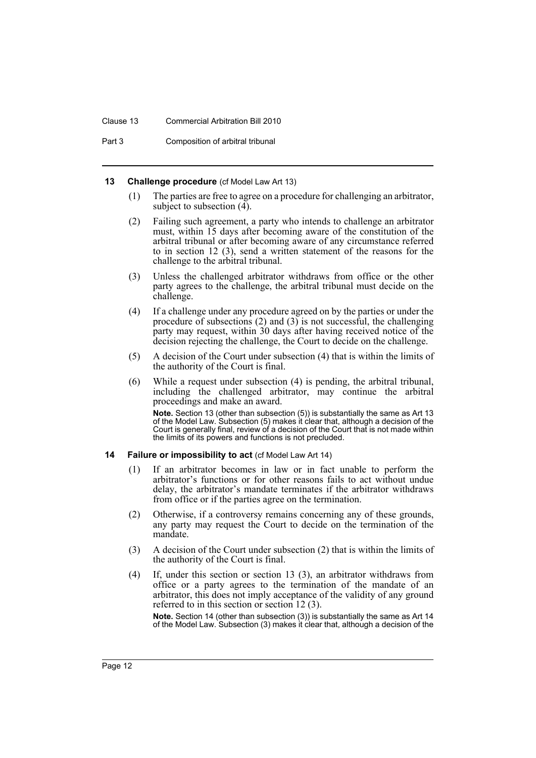#### 13 Challenge procedure (cf Model Law Art 13)

(1) The parties are free to agree on a procedure for challenging an arbitrator, subject to subsection (4).

(2) Failing such agreement, a party who intends to challenge an arbitrator must, within 15 days after becoming aware of the constitution of the arbitral tribunal or after becoming aware of any circumstance referred to in section 12 (3), send a written statement of the reasons for the challenge to the arbitral tribunal.

(3) Unless the challenged arbitrator withdraws from office or the other party agrees to the challenge, the arbitral tribunal must decide on the challenge.

(4) If a challenge under any procedure agreed on by the parties or under the procedure of subsections (2) and (3) is not successful, the challenging party may request, within 30 days after having received notice of the decision rejecting the challenge, the Court to decide on the challenge.

(5) A decision of the Court under subsection (4) that is within the limits of the authority of the Court is final.

(6) While a request under subsection (4) is pending, the arbitral tribunal, including the challenged arbitrator, may continue the arbitral proceedings and make an award.

**Note.** Section 13 (other than subsection (5)) is substantially the same as Art 13 of the Model Law. Subsection (5) makes it clear that, although a decision of the Court is generally final, review of a decision of the Court that is not made within the limits of its powers and functions is not precluded.

#### 14 Failure or impossibility to act (cf Model Law Art 14)

(1) If an arbitrator becomes in law or in fact unable to perform the arbitrator's functions or for other reasons fails to act without undue delay, the arbitrator's mandate terminates if the arbitrator withdraws from office or if the parties agree on the termination.

(2) Otherwise, if a controversy remains concerning any of these grounds, any party may request the Court to decide on the termination of the mandate.

(3) A decision of the Court under subsection (2) that is within the limits of the authority of the Court is final.

(4) If, under this section or section 13 (3), an arbitrator withdraws from office or a party agrees to the termination of the mandate of an arbitrator, this does not imply acceptance of the validity of any ground referred to in this section or section 12 (3).

**Note.** Section 14 (other than subsection (3)) is substantially the same as Art 14 of the Model Law. Subsection (3) makes it clear that, although a decision of the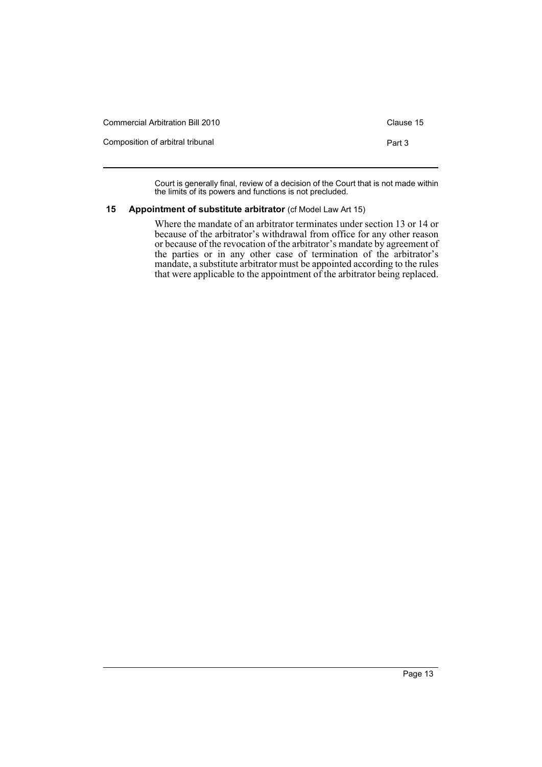Court is generally final, review of a decision of the Court that is not made within the limits of its powers and functions is not precluded.

### 15 Appointment of substitute arbitrator (cf Model Law Art 15)

Where the mandate of an arbitrator terminates under section 13 or 14 or because of the arbitrator's withdrawal from office for any other reason or because of the revocation of the arbitrator's mandate by agreement of the parties or in any other case of termination of the arbitrator's mandate, a substitute arbitrator must be appointed according to the rules that were applicable to the appointment of the arbitrator being replaced.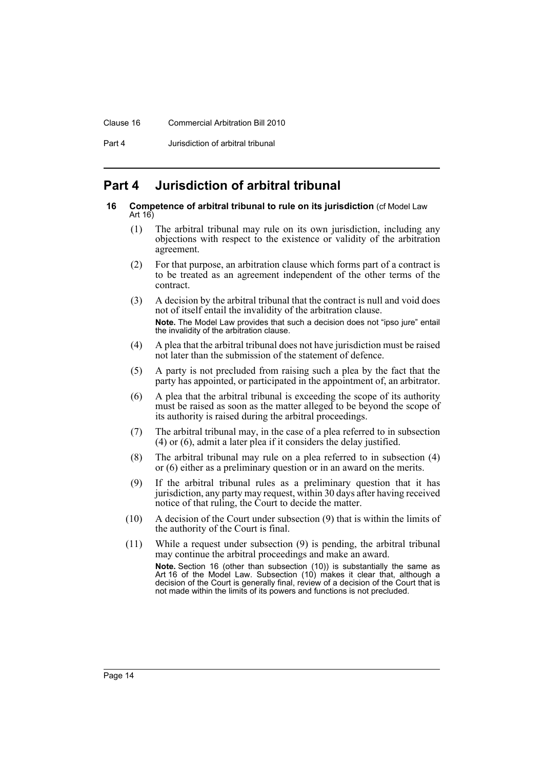# Part 4 Jurisdiction of arbitral tribunal

**16 Competence of arbitral tribunal to rule on its jurisdiction** (cf Model Law Art 16)

(1) The arbitral tribunal may rule on its own jurisdiction, including any objections with respect to the existence or validity of the arbitration agreement.

(2) For that purpose, an arbitration clause which forms part of a contract is to be treated as an agreement independent of the other terms of the contract.

(3) A decision by the arbitral tribunal that the contract is null and void does not of itself entail the invalidity of the arbitration clause.

**Note.** The Model Law provides that such a decision does not "ipso jure" entail the invalidity of the arbitration clause.

(4) A plea that the arbitral tribunal does not have jurisdiction must be raised not later than the submission of the statement of defence.

(5) A party is not precluded from raising such a plea by the fact that the party has appointed, or participated in the appointment of, an arbitrator.

(6) A plea that the arbitral tribunal is exceeding the scope of its authority must be raised as soon as the matter alleged to be beyond the scope of its authority is raised during the arbitral proceedings.

(7) The arbitral tribunal may, in the case of a plea referred to in subsection (4) or (6), admit a later plea if it considers the delay justified.

(8) The arbitral tribunal may rule on a plea referred to in subsection (4) or (6) either as a preliminary question or in an award on the merits.

(9) If the arbitral tribunal rules as a preliminary question that it has jurisdiction, any party may request, within 30 days after having received notice of that ruling, the Court to decide the matter.

(10) A decision of the Court under subsection (9) that is within the limits of the authority of the Court is final.

(11) While a request under subsection (9) is pending, the arbitral tribunal may continue the arbitral proceedings and make an award.

**Note.** Section 16 (other than subsection (10)) is substantially the same as Art 16 of the Model Law. Subsection (10) makes it clear that, although a decision of the Court is generally final, review of a decision of the Court that is not made within the limits of its powers and functions is not precluded.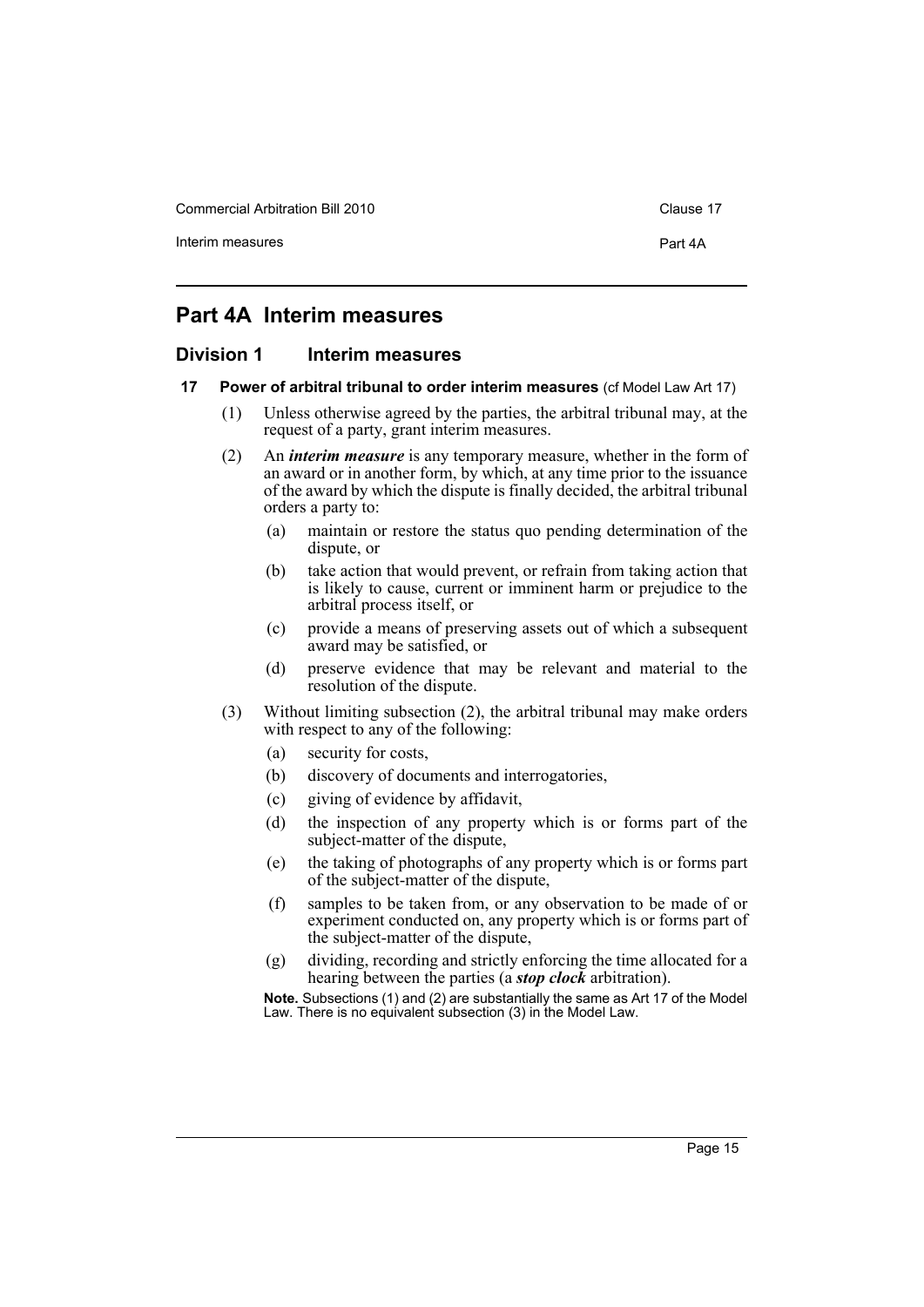# Part 4A Interim measures

## Division 1 Interim measures

### 17 Power of arbitral tribunal to order interim measures (cf Model Law Art 17)

(1) Unless otherwise agreed by the parties, the arbitral tribunal may, at the request of a party, grant interim measures.

(2) An ***interim measure*** is any temporary measure, whether in the form of an award or in another form, by which, at any time prior to the issuance of the award by which the dispute is finally decided, the arbitral tribunal orders a party to:

- (a) maintain or restore the status quo pending determination of the dispute, or
- (b) take action that would prevent, or refrain from taking action that is likely to cause, current or imminent harm or prejudice to the arbitral process itself, or
- (c) provide a means of preserving assets out of which a subsequent award may be satisfied, or
- (d) preserve evidence that may be relevant and material to the resolution of the dispute.

(3) Without limiting subsection (2), the arbitral tribunal may make orders with respect to any of the following:

- (a) security for costs,
- (b) discovery of documents and interrogatories,
- (c) giving of evidence by affidavit,
- (d) the inspection of any property which is or forms part of the subject-matter of the dispute,
- (e) the taking of photographs of any property which is or forms part of the subject-matter of the dispute,
- (f) samples to be taken from, or any observation to be made of or experiment conducted on, any property which is or forms part of the subject-matter of the dispute,
- (g) dividing, recording and strictly enforcing the time allocated for a hearing between the parties (a ***stop clock*** arbitration).

**Note.** Subsections (1) and (2) are substantially the same as Art 17 of the Model Law. There is no equivalent subsection (3) in the Model Law.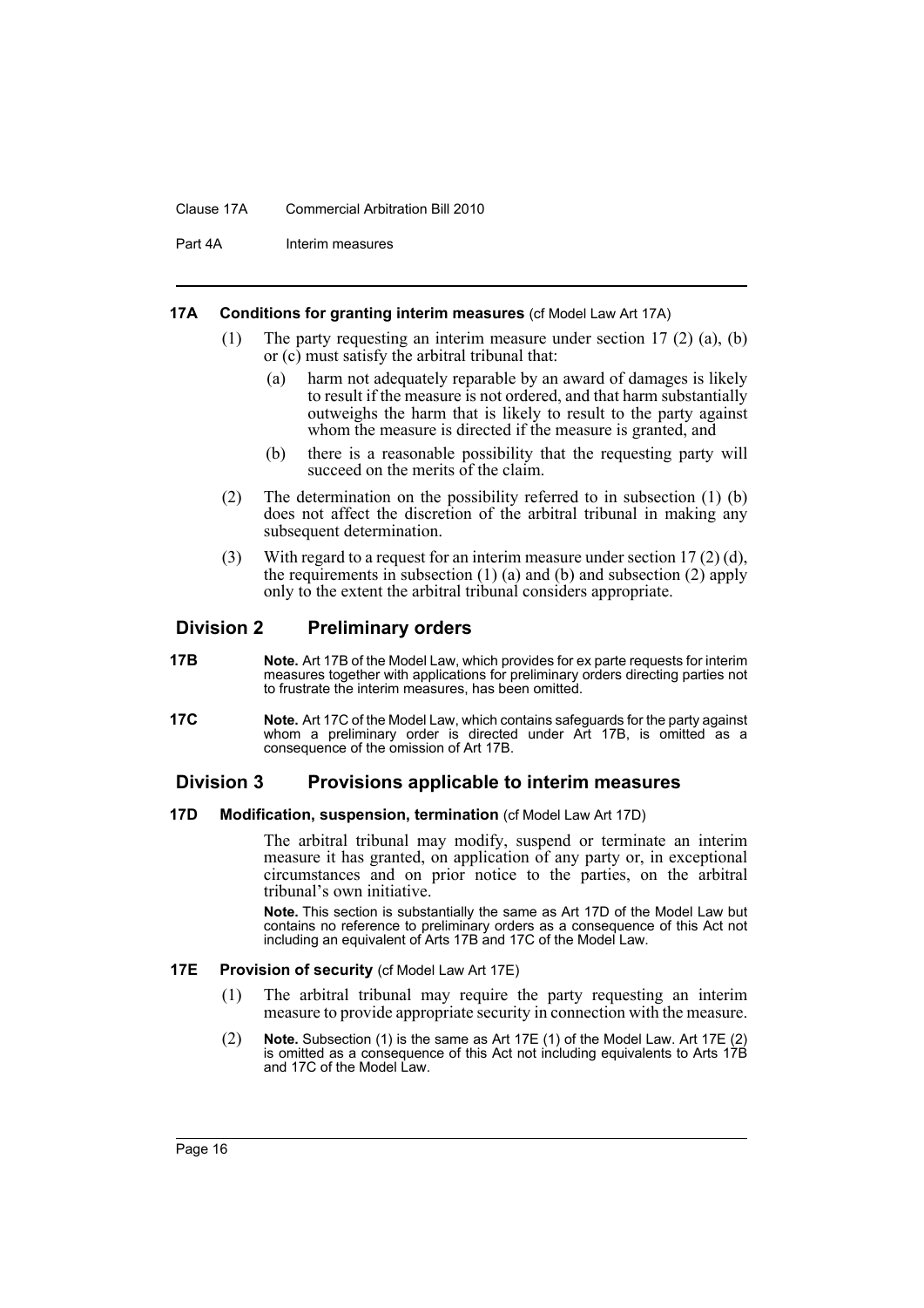**17A Conditions for granting interim measures** (cf Model Law Art 17A)

(1) The party requesting an interim measure under section 17 (2) (a), (b) or (c) must satisfy the arbitral tribunal that:

(a) harm not adequately reparable by an award of damages is likely to result if the measure is not ordered, and that harm substantially outweighs the harm that is likely to result to the party against whom the measure is directed if the measure is granted, and

(b) there is a reasonable possibility that the requesting party will succeed on the merits of the claim.

(2) The determination on the possibility referred to in subsection (1) (b) does not affect the discretion of the arbitral tribunal in making any subsequent determination.

(3) With regard to a request for an interim measure under section 17 (2) (d), the requirements in subsection (1) (a) and (b) and subsection (2) apply only to the extent the arbitral tribunal considers appropriate.

## Division 2 Preliminary orders

**17B** **Note.** Art 17B of the Model Law, which provides for ex parte requests for interim measures together with applications for preliminary orders directing parties not to frustrate the interim measures, has been omitted.

**17C** **Note.** Art 17C of the Model Law, which contains safeguards for the party against whom a preliminary order is directed under Art 17B, is omitted as a consequence of the omission of Art 17B.

## Division 3 Provisions applicable to interim measures

**17D Modification, suspension, termination** (cf Model Law Art 17D)

The arbitral tribunal may modify, suspend or terminate an interim measure it has granted, on application of any party or, in exceptional circumstances and on prior notice to the parties, on the arbitral tribunal's own initiative.

**Note.** This section is substantially the same as Art 17D of the Model Law but contains no reference to preliminary orders as a consequence of this Act not including an equivalent of Arts 17B and 17C of the Model Law.

**17E Provision of security** (cf Model Law Art 17E)

(1) The arbitral tribunal may require the party requesting an interim measure to provide appropriate security in connection with the measure.

(2) **Note.** Subsection (1) is the same as Art 17E (1) of the Model Law. Art 17E (2) is omitted as a consequence of this Act not including equivalents to Arts 17B and 17C of the Model Law.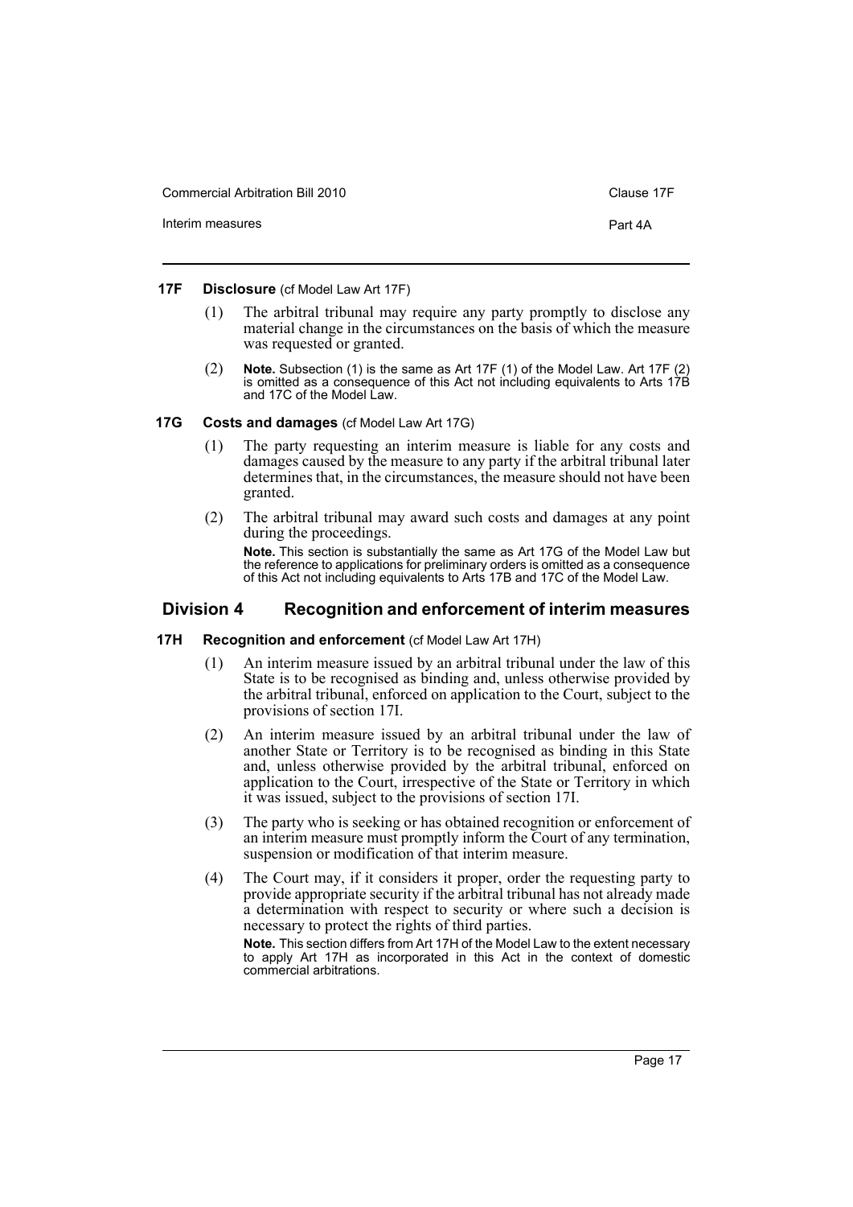**17F Disclosure** (cf Model Law Art 17F)

(1) The arbitral tribunal may require any party promptly to disclose any material change in the circumstances on the basis of which the measure was requested or granted.

(2) **Note.** Subsection (1) is the same as Art 17F (1) of the Model Law. Art 17F (2) is omitted as a consequence of this Act not including equivalents to Arts 17B and 17C of the Model Law.

**17G Costs and damages** (cf Model Law Art 17G)

(1) The party requesting an interim measure is liable for any costs and damages caused by the measure to any party if the arbitral tribunal later determines that, in the circumstances, the measure should not have been granted.

(2) The arbitral tribunal may award such costs and damages at any point during the proceedings.

**Note.** This section is substantially the same as Art 17G of the Model Law but the reference to applications for preliminary orders is omitted as a consequence of this Act not including equivalents to Arts 17B and 17C of the Model Law.

## Division 4 Recognition and enforcement of interim measures

**17H Recognition and enforcement** (cf Model Law Art 17H)

(1) An interim measure issued by an arbitral tribunal under the law of this State is to be recognised as binding and, unless otherwise provided by the arbitral tribunal, enforced on application to the Court, subject to the provisions of section 17I.

(2) An interim measure issued by an arbitral tribunal under the law of another State or Territory is to be recognised as binding in this State and, unless otherwise provided by the arbitral tribunal, enforced on application to the Court, irrespective of the State or Territory in which it was issued, subject to the provisions of section 17I.

(3) The party who is seeking or has obtained recognition or enforcement of an interim measure must promptly inform the Court of any termination, suspension or modification of that interim measure.

(4) The Court may, if it considers it proper, order the requesting party to provide appropriate security if the arbitral tribunal has not already made a determination with respect to security or where such a decision is necessary to protect the rights of third parties.

**Note.** This section differs from Art 17H of the Model Law to the extent necessary to apply Art 17H as incorporated in this Act in the context of domestic commercial arbitrations.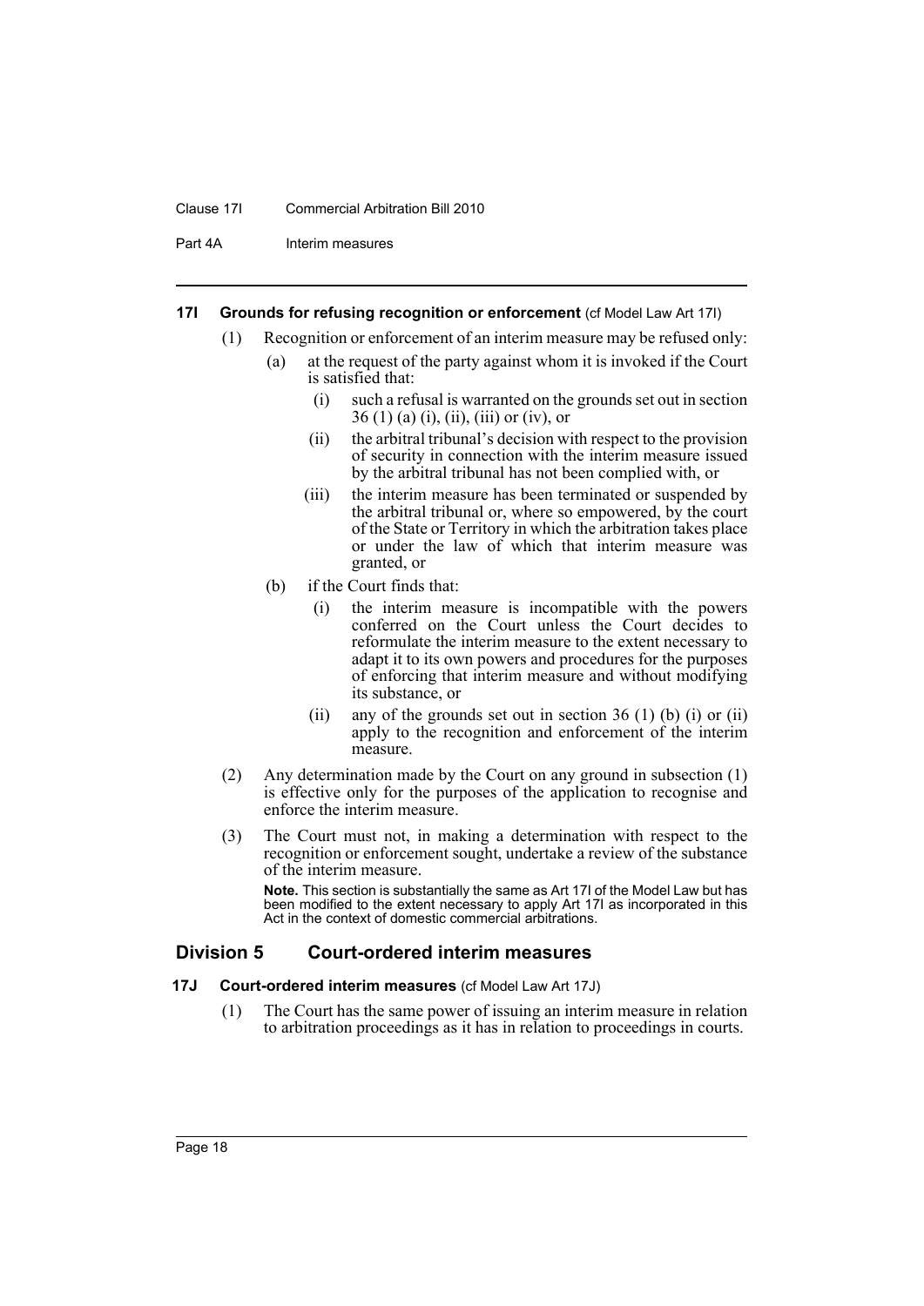#### 17I Grounds for refusing recognition or enforcement (cf Model Law Art 17I)

(1) Recognition or enforcement of an interim measure may be refused only:

(a) at the request of the party against whom it is invoked if the Court is satisfied that:

(i) such a refusal is warranted on the grounds set out in section 36 (1) (a) (i), (ii), (iii) or (iv), or

(ii) the arbitral tribunal's decision with respect to the provision of security in connection with the interim measure issued by the arbitral tribunal has not been complied with, or

(iii) the interim measure has been terminated or suspended by the arbitral tribunal or, where so empowered, by the court of the State or Territory in which the arbitration takes place or under the law of which that interim measure was granted, or

(b) if the Court finds that:

(i) the interim measure is incompatible with the powers conferred on the Court unless the Court decides to reformulate the interim measure to the extent necessary to adapt it to its own powers and procedures for the purposes of enforcing that interim measure and without modifying its substance, or

(ii) any of the grounds set out in section 36 (1) (b) (i) or (ii) apply to the recognition and enforcement of the interim measure.

(2) Any determination made by the Court on any ground in subsection (1) is effective only for the purposes of the application to recognise and enforce the interim measure.

(3) The Court must not, in making a determination with respect to the recognition or enforcement sought, undertake a review of the substance of the interim measure.

**Note.** This section is substantially the same as Art 17I of the Model Law but has been modified to the extent necessary to apply Art 17I as incorporated in this Act in the context of domestic commercial arbitrations.

## Division 5 Court-ordered interim measures

#### 17J Court-ordered interim measures (cf Model Law Art 17J)

(1) The Court has the same power of issuing an interim measure in relation to arbitration proceedings as it has in relation to proceedings in courts.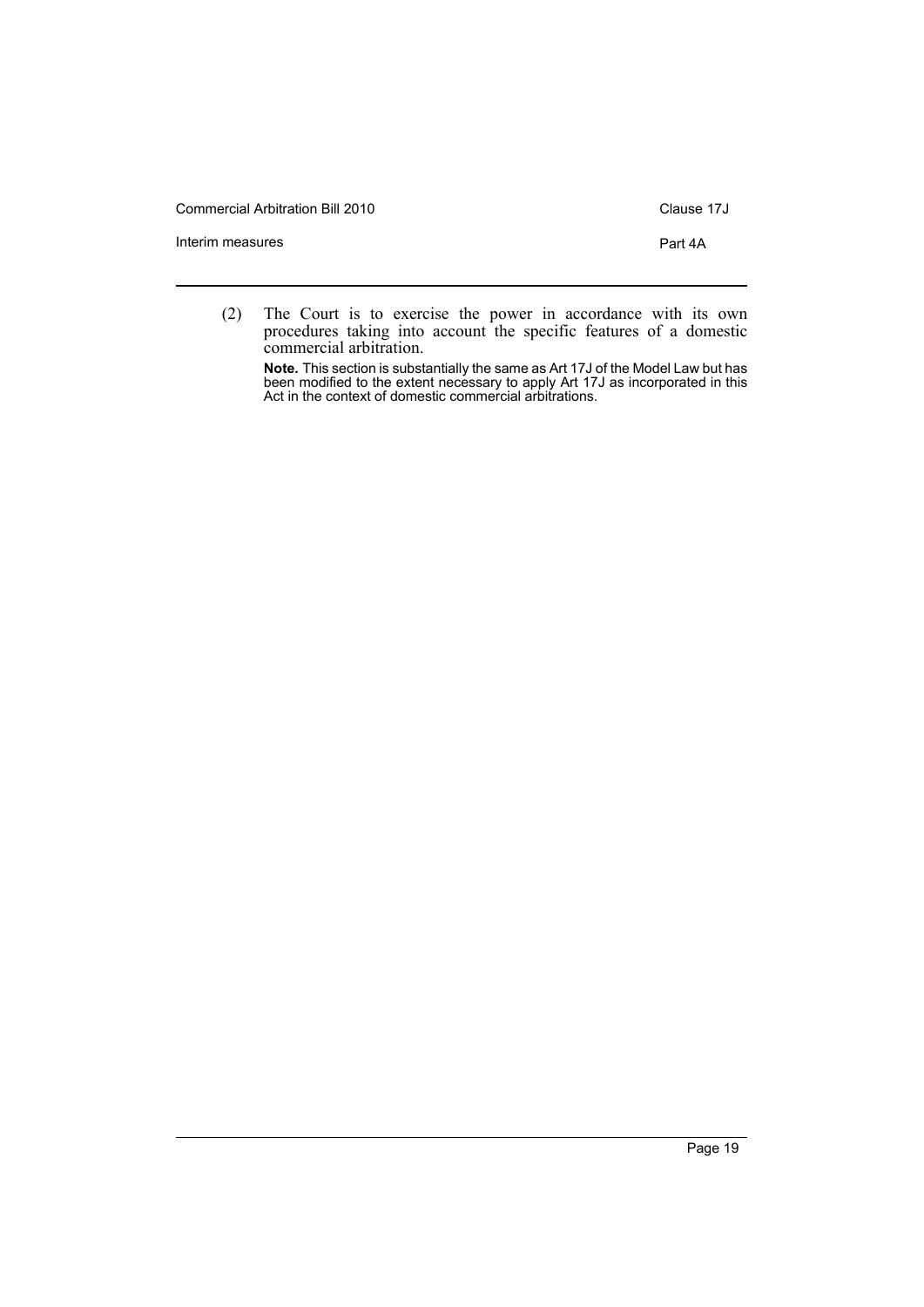(2) The Court is to exercise the power in accordance with its own procedures taking into account the specific features of a domestic commercial arbitration.

**Note.** This section is substantially the same as Art 17J of the Model Law but has been modified to the extent necessary to apply Art 17J as incorporated in this Act in the context of domestic commercial arbitrations.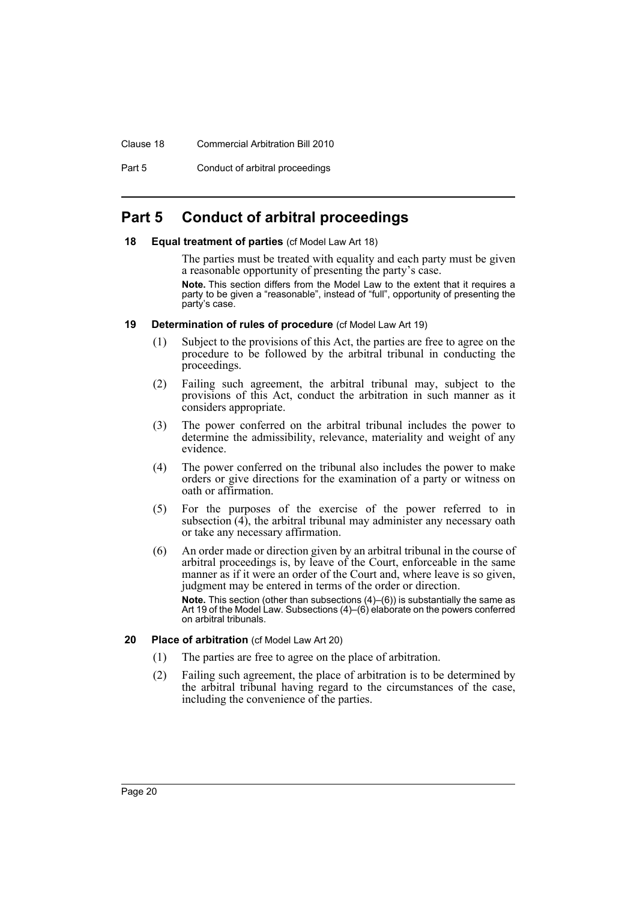# Part 5 Conduct of arbitral proceedings

### 18 Equal treatment of parties (cf Model Law Art 18)

The parties must be treated with equality and each party must be given a reasonable opportunity of presenting the party's case.

**Note.** This section differs from the Model Law to the extent that it requires a party to be given a "reasonable", instead of "full", opportunity of presenting the party's case.

### 19 Determination of rules of procedure (cf Model Law Art 19)

(1) Subject to the provisions of this Act, the parties are free to agree on the procedure to be followed by the arbitral tribunal in conducting the proceedings.

(2) Failing such agreement, the arbitral tribunal may, subject to the provisions of this Act, conduct the arbitration in such manner as it considers appropriate.

(3) The power conferred on the arbitral tribunal includes the power to determine the admissibility, relevance, materiality and weight of any evidence.

(4) The power conferred on the tribunal also includes the power to make orders or give directions for the examination of a party or witness on oath or affirmation.

(5) For the purposes of the exercise of the power referred to in subsection (4), the arbitral tribunal may administer any necessary oath or take any necessary affirmation.

(6) An order made or direction given by an arbitral tribunal in the course of arbitral proceedings is, by leave of the Court, enforceable in the same manner as if it were an order of the Court and, where leave is so given, judgment may be entered in terms of the order or direction.

**Note.** This section (other than subsections (4)–(6)) is substantially the same as Art 19 of the Model Law. Subsections (4)–(6) elaborate on the powers conferred on arbitral tribunals.

### 20 Place of arbitration (cf Model Law Art 20)

(1) The parties are free to agree on the place of arbitration.

(2) Failing such agreement, the place of arbitration is to be determined by the arbitral tribunal having regard to the circumstances of the case, including the convenience of the parties.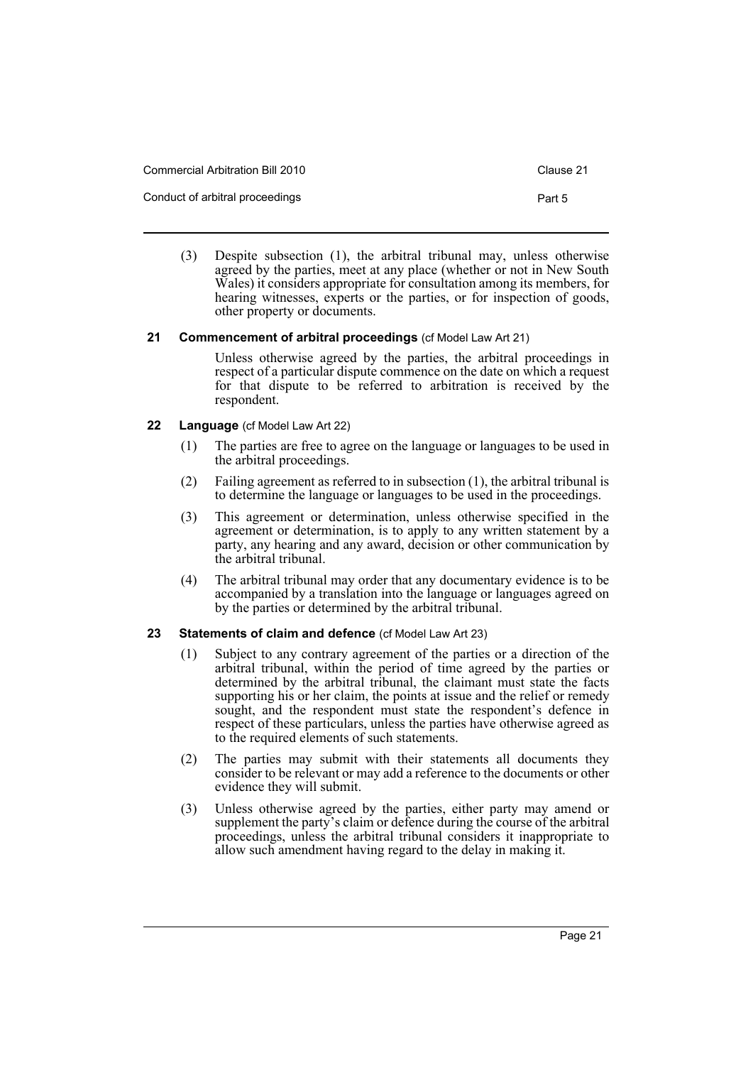(3) Despite subsection (1), the arbitral tribunal may, unless otherwise agreed by the parties, meet at any place (whether or not in New South Wales) it considers appropriate for consultation among its members, for hearing witnesses, experts or the parties, or for inspection of goods, other property or documents.

### 21 Commencement of arbitral proceedings (cf Model Law Art 21)

Unless otherwise agreed by the parties, the arbitral proceedings in respect of a particular dispute commence on the date on which a request for that dispute to be referred to arbitration is received by the respondent.

### 22 Language (cf Model Law Art 22)

(1) The parties are free to agree on the language or languages to be used in the arbitral proceedings.

(2) Failing agreement as referred to in subsection (1), the arbitral tribunal is to determine the language or languages to be used in the proceedings.

(3) This agreement or determination, unless otherwise specified in the agreement or determination, is to apply to any written statement by a party, any hearing and any award, decision or other communication by the arbitral tribunal.

(4) The arbitral tribunal may order that any documentary evidence is to be accompanied by a translation into the language or languages agreed on by the parties or determined by the arbitral tribunal.

### 23 Statements of claim and defence (cf Model Law Art 23)

(1) Subject to any contrary agreement of the parties or a direction of the arbitral tribunal, within the period of time agreed by the parties or determined by the arbitral tribunal, the claimant must state the facts supporting his or her claim, the points at issue and the relief or remedy sought, and the respondent must state the respondent's defence in respect of these particulars, unless the parties have otherwise agreed as to the required elements of such statements.

(2) The parties may submit with their statements all documents they consider to be relevant or may add a reference to the documents or other evidence they will submit.

(3) Unless otherwise agreed by the parties, either party may amend or supplement the party's claim or defence during the course of the arbitral proceedings, unless the arbitral tribunal considers it inappropriate to allow such amendment having regard to the delay in making it.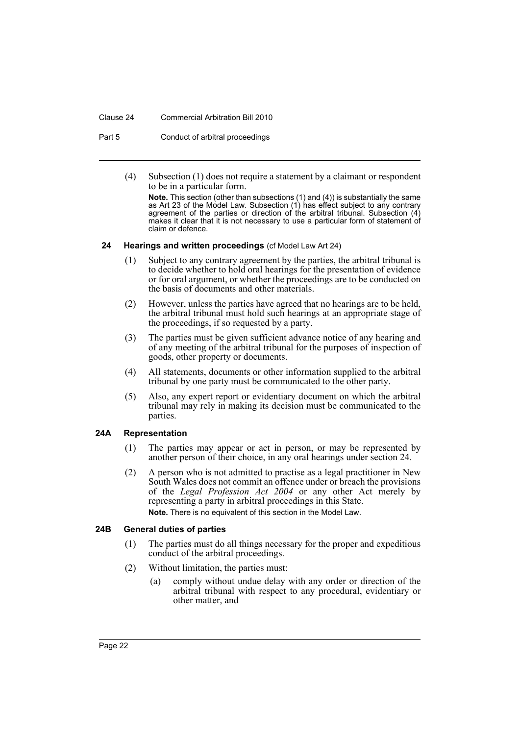(4) Subsection (1) does not require a statement by a claimant or respondent to be in a particular form.

**Note.** This section (other than subsections (1) and (4)) is substantially the same as Art 23 of the Model Law. Subsection (1) has effect subject to any contrary agreement of the parties or direction of the arbitral tribunal. Subsection (4) makes it clear that it is not necessary to use a particular form of statement of claim or defence.

### 24 Hearings and written proceedings (cf Model Law Art 24)

(1) Subject to any contrary agreement by the parties, the arbitral tribunal is to decide whether to hold oral hearings for the presentation of evidence or for oral argument, or whether the proceedings are to be conducted on the basis of documents and other materials.

(2) However, unless the parties have agreed that no hearings are to be held, the arbitral tribunal must hold such hearings at an appropriate stage of the proceedings, if so requested by a party.

(3) The parties must be given sufficient advance notice of any hearing and of any meeting of the arbitral tribunal for the purposes of inspection of goods, other property or documents.

(4) All statements, documents or other information supplied to the arbitral tribunal by one party must be communicated to the other party.

(5) Also, any expert report or evidentiary document on which the arbitral tribunal may rely in making its decision must be communicated to the parties.

### 24A Representation

(1) The parties may appear or act in person, or may be represented by another person of their choice, in any oral hearings under section 24.

(2) A person who is not admitted to practise as a legal practitioner in New South Wales does not commit an offence under or breach the provisions of the *Legal Profession Act 2004* or any other Act merely by representing a party in arbitral proceedings in this State.

**Note.** There is no equivalent of this section in the Model Law.

### 24B General duties of parties

(1) The parties must do all things necessary for the proper and expeditious conduct of the arbitral proceedings.

(2) Without limitation, the parties must:

(a) comply without undue delay with any order or direction of the arbitral tribunal with respect to any procedural, evidentiary or other matter, and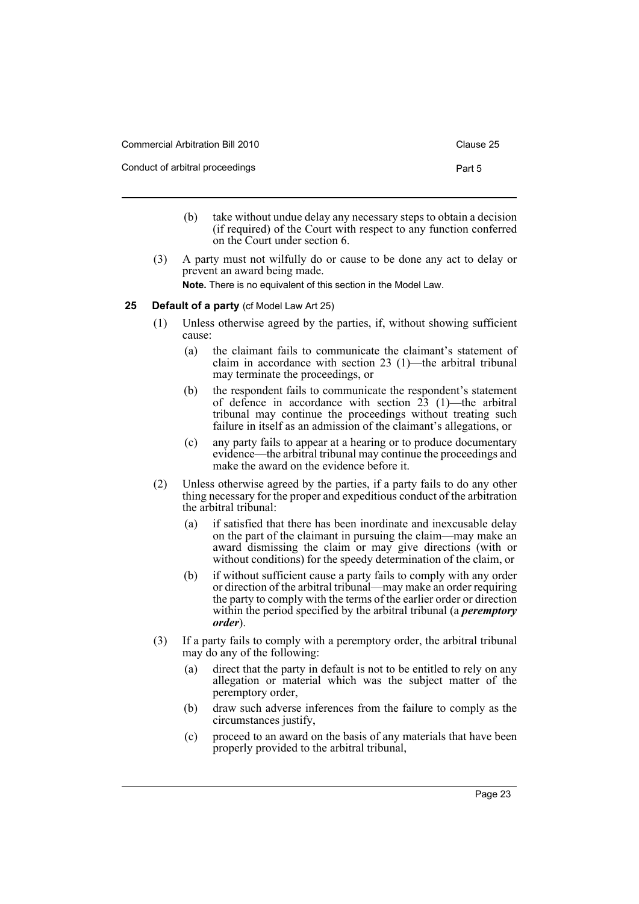(b) take without undue delay any necessary steps to obtain a decision (if required) of the Court with respect to any function conferred on the Court under section 6.

(3) A party must not wilfully do or cause to be done any act to delay or prevent an award being made.

**Note.** There is no equivalent of this section in the Model Law.

### 25 Default of a party (cf Model Law Art 25)

(1) Unless otherwise agreed by the parties, if, without showing sufficient cause:

- (a) the claimant fails to communicate the claimant's statement of claim in accordance with section 23 (1)—the arbitral tribunal may terminate the proceedings, or
- (b) the respondent fails to communicate the respondent's statement of defence in accordance with section 23 (1)—the arbitral tribunal may continue the proceedings without treating such failure in itself as an admission of the claimant's allegations, or
- (c) any party fails to appear at a hearing or to produce documentary evidence—the arbitral tribunal may continue the proceedings and make the award on the evidence before it.

(2) Unless otherwise agreed by the parties, if a party fails to do any other thing necessary for the proper and expeditious conduct of the arbitration the arbitral tribunal:

- (a) if satisfied that there has been inordinate and inexcusable delay on the part of the claimant in pursuing the claim—may make an award dismissing the claim or may give directions (with or without conditions) for the speedy determination of the claim, or
- (b) if without sufficient cause a party fails to comply with any order or direction of the arbitral tribunal—may make an order requiring the party to comply with the terms of the earlier order or direction within the period specified by the arbitral tribunal (a ***peremptory order***).

(3) If a party fails to comply with a peremptory order, the arbitral tribunal may do any of the following:

- (a) direct that the party in default is not to be entitled to rely on any allegation or material which was the subject matter of the peremptory order,
- (b) draw such adverse inferences from the failure to comply as the circumstances justify,
- (c) proceed to an award on the basis of any materials that have been properly provided to the arbitral tribunal,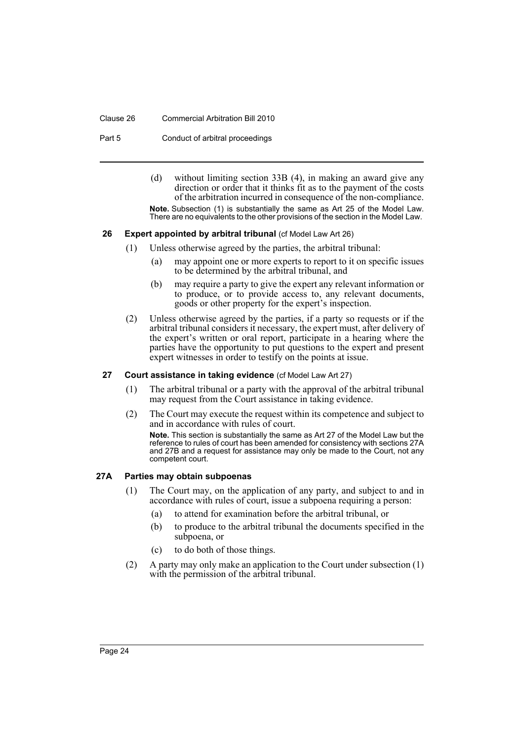(d) without limiting section 33B (4), in making an award give any direction or order that it thinks fit as to the payment of the costs of the arbitration incurred in consequence of the non-compliance.

**Note.** Subsection (1) is substantially the same as Art 25 of the Model Law. There are no equivalents to the other provisions of the section in the Model Law.

### 26 Expert appointed by arbitral tribunal (cf Model Law Art 26)

(1) Unless otherwise agreed by the parties, the arbitral tribunal:

(a) may appoint one or more experts to report to it on specific issues to be determined by the arbitral tribunal, and

(b) may require a party to give the expert any relevant information or to produce, or to provide access to, any relevant documents, goods or other property for the expert's inspection.

(2) Unless otherwise agreed by the parties, if a party so requests or if the arbitral tribunal considers it necessary, the expert must, after delivery of the expert's written or oral report, participate in a hearing where the parties have the opportunity to put questions to the expert and present expert witnesses in order to testify on the points at issue.

### 27 Court assistance in taking evidence (cf Model Law Art 27)

(1) The arbitral tribunal or a party with the approval of the arbitral tribunal may request from the Court assistance in taking evidence.

(2) The Court may execute the request within its competence and subject to and in accordance with rules of court.

**Note.** This section is substantially the same as Art 27 of the Model Law but the reference to rules of court has been amended for consistency with sections 27A and 27B and a request for assistance may only be made to the Court, not any competent court.

### 27A Parties may obtain subpoenas

(1) The Court may, on the application of any party, and subject to and in accordance with rules of court, issue a subpoena requiring a person:

(a) to attend for examination before the arbitral tribunal, or

(b) to produce to the arbitral tribunal the documents specified in the subpoena, or

(c) to do both of those things.

(2) A party may only make an application to the Court under subsection (1) with the permission of the arbitral tribunal.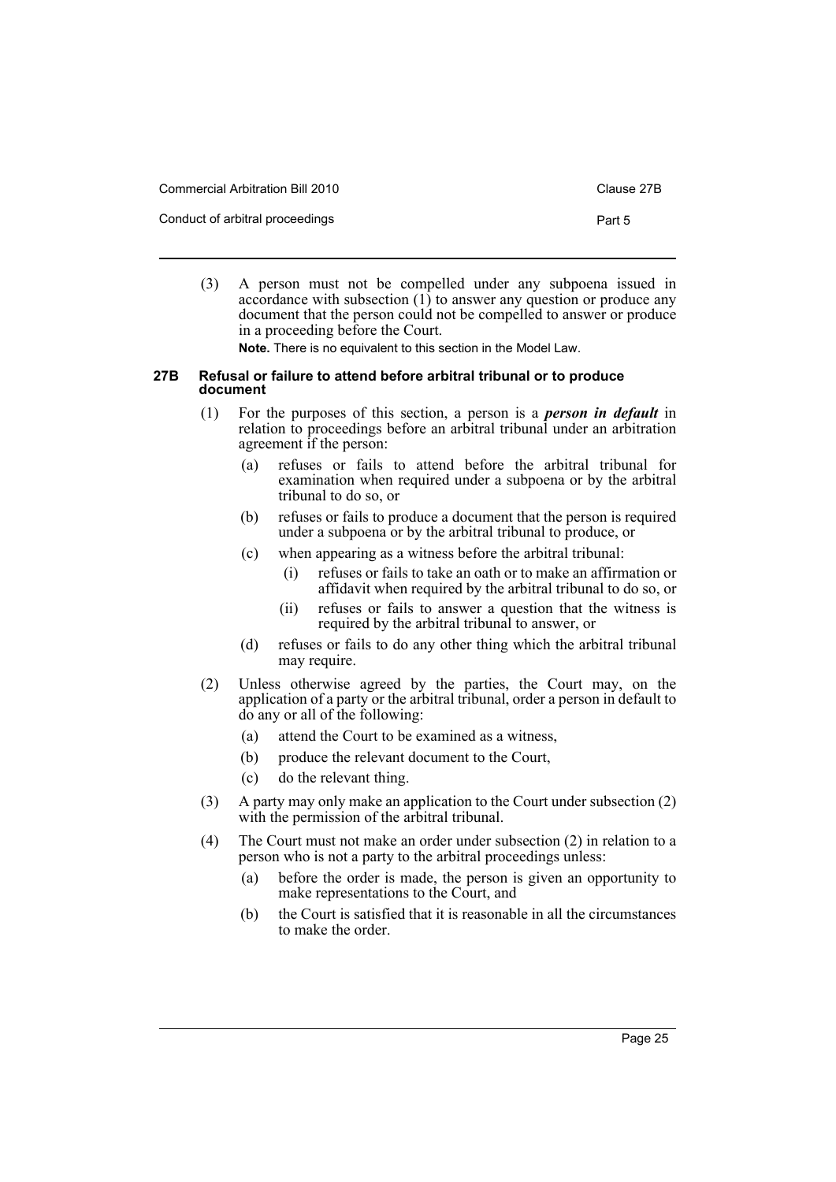(3) A person must not be compelled under any subpoena issued in accordance with subsection (1) to answer any question or produce any document that the person could not be compelled to answer or produce in a proceeding before the Court.

**Note.** There is no equivalent to this section in the Model Law.

### 27B Refusal or failure to attend before arbitral tribunal or to produce document

(1) For the purposes of this section, a person is a ***person in default*** in relation to proceedings before an arbitral tribunal under an arbitration agreement if the person:

- (a) refuses or fails to attend before the arbitral tribunal for examination when required under a subpoena or by the arbitral tribunal to do so, or
- (b) refuses or fails to produce a document that the person is required under a subpoena or by the arbitral tribunal to produce, or
- (c) when appearing as a witness before the arbitral tribunal:
  - (i) refuses or fails to take an oath or to make an affirmation or affidavit when required by the arbitral tribunal to do so, or
  - (ii) refuses or fails to answer a question that the witness is required by the arbitral tribunal to answer, or
- (d) refuses or fails to do any other thing which the arbitral tribunal may require.

(2) Unless otherwise agreed by the parties, the Court may, on the application of a party or the arbitral tribunal, order a person in default to do any or all of the following:

- (a) attend the Court to be examined as a witness,
- (b) produce the relevant document to the Court,
- (c) do the relevant thing.

(3) A party may only make an application to the Court under subsection (2) with the permission of the arbitral tribunal.

(4) The Court must not make an order under subsection (2) in relation to a person who is not a party to the arbitral proceedings unless:

- (a) before the order is made, the person is given an opportunity to make representations to the Court, and
- (b) the Court is satisfied that it is reasonable in all the circumstances to make the order.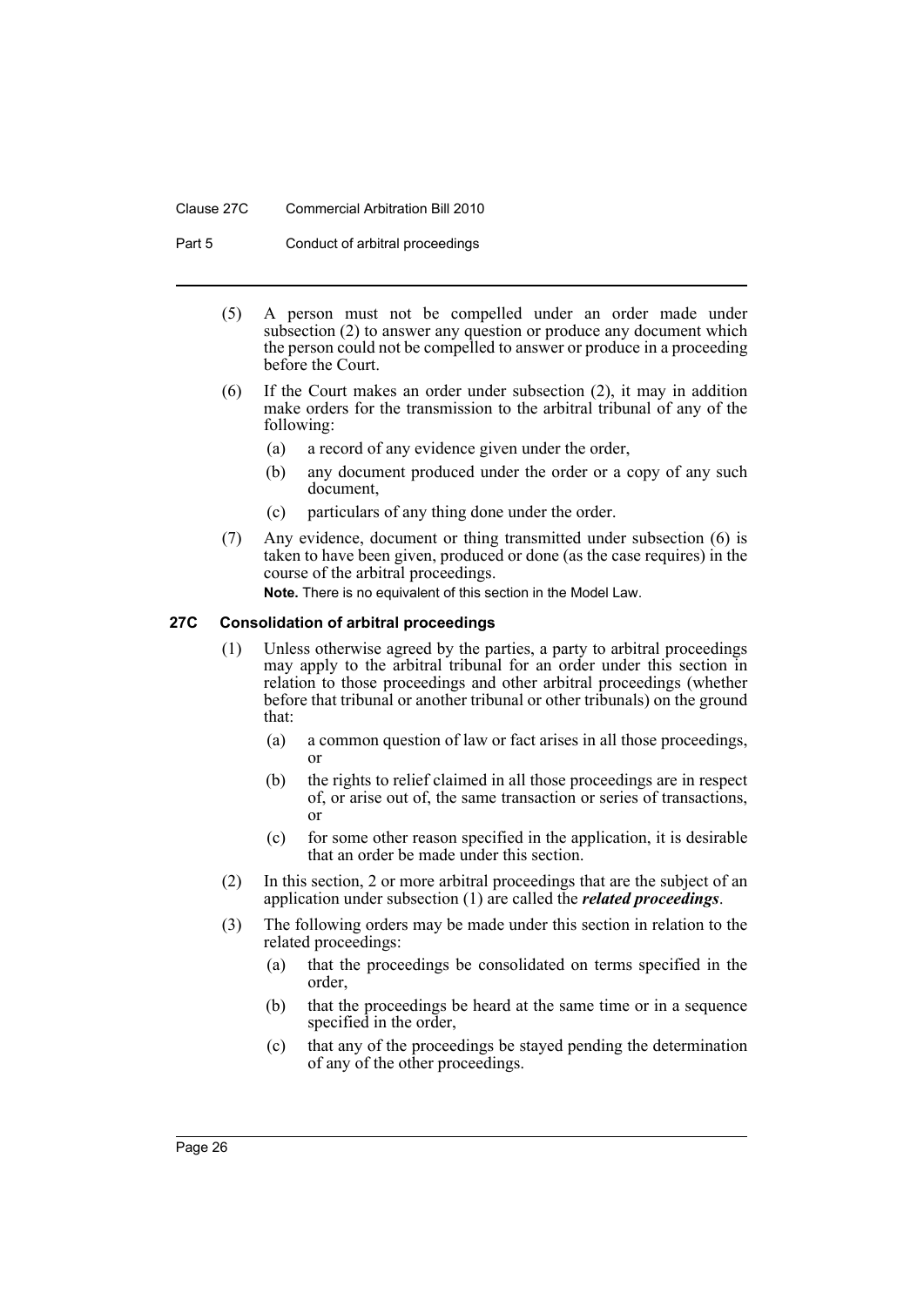(5) A person must not be compelled under an order made under subsection (2) to answer any question or produce any document which the person could not be compelled to answer or produce in a proceeding before the Court.

(6) If the Court makes an order under subsection (2), it may in addition make orders for the transmission to the arbitral tribunal of any of the following:

  (a) a record of any evidence given under the order,

  (b) any document produced under the order or a copy of any such document,

  (c) particulars of any thing done under the order.

(7) Any evidence, document or thing transmitted under subsection (6) is taken to have been given, produced or done (as the case requires) in the course of the arbitral proceedings.

**Note.** There is no equivalent of this section in the Model Law.

### 27C Consolidation of arbitral proceedings

(1) Unless otherwise agreed by the parties, a party to arbitral proceedings may apply to the arbitral tribunal for an order under this section in relation to those proceedings and other arbitral proceedings (whether before that tribunal or another tribunal or other tribunals) on the ground that:

  (a) a common question of law or fact arises in all those proceedings, or

  (b) the rights to relief claimed in all those proceedings are in respect of, or arise out of, the same transaction or series of transactions, or

  (c) for some other reason specified in the application, it is desirable that an order be made under this section.

(2) In this section, 2 or more arbitral proceedings that are the subject of an application under subsection (1) are called the ***related proceedings***.

(3) The following orders may be made under this section in relation to the related proceedings:

  (a) that the proceedings be consolidated on terms specified in the order,

  (b) that the proceedings be heard at the same time or in a sequence specified in the order,

  (c) that any of the proceedings be stayed pending the determination of any of the other proceedings.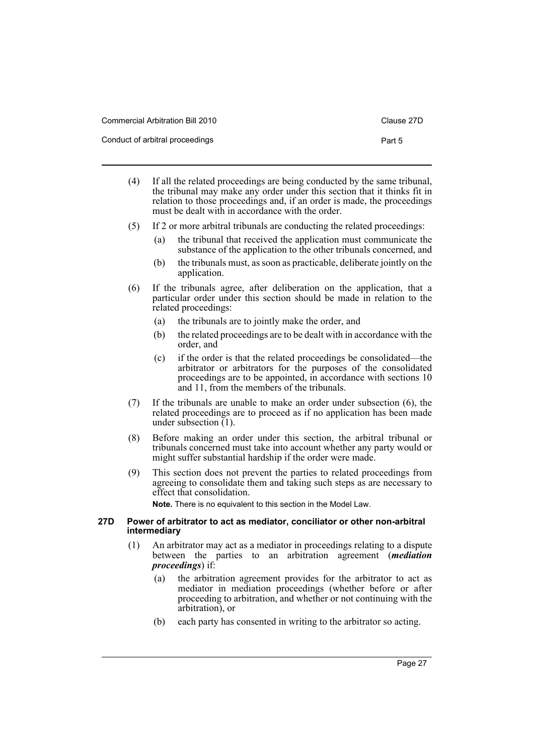(4) If all the related proceedings are being conducted by the same tribunal, the tribunal may make any order under this section that it thinks fit in relation to those proceedings and, if an order is made, the proceedings must be dealt with in accordance with the order.

(5) If 2 or more arbitral tribunals are conducting the related proceedings:

- (a) the tribunal that received the application must communicate the substance of the application to the other tribunals concerned, and
- (b) the tribunals must, as soon as practicable, deliberate jointly on the application.

(6) If the tribunals agree, after deliberation on the application, that a particular order under this section should be made in relation to the related proceedings:

- (a) the tribunals are to jointly make the order, and
- (b) the related proceedings are to be dealt with in accordance with the order, and
- (c) if the order is that the related proceedings be consolidated—the arbitrator or arbitrators for the purposes of the consolidated proceedings are to be appointed, in accordance with sections 10 and 11, from the members of the tribunals.

(7) If the tribunals are unable to make an order under subsection (6), the related proceedings are to proceed as if no application has been made under subsection (1).

(8) Before making an order under this section, the arbitral tribunal or tribunals concerned must take into account whether any party would or might suffer substantial hardship if the order were made.

(9) This section does not prevent the parties to related proceedings from agreeing to consolidate them and taking such steps as are necessary to effect that consolidation.

**Note.** There is no equivalent to this section in the Model Law.

### 27D Power of arbitrator to act as mediator, conciliator or other non-arbitral intermediary

(1) An arbitrator may act as a mediator in proceedings relating to a dispute between the parties to an arbitration agreement (***mediation proceedings***) if:

- (a) the arbitration agreement provides for the arbitrator to act as mediator in mediation proceedings (whether before or after proceeding to arbitration, and whether or not continuing with the arbitration), or
- (b) each party has consented in writing to the arbitrator so acting.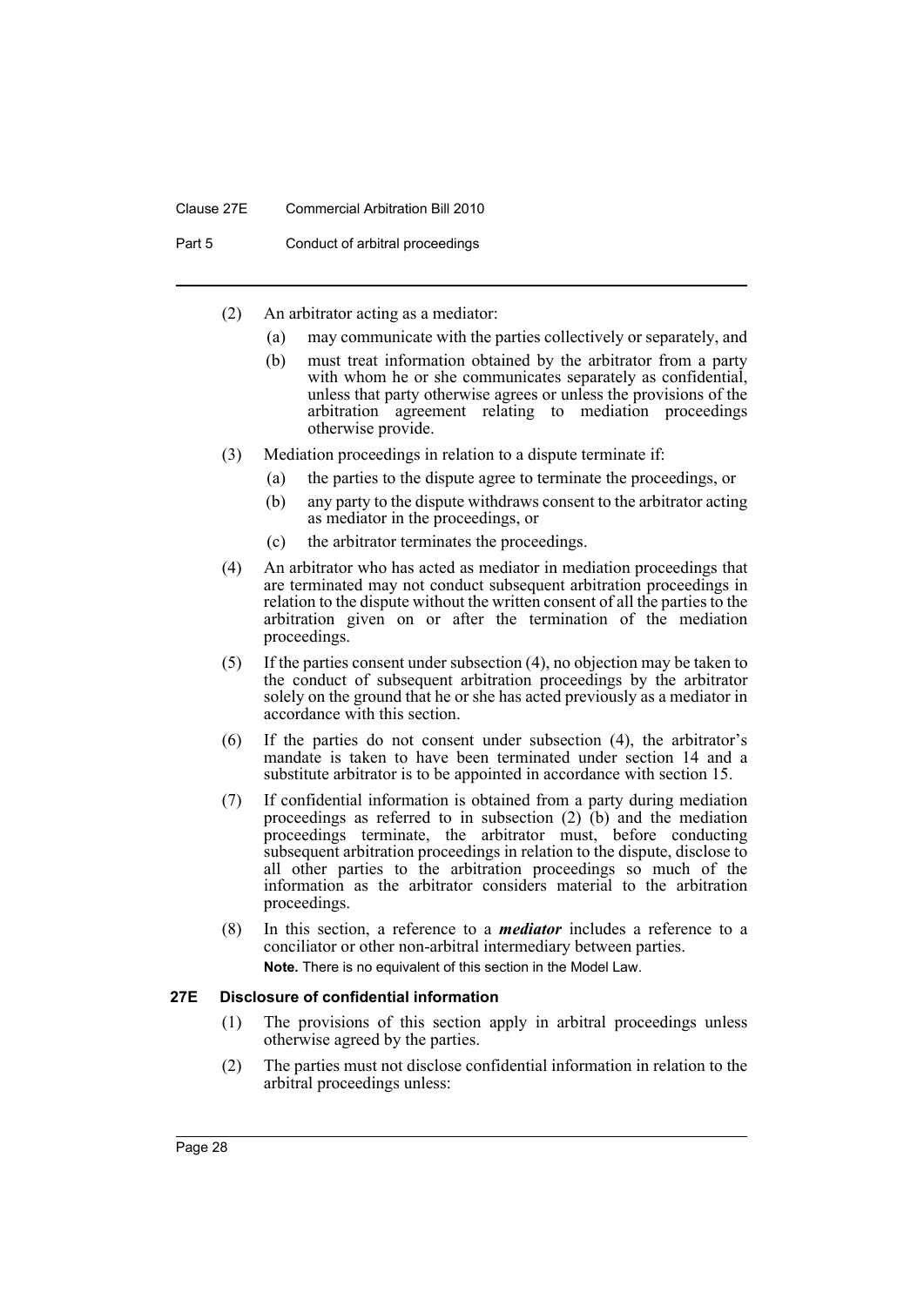(2) An arbitrator acting as a mediator:

- (a) may communicate with the parties collectively or separately, and
- (b) must treat information obtained by the arbitrator from a party with whom he or she communicates separately as confidential, unless that party otherwise agrees or unless the provisions of the arbitration agreement relating to mediation proceedings otherwise provide.

(3) Mediation proceedings in relation to a dispute terminate if:

- (a) the parties to the dispute agree to terminate the proceedings, or
- (b) any party to the dispute withdraws consent to the arbitrator acting as mediator in the proceedings, or
- (c) the arbitrator terminates the proceedings.

(4) An arbitrator who has acted as mediator in mediation proceedings that are terminated may not conduct subsequent arbitration proceedings in relation to the dispute without the written consent of all the parties to the arbitration given on or after the termination of the mediation proceedings.

(5) If the parties consent under subsection (4), no objection may be taken to the conduct of subsequent arbitration proceedings by the arbitrator solely on the ground that he or she has acted previously as a mediator in accordance with this section.

(6) If the parties do not consent under subsection (4), the arbitrator's mandate is taken to have been terminated under section 14 and a substitute arbitrator is to be appointed in accordance with section 15.

(7) If confidential information is obtained from a party during mediation proceedings as referred to in subsection (2) (b) and the mediation proceedings terminate, the arbitrator must, before conducting subsequent arbitration proceedings in relation to the dispute, disclose to all other parties to the arbitration proceedings so much of the information as the arbitrator considers material to the arbitration proceedings.

(8) In this section, a reference to a ***mediator*** includes a reference to a conciliator or other non-arbitral intermediary between parties.

**Note.** There is no equivalent of this section in the Model Law.

### 27E Disclosure of confidential information

(1) The provisions of this section apply in arbitral proceedings unless otherwise agreed by the parties.

(2) The parties must not disclose confidential information in relation to the arbitral proceedings unless: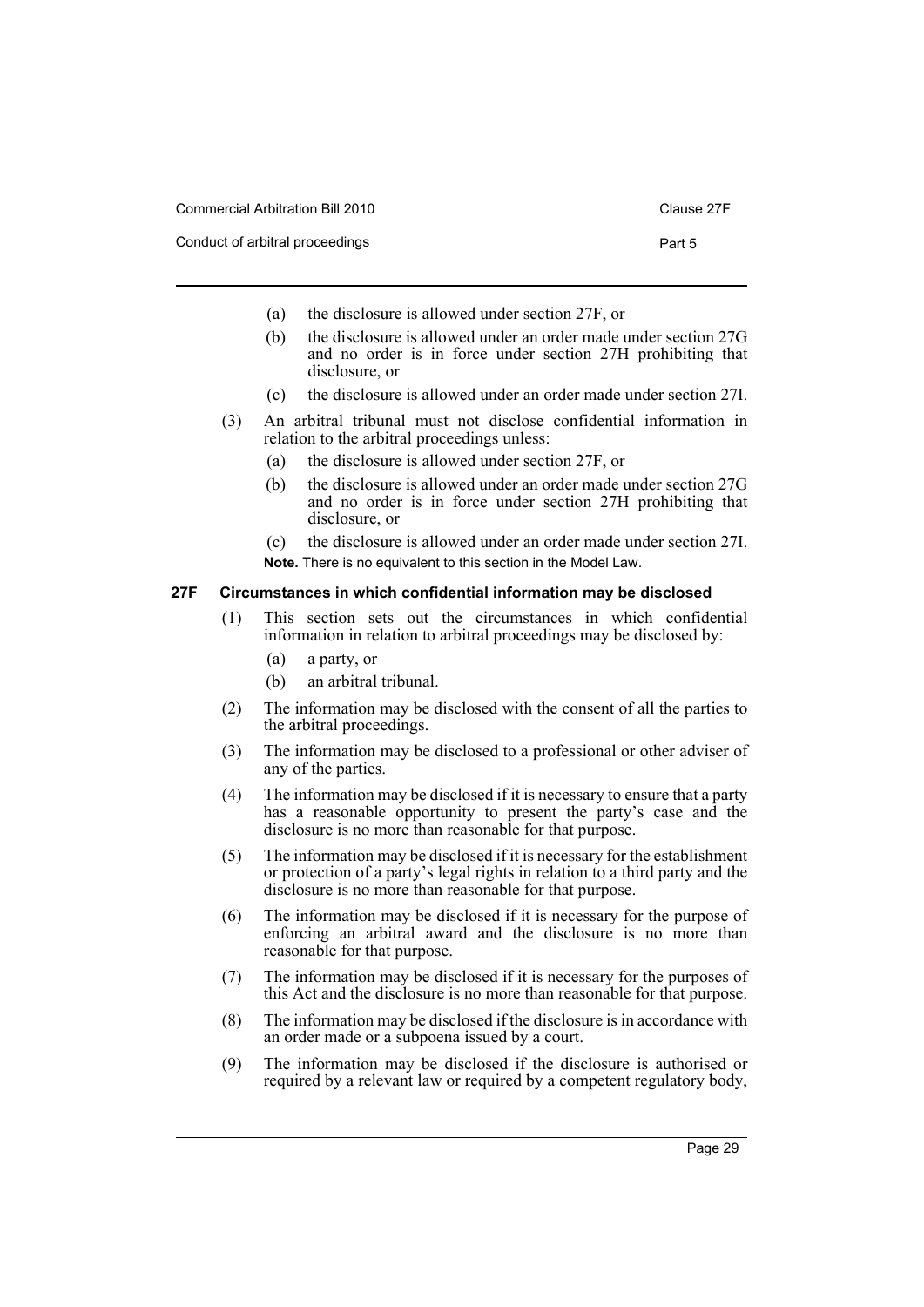(a) the disclosure is allowed under section 27F, or

(b) the disclosure is allowed under an order made under section 27G and no order is in force under section 27H prohibiting that disclosure, or

(c) the disclosure is allowed under an order made under section 27I.

(3) An arbitral tribunal must not disclose confidential information in relation to the arbitral proceedings unless:

(a) the disclosure is allowed under section 27F, or

(b) the disclosure is allowed under an order made under section 27G and no order is in force under section 27H prohibiting that disclosure, or

(c) the disclosure is allowed under an order made under section 27I.

**Note.** There is no equivalent to this section in the Model Law.

### 27F Circumstances in which confidential information may be disclosed

(1) This section sets out the circumstances in which confidential information in relation to arbitral proceedings may be disclosed by:

(a) a party, or

(b) an arbitral tribunal.

(2) The information may be disclosed with the consent of all the parties to the arbitral proceedings.

(3) The information may be disclosed to a professional or other adviser of any of the parties.

(4) The information may be disclosed if it is necessary to ensure that a party has a reasonable opportunity to present the party's case and the disclosure is no more than reasonable for that purpose.

(5) The information may be disclosed if it is necessary for the establishment or protection of a party's legal rights in relation to a third party and the disclosure is no more than reasonable for that purpose.

(6) The information may be disclosed if it is necessary for the purpose of enforcing an arbitral award and the disclosure is no more than reasonable for that purpose.

(7) The information may be disclosed if it is necessary for the purposes of this Act and the disclosure is no more than reasonable for that purpose.

(8) The information may be disclosed if the disclosure is in accordance with an order made or a subpoena issued by a court.

(9) The information may be disclosed if the disclosure is authorised or required by a relevant law or required by a competent regulatory body,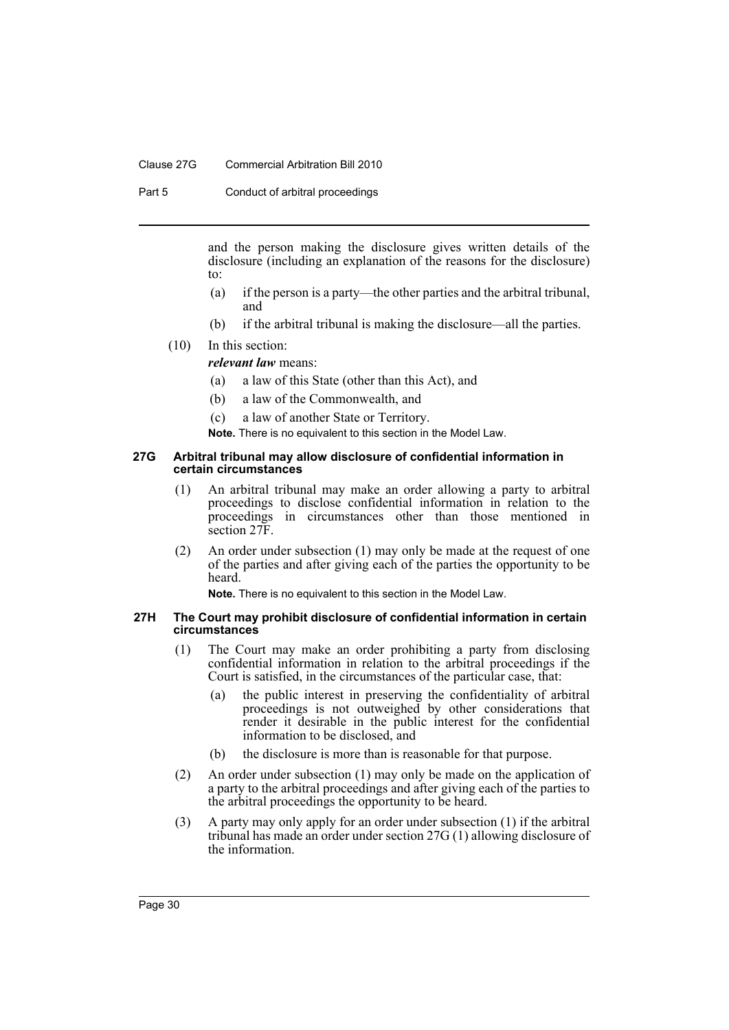and the person making the disclosure gives written details of the disclosure (including an explanation of the reasons for the disclosure) to:

(a) if the person is a party—the other parties and the arbitral tribunal, and

(b) if the arbitral tribunal is making the disclosure—all the parties.

(10) In this section:

***relevant law*** means:

(a) a law of this State (other than this Act), and

(b) a law of the Commonwealth, and

(c) a law of another State or Territory.

**Note.** There is no equivalent to this section in the Model Law.

#### 27G Arbitral tribunal may allow disclosure of confidential information in certain circumstances

(1) An arbitral tribunal may make an order allowing a party to arbitral proceedings to disclose confidential information in relation to the proceedings in circumstances other than those mentioned in section 27F.

(2) An order under subsection (1) may only be made at the request of one of the parties and after giving each of the parties the opportunity to be heard.

**Note.** There is no equivalent to this section in the Model Law.

#### 27H The Court may prohibit disclosure of confidential information in certain circumstances

(1) The Court may make an order prohibiting a party from disclosing confidential information in relation to the arbitral proceedings if the Court is satisfied, in the circumstances of the particular case, that:

(a) the public interest in preserving the confidentiality of arbitral proceedings is not outweighed by other considerations that render it desirable in the public interest for the confidential information to be disclosed, and

(b) the disclosure is more than is reasonable for that purpose.

(2) An order under subsection (1) may only be made on the application of a party to the arbitral proceedings and after giving each of the parties to the arbitral proceedings the opportunity to be heard.

(3) A party may only apply for an order under subsection (1) if the arbitral tribunal has made an order under section 27G (1) allowing disclosure of the information.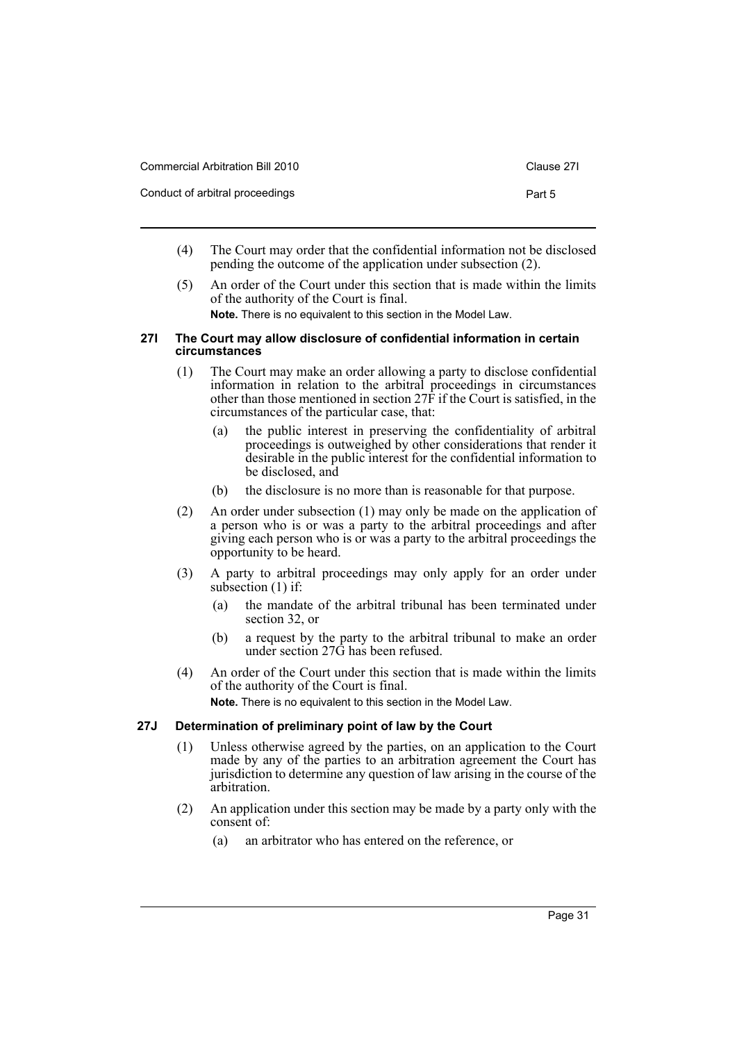(4) The Court may order that the confidential information not be disclosed pending the outcome of the application under subsection (2).

(5) An order of the Court under this section that is made within the limits of the authority of the Court is final.

**Note.** There is no equivalent to this section in the Model Law.

### 27I The Court may allow disclosure of confidential information in certain circumstances

(1) The Court may make an order allowing a party to disclose confidential information in relation to the arbitral proceedings in circumstances other than those mentioned in section 27F if the Court is satisfied, in the circumstances of the particular case, that:

(a) the public interest in preserving the confidentiality of arbitral proceedings is outweighed by other considerations that render it desirable in the public interest for the confidential information to be disclosed, and

(b) the disclosure is no more than is reasonable for that purpose.

(2) An order under subsection (1) may only be made on the application of a person who is or was a party to the arbitral proceedings and after giving each person who is or was a party to the arbitral proceedings the opportunity to be heard.

(3) A party to arbitral proceedings may only apply for an order under subsection (1) if:

(a) the mandate of the arbitral tribunal has been terminated under section 32, or

(b) a request by the party to the arbitral tribunal to make an order under section 27G has been refused.

(4) An order of the Court under this section that is made within the limits of the authority of the Court is final.

**Note.** There is no equivalent to this section in the Model Law.

### 27J Determination of preliminary point of law by the Court

(1) Unless otherwise agreed by the parties, on an application to the Court made by any of the parties to an arbitration agreement the Court has jurisdiction to determine any question of law arising in the course of the arbitration.

(2) An application under this section may be made by a party only with the consent of:

(a) an arbitrator who has entered on the reference, or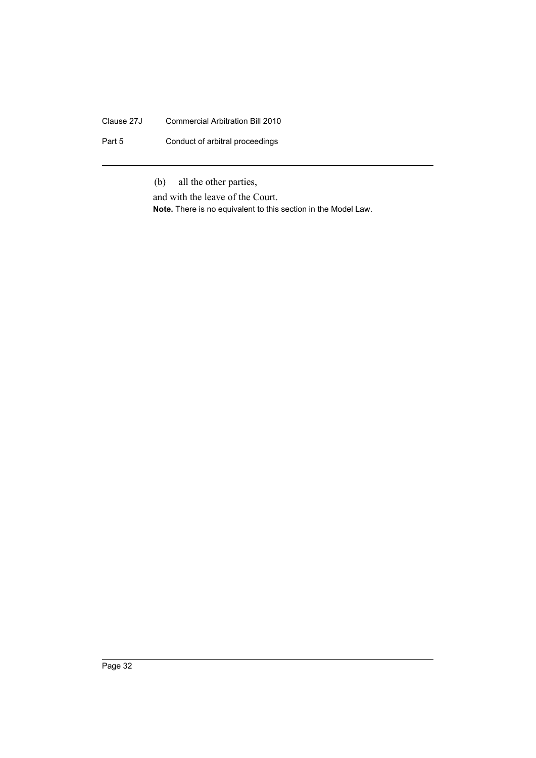(b) all the other parties,

and with the leave of the Court.

**Note.** There is no equivalent to this section in the Model Law.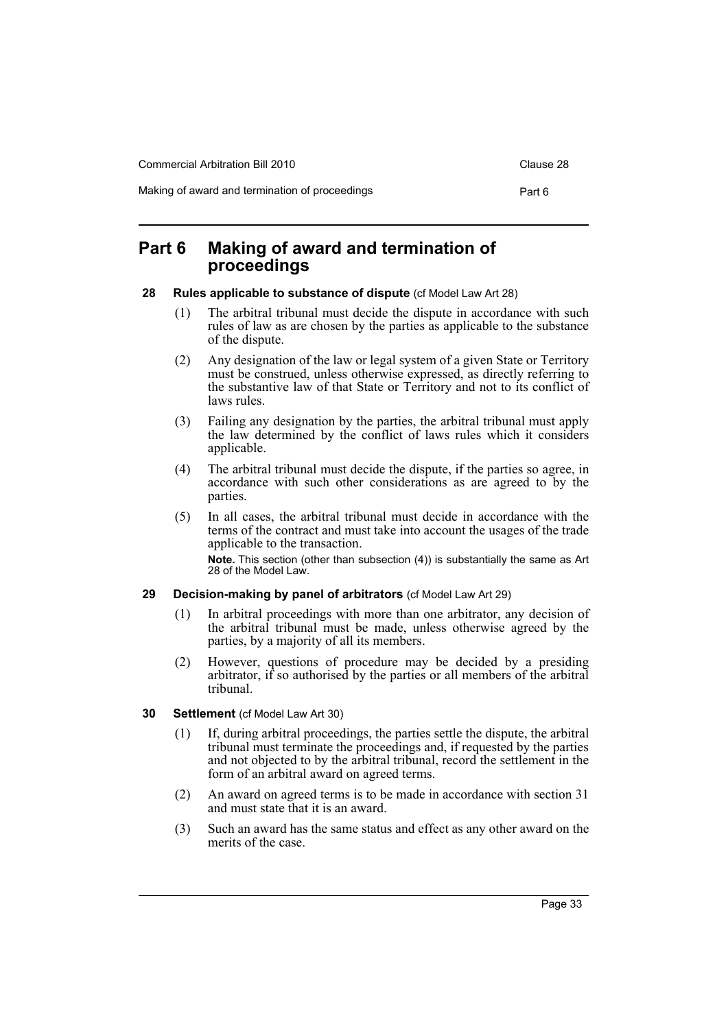# Part 6 Making of award and termination of proceedings

**28 Rules applicable to substance of dispute** (cf Model Law Art 28)

(1) The arbitral tribunal must decide the dispute in accordance with such rules of law as are chosen by the parties as applicable to the substance of the dispute.

(2) Any designation of the law or legal system of a given State or Territory must be construed, unless otherwise expressed, as directly referring to the substantive law of that State or Territory and not to its conflict of laws rules.

(3) Failing any designation by the parties, the arbitral tribunal must apply the law determined by the conflict of laws rules which it considers applicable.

(4) The arbitral tribunal must decide the dispute, if the parties so agree, in accordance with such other considerations as are agreed to by the parties.

(5) In all cases, the arbitral tribunal must decide in accordance with the terms of the contract and must take into account the usages of the trade applicable to the transaction.

**Note.** This section (other than subsection (4)) is substantially the same as Art 28 of the Model Law.

**29 Decision-making by panel of arbitrators** (cf Model Law Art 29)

(1) In arbitral proceedings with more than one arbitrator, any decision of the arbitral tribunal must be made, unless otherwise agreed by the parties, by a majority of all its members.

(2) However, questions of procedure may be decided by a presiding arbitrator, if so authorised by the parties or all members of the arbitral tribunal.

**30 Settlement** (cf Model Law Art 30)

(1) If, during arbitral proceedings, the parties settle the dispute, the arbitral tribunal must terminate the proceedings and, if requested by the parties and not objected to by the arbitral tribunal, record the settlement in the form of an arbitral award on agreed terms.

(2) An award on agreed terms is to be made in accordance with section 31 and must state that it is an award.

(3) Such an award has the same status and effect as any other award on the merits of the case.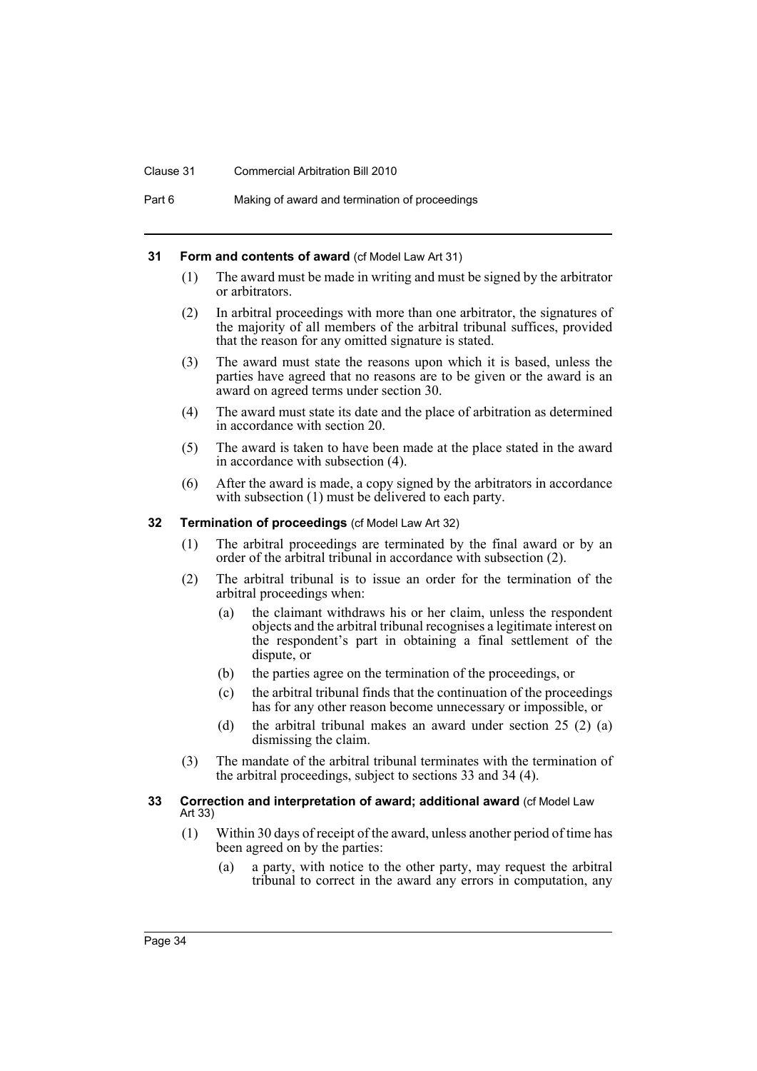### 31 Form and contents of award (cf Model Law Art 31)

(1) The award must be made in writing and must be signed by the arbitrator or arbitrators.

(2) In arbitral proceedings with more than one arbitrator, the signatures of the majority of all members of the arbitral tribunal suffices, provided that the reason for any omitted signature is stated.

(3) The award must state the reasons upon which it is based, unless the parties have agreed that no reasons are to be given or the award is an award on agreed terms under section 30.

(4) The award must state its date and the place of arbitration as determined in accordance with section 20.

(5) The award is taken to have been made at the place stated in the award in accordance with subsection (4).

(6) After the award is made, a copy signed by the arbitrators in accordance with subsection (1) must be delivered to each party.

### 32 Termination of proceedings (cf Model Law Art 32)

(1) The arbitral proceedings are terminated by the final award or by an order of the arbitral tribunal in accordance with subsection (2).

(2) The arbitral tribunal is to issue an order for the termination of the arbitral proceedings when:

- (a) the claimant withdraws his or her claim, unless the respondent objects and the arbitral tribunal recognises a legitimate interest on the respondent's part in obtaining a final settlement of the dispute, or
- (b) the parties agree on the termination of the proceedings, or
- (c) the arbitral tribunal finds that the continuation of the proceedings has for any other reason become unnecessary or impossible, or
- (d) the arbitral tribunal makes an award under section 25 (2) (a) dismissing the claim.

(3) The mandate of the arbitral tribunal terminates with the termination of the arbitral proceedings, subject to sections 33 and 34 (4).

### 33 Correction and interpretation of award; additional award (cf Model Law Art 33)

(1) Within 30 days of receipt of the award, unless another period of time has been agreed on by the parties:

- (a) a party, with notice to the other party, may request the arbitral tribunal to correct in the award any errors in computation, any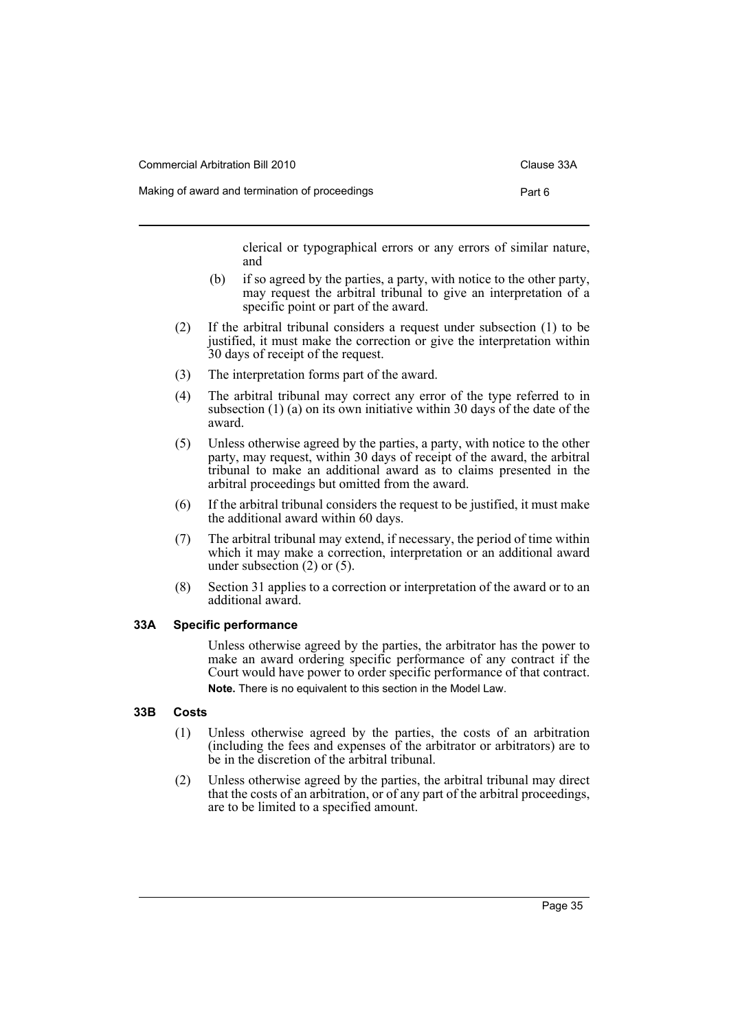clerical or typographical errors or any errors of similar nature, and

(b) if so agreed by the parties, a party, with notice to the other party, may request the arbitral tribunal to give an interpretation of a specific point or part of the award.

(2) If the arbitral tribunal considers a request under subsection (1) to be justified, it must make the correction or give the interpretation within 30 days of receipt of the request.

(3) The interpretation forms part of the award.

(4) The arbitral tribunal may correct any error of the type referred to in subsection (1) (a) on its own initiative within 30 days of the date of the award.

(5) Unless otherwise agreed by the parties, a party, with notice to the other party, may request, within 30 days of receipt of the award, the arbitral tribunal to make an additional award as to claims presented in the arbitral proceedings but omitted from the award.

(6) If the arbitral tribunal considers the request to be justified, it must make the additional award within 60 days.

(7) The arbitral tribunal may extend, if necessary, the period of time within which it may make a correction, interpretation or an additional award under subsection (2) or (5).

(8) Section 31 applies to a correction or interpretation of the award or to an additional award.

### 33A Specific performance

Unless otherwise agreed by the parties, the arbitrator has the power to make an award ordering specific performance of any contract if the Court would have power to order specific performance of that contract.

**Note.** There is no equivalent to this section in the Model Law.

### 33B Costs

(1) Unless otherwise agreed by the parties, the costs of an arbitration (including the fees and expenses of the arbitrator or arbitrators) are to be in the discretion of the arbitral tribunal.

(2) Unless otherwise agreed by the parties, the arbitral tribunal may direct that the costs of an arbitration, or of any part of the arbitral proceedings, are to be limited to a specified amount.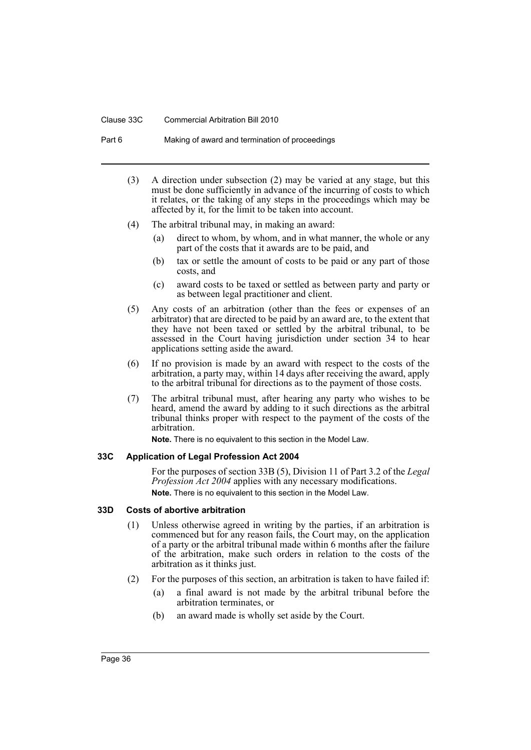(3) A direction under subsection (2) may be varied at any stage, but this must be done sufficiently in advance of the incurring of costs to which it relates, or the taking of any steps in the proceedings which may be affected by it, for the limit to be taken into account.

(4) The arbitral tribunal may, in making an award:

- (a) direct to whom, by whom, and in what manner, the whole or any part of the costs that it awards are to be paid, and
- (b) tax or settle the amount of costs to be paid or any part of those costs, and
- (c) award costs to be taxed or settled as between party and party or as between legal practitioner and client.

(5) Any costs of an arbitration (other than the fees or expenses of an arbitrator) that are directed to be paid by an award are, to the extent that they have not been taxed or settled by the arbitral tribunal, to be assessed in the Court having jurisdiction under section 34 to hear applications setting aside the award.

(6) If no provision is made by an award with respect to the costs of the arbitration, a party may, within 14 days after receiving the award, apply to the arbitral tribunal for directions as to the payment of those costs.

(7) The arbitral tribunal must, after hearing any party who wishes to be heard, amend the award by adding to it such directions as the arbitral tribunal thinks proper with respect to the payment of the costs of the arbitration.

**Note.** There is no equivalent to this section in the Model Law.

### 33C Application of Legal Profession Act 2004

For the purposes of section 33B (5), Division 11 of Part 3.2 of the *Legal Profession Act 2004* applies with any necessary modifications.

**Note.** There is no equivalent to this section in the Model Law.

### 33D Costs of abortive arbitration

(1) Unless otherwise agreed in writing by the parties, if an arbitration is commenced but for any reason fails, the Court may, on the application of a party or the arbitral tribunal made within 6 months after the failure of the arbitration, make such orders in relation to the costs of the arbitration as it thinks just.

(2) For the purposes of this section, an arbitration is taken to have failed if:

- (a) a final award is not made by the arbitral tribunal before the arbitration terminates, or
- (b) an award made is wholly set aside by the Court.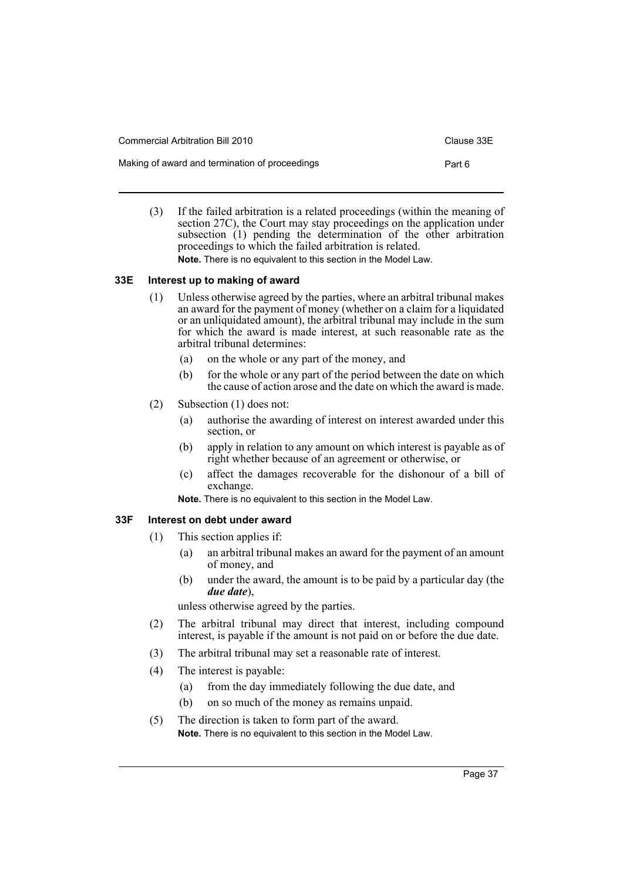(3) If the failed arbitration is a related proceedings (within the meaning of section 27C), the Court may stay proceedings on the application under subsection (1) pending the determination of the other arbitration proceedings to which the failed arbitration is related.

**Note.** There is no equivalent to this section in the Model Law.

### 33E Interest up to making of award

(1) Unless otherwise agreed by the parties, where an arbitral tribunal makes an award for the payment of money (whether on a claim for a liquidated or an unliquidated amount), the arbitral tribunal may include in the sum for which the award is made interest, at such reasonable rate as the arbitral tribunal determines:

- (a) on the whole or any part of the money, and
- (b) for the whole or any part of the period between the date on which the cause of action arose and the date on which the award is made.

(2) Subsection (1) does not:

- (a) authorise the awarding of interest on interest awarded under this section, or
- (b) apply in relation to any amount on which interest is payable as of right whether because of an agreement or otherwise, or
- (c) affect the damages recoverable for the dishonour of a bill of exchange.

**Note.** There is no equivalent to this section in the Model Law.

### 33F Interest on debt under award

(1) This section applies if:

- (a) an arbitral tribunal makes an award for the payment of an amount of money, and
- (b) under the award, the amount is to be paid by a particular day (the ***due date***),

unless otherwise agreed by the parties.

(2) The arbitral tribunal may direct that interest, including compound interest, is payable if the amount is not paid on or before the due date.

(3) The arbitral tribunal may set a reasonable rate of interest.

(4) The interest is payable:

- (a) from the day immediately following the due date, and
- (b) on so much of the money as remains unpaid.

(5) The direction is taken to form part of the award.

**Note.** There is no equivalent to this section in the Model Law.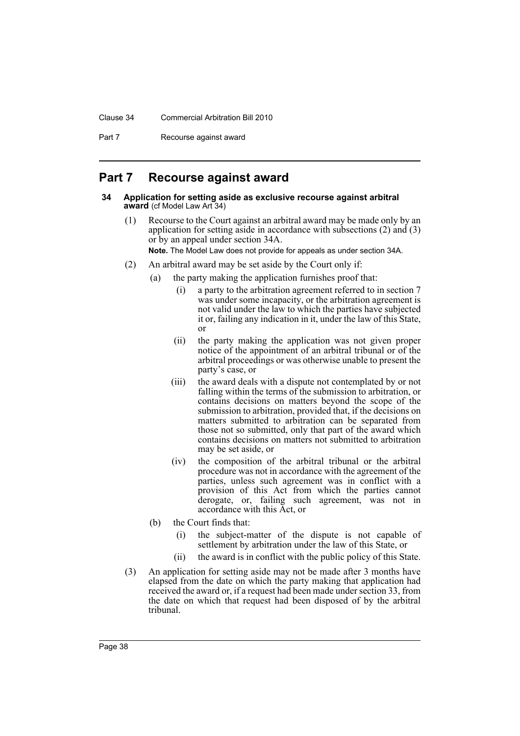# Part 7 Recourse against award

## 34 Application for setting aside as exclusive recourse against arbitral award (cf Model Law Art 34)

(1) Recourse to the Court against an arbitral award may be made only by an application for setting aside in accordance with subsections (2) and (3) or by an appeal under section 34A.

**Note.** The Model Law does not provide for appeals as under section 34A.

(2) An arbitral award may be set aside by the Court only if:

(a) the party making the application furnishes proof that:

(i) a party to the arbitration agreement referred to in section 7 was under some incapacity, or the arbitration agreement is not valid under the law to which the parties have subjected it or, failing any indication in it, under the law of this State, or

(ii) the party making the application was not given proper notice of the appointment of an arbitral tribunal or of the arbitral proceedings or was otherwise unable to present the party's case, or

(iii) the award deals with a dispute not contemplated by or not falling within the terms of the submission to arbitration, or contains decisions on matters beyond the scope of the submission to arbitration, provided that, if the decisions on matters submitted to arbitration can be separated from those not so submitted, only that part of the award which contains decisions on matters not submitted to arbitration may be set aside, or

(iv) the composition of the arbitral tribunal or the arbitral procedure was not in accordance with the agreement of the parties, unless such agreement was in conflict with a provision of this Act from which the parties cannot derogate, or, failing such agreement, was not in accordance with this Act, or

(b) the Court finds that:

(i) the subject-matter of the dispute is not capable of settlement by arbitration under the law of this State, or

(ii) the award is in conflict with the public policy of this State.

(3) An application for setting aside may not be made after 3 months have elapsed from the date on which the party making that application had received the award or, if a request had been made under section 33, from the date on which that request had been disposed of by the arbitral tribunal.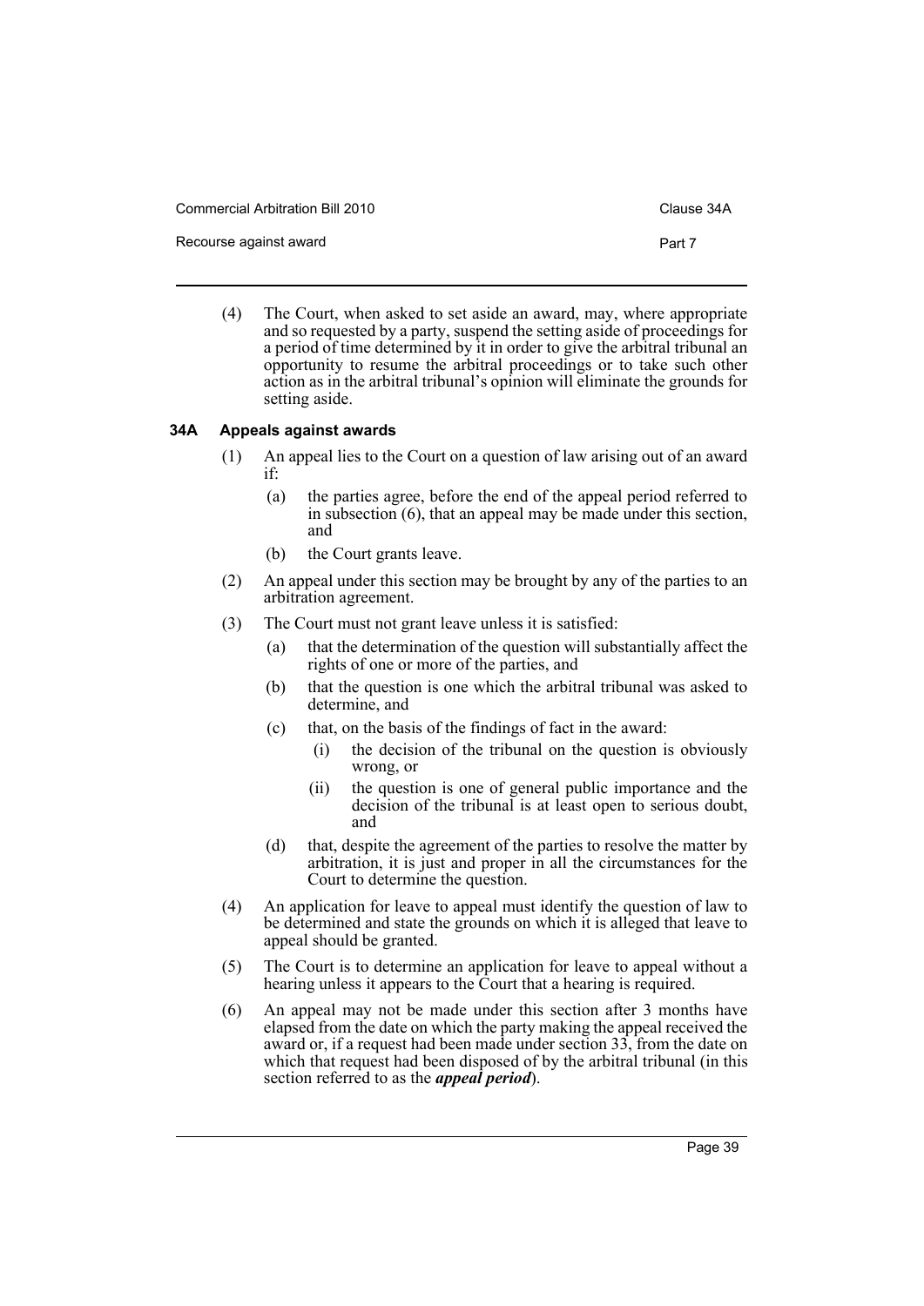(4) The Court, when asked to set aside an award, may, where appropriate and so requested by a party, suspend the setting aside of proceedings for a period of time determined by it in order to give the arbitral tribunal an opportunity to resume the arbitral proceedings or to take such other action as in the arbitral tribunal's opinion will eliminate the grounds for setting aside.

### 34A Appeals against awards

(1) An appeal lies to the Court on a question of law arising out of an award if:

- (a) the parties agree, before the end of the appeal period referred to in subsection (6), that an appeal may be made under this section, and
- (b) the Court grants leave.

(2) An appeal under this section may be brought by any of the parties to an arbitration agreement.

(3) The Court must not grant leave unless it is satisfied:

- (a) that the determination of the question will substantially affect the rights of one or more of the parties, and
- (b) that the question is one which the arbitral tribunal was asked to determine, and
- (c) that, on the basis of the findings of fact in the award:
  - (i) the decision of the tribunal on the question is obviously wrong, or
  - (ii) the question is one of general public importance and the decision of the tribunal is at least open to serious doubt, and
- (d) that, despite the agreement of the parties to resolve the matter by arbitration, it is just and proper in all the circumstances for the Court to determine the question.

(4) An application for leave to appeal must identify the question of law to be determined and state the grounds on which it is alleged that leave to appeal should be granted.

(5) The Court is to determine an application for leave to appeal without a hearing unless it appears to the Court that a hearing is required.

(6) An appeal may not be made under this section after 3 months have elapsed from the date on which the party making the appeal received the award or, if a request had been made under section 33, from the date on which that request had been disposed of by the arbitral tribunal (in this section referred to as the ***appeal period***).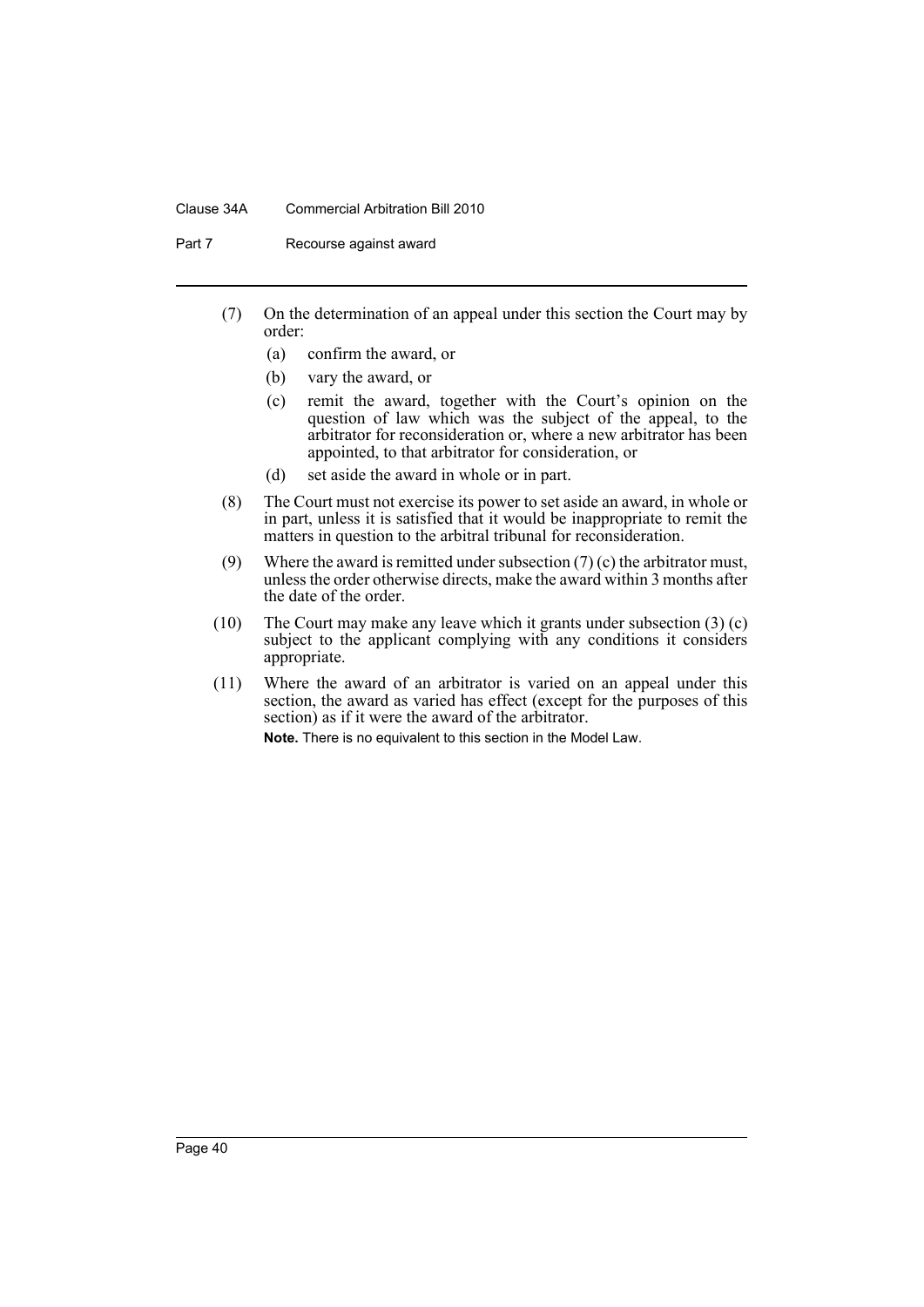(7) On the determination of an appeal under this section the Court may by order:

   (a) confirm the award, or

   (b) vary the award, or

   (c) remit the award, together with the Court's opinion on the question of law which was the subject of the appeal, to the arbitrator for reconsideration or, where a new arbitrator has been appointed, to that arbitrator for consideration, or

   (d) set aside the award in whole or in part.

(8) The Court must not exercise its power to set aside an award, in whole or in part, unless it is satisfied that it would be inappropriate to remit the matters in question to the arbitral tribunal for reconsideration.

(9) Where the award is remitted under subsection (7) (c) the arbitrator must, unless the order otherwise directs, make the award within 3 months after the date of the order.

(10) The Court may make any leave which it grants under subsection (3) (c) subject to the applicant complying with any conditions it considers appropriate.

(11) Where the award of an arbitrator is varied on an appeal under this section, the award as varied has effect (except for the purposes of this section) as if it were the award of the arbitrator.

**Note.** There is no equivalent to this section in the Model Law.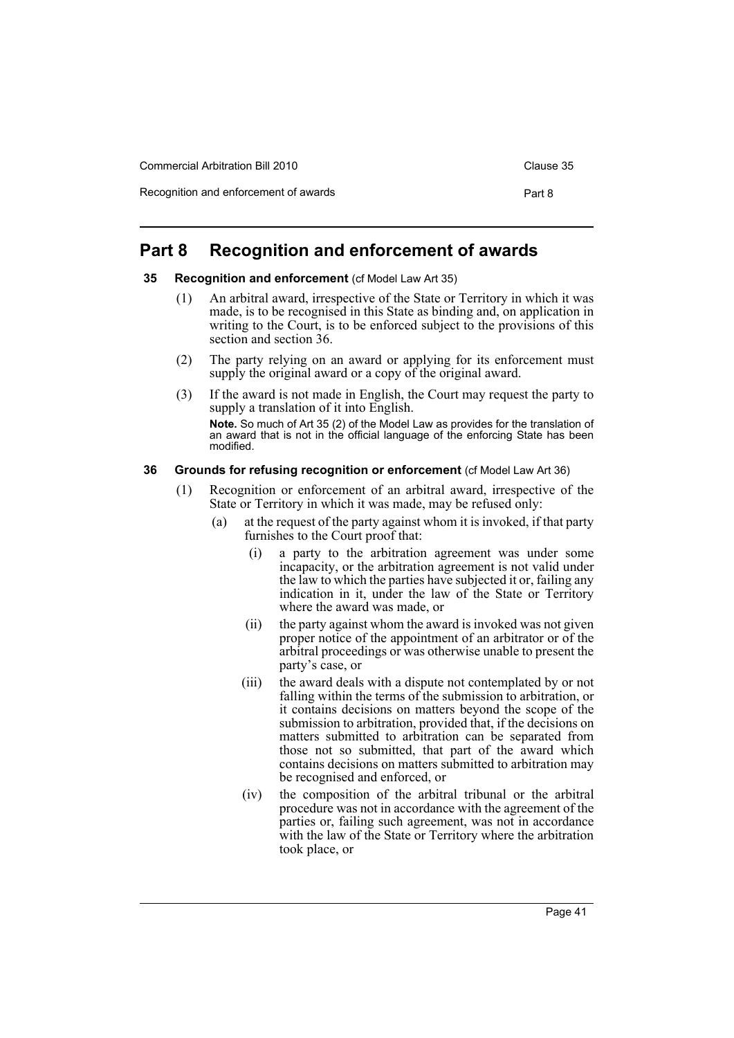# Part 8 Recognition and enforcement of awards

### 35 Recognition and enforcement (cf Model Law Art 35)

(1) An arbitral award, irrespective of the State or Territory in which it was made, is to be recognised in this State as binding and, on application in writing to the Court, is to be enforced subject to the provisions of this section and section 36.

(2) The party relying on an award or applying for its enforcement must supply the original award or a copy of the original award.

(3) If the award is not made in English, the Court may request the party to supply a translation of it into English.

**Note.** So much of Art 35 (2) of the Model Law as provides for the translation of an award that is not in the official language of the enforcing State has been modified.

### 36 Grounds for refusing recognition or enforcement (cf Model Law Art 36)

(1) Recognition or enforcement of an arbitral award, irrespective of the State or Territory in which it was made, may be refused only:

(a) at the request of the party against whom it is invoked, if that party furnishes to the Court proof that:

(i) a party to the arbitration agreement was under some incapacity, or the arbitration agreement is not valid under the law to which the parties have subjected it or, failing any indication in it, under the law of the State or Territory where the award was made, or

(ii) the party against whom the award is invoked was not given proper notice of the appointment of an arbitrator or of the arbitral proceedings or was otherwise unable to present the party's case, or

(iii) the award deals with a dispute not contemplated by or not falling within the terms of the submission to arbitration, or it contains decisions on matters beyond the scope of the submission to arbitration, provided that, if the decisions on matters submitted to arbitration can be separated from those not so submitted, that part of the award which contains decisions on matters submitted to arbitration may be recognised and enforced, or

(iv) the composition of the arbitral tribunal or the arbitral procedure was not in accordance with the agreement of the parties or, failing such agreement, was not in accordance with the law of the State or Territory where the arbitration took place, or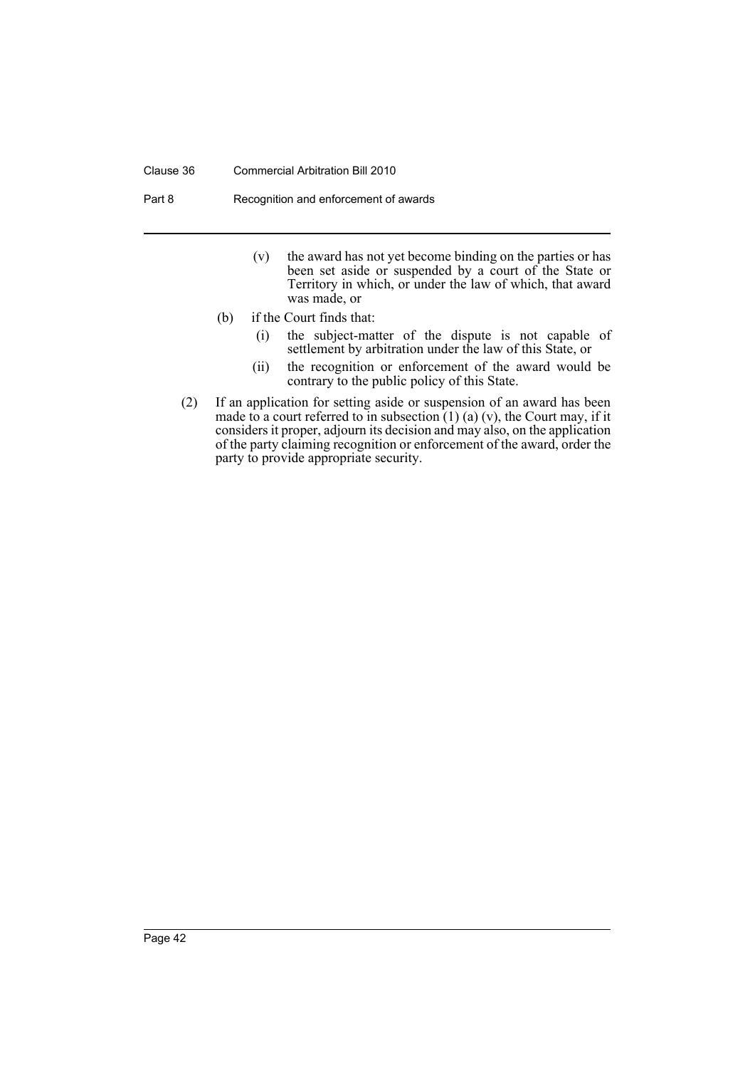(v) the award has not yet become binding on the parties or has been set aside or suspended by a court of the State or Territory in which, or under the law of which, that award was made, or

(b) if the Court finds that:

(i) the subject-matter of the dispute is not capable of settlement by arbitration under the law of this State, or

(ii) the recognition or enforcement of the award would be contrary to the public policy of this State.

(2) If an application for setting aside or suspension of an award has been made to a court referred to in subsection (1) (a) (v), the Court may, if it considers it proper, adjourn its decision and may also, on the application of the party claiming recognition or enforcement of the award, order the party to provide appropriate security.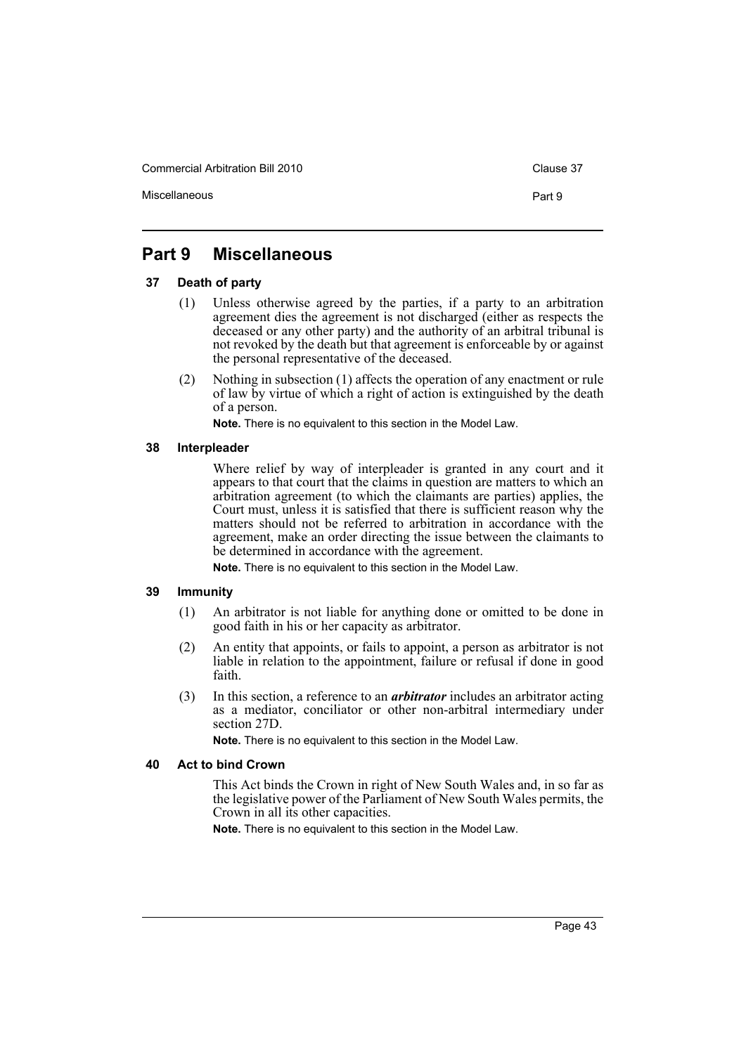# Part 9 Miscellaneous

### 37 Death of party

(1) Unless otherwise agreed by the parties, if a party to an arbitration agreement dies the agreement is not discharged (either as respects the deceased or any other party) and the authority of an arbitral tribunal is not revoked by the death but that agreement is enforceable by or against the personal representative of the deceased.

(2) Nothing in subsection (1) affects the operation of any enactment or rule of law by virtue of which a right of action is extinguished by the death of a person.

**Note.** There is no equivalent to this section in the Model Law.

### 38 Interpleader

Where relief by way of interpleader is granted in any court and it appears to that court that the claims in question are matters to which an arbitration agreement (to which the claimants are parties) applies, the Court must, unless it is satisfied that there is sufficient reason why the matters should not be referred to arbitration in accordance with the agreement, make an order directing the issue between the claimants to be determined in accordance with the agreement.

**Note.** There is no equivalent to this section in the Model Law.

### 39 Immunity

(1) An arbitrator is not liable for anything done or omitted to be done in good faith in his or her capacity as arbitrator.

(2) An entity that appoints, or fails to appoint, a person as arbitrator is not liable in relation to the appointment, failure or refusal if done in good faith.

(3) In this section, a reference to an ***arbitrator*** includes an arbitrator acting as a mediator, conciliator or other non-arbitral intermediary under section 27D.

**Note.** There is no equivalent to this section in the Model Law.

### 40 Act to bind Crown

This Act binds the Crown in right of New South Wales and, in so far as the legislative power of the Parliament of New South Wales permits, the Crown in all its other capacities.

**Note.** There is no equivalent to this section in the Model Law.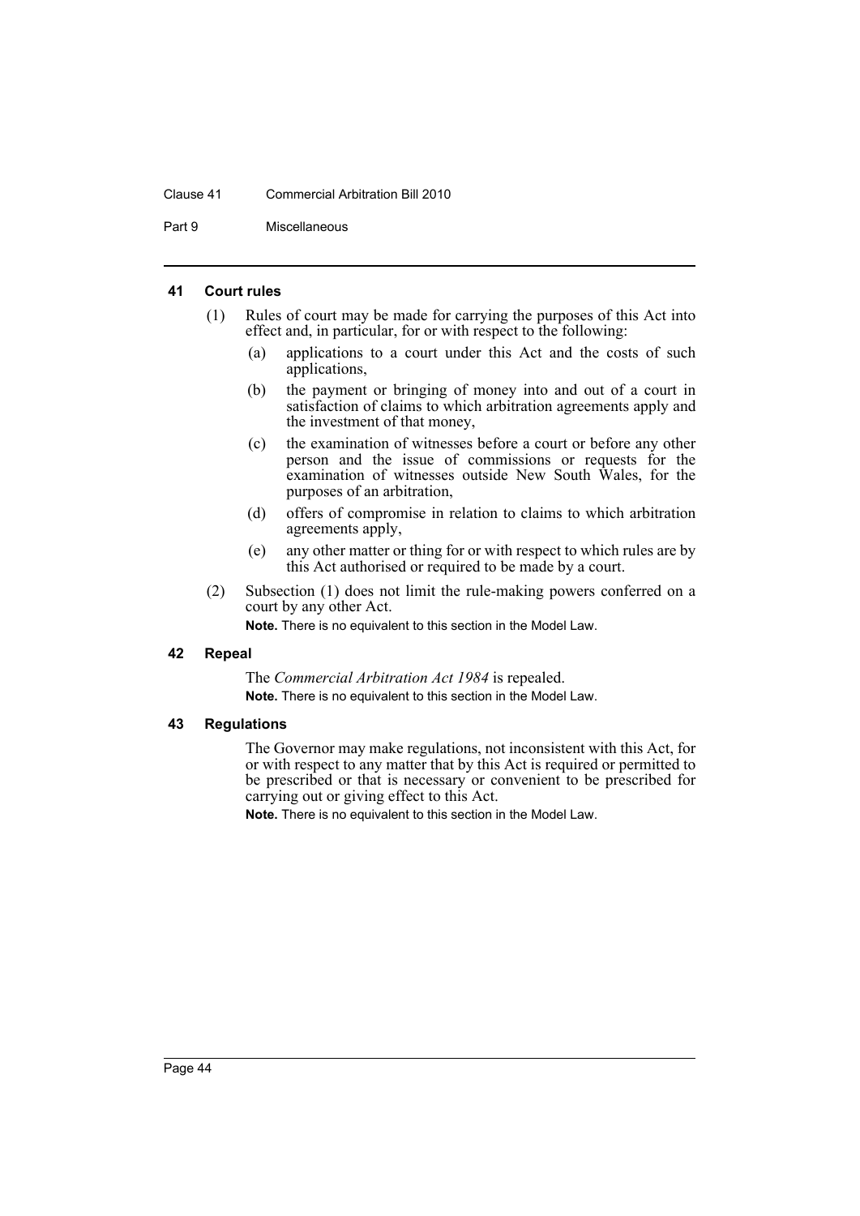### 41 Court rules

(1) Rules of court may be made for carrying the purposes of this Act into effect and, in particular, for or with respect to the following:

(a) applications to a court under this Act and the costs of such applications,

(b) the payment or bringing of money into and out of a court in satisfaction of claims to which arbitration agreements apply and the investment of that money,

(c) the examination of witnesses before a court or before any other person and the issue of commissions or requests for the examination of witnesses outside New South Wales, for the purposes of an arbitration,

(d) offers of compromise in relation to claims to which arbitration agreements apply,

(e) any other matter or thing for or with respect to which rules are by this Act authorised or required to be made by a court.

(2) Subsection (1) does not limit the rule-making powers conferred on a court by any other Act.

**Note.** There is no equivalent to this section in the Model Law.

### 42 Repeal

The *Commercial Arbitration Act 1984* is repealed.

**Note.** There is no equivalent to this section in the Model Law.

### 43 Regulations

The Governor may make regulations, not inconsistent with this Act, for or with respect to any matter that by this Act is required or permitted to be prescribed or that is necessary or convenient to be prescribed for carrying out or giving effect to this Act.

**Note.** There is no equivalent to this section in the Model Law.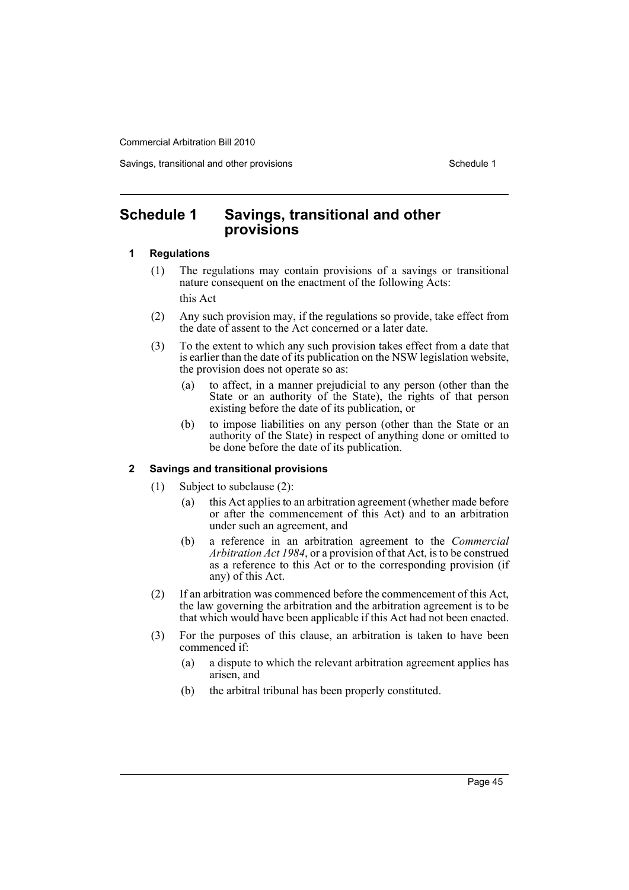# Schedule 1 Savings, transitional and other provisions

### 1 Regulations

(1) The regulations may contain provisions of a savings or transitional nature consequent on the enactment of the following Acts:

this Act

(2) Any such provision may, if the regulations so provide, take effect from the date of assent to the Act concerned or a later date.

(3) To the extent to which any such provision takes effect from a date that is earlier than the date of its publication on the NSW legislation website, the provision does not operate so as:

- (a) to affect, in a manner prejudicial to any person (other than the State or an authority of the State), the rights of that person existing before the date of its publication, or
- (b) to impose liabilities on any person (other than the State or an authority of the State) in respect of anything done or omitted to be done before the date of its publication.

### 2 Savings and transitional provisions

(1) Subject to subclause (2):

- (a) this Act applies to an arbitration agreement (whether made before or after the commencement of this Act) and to an arbitration under such an agreement, and
- (b) a reference in an arbitration agreement to the *Commercial Arbitration Act 1984*, or a provision of that Act, is to be construed as a reference to this Act or to the corresponding provision (if any) of this Act.

(2) If an arbitration was commenced before the commencement of this Act, the law governing the arbitration and the arbitration agreement is to be that which would have been applicable if this Act had not been enacted.

(3) For the purposes of this clause, an arbitration is taken to have been commenced if:

- (a) a dispute to which the relevant arbitration agreement applies has arisen, and
- (b) the arbitral tribunal has been properly constituted.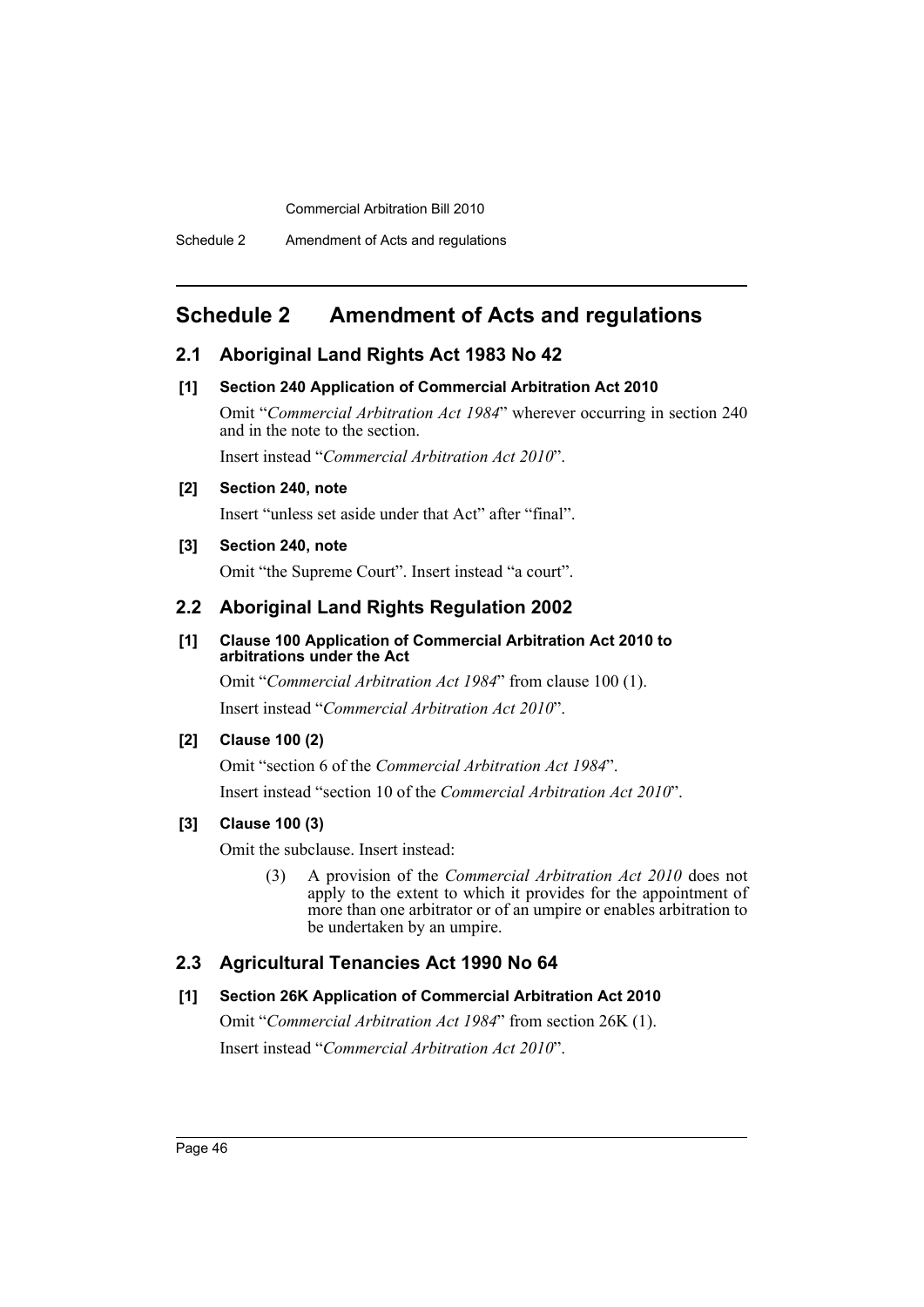# Schedule 2 Amendment of Acts and regulations

## 2.1 Aboriginal Land Rights Act 1983 No 42

### [1] Section 240 Application of Commercial Arbitration Act 2010

Omit "*Commercial Arbitration Act 1984*" wherever occurring in section 240 and in the note to the section.

Insert instead "*Commercial Arbitration Act 2010*".

### [2] Section 240, note

Insert "unless set aside under that Act" after "final".

### [3] Section 240, note

Omit "the Supreme Court". Insert instead "a court".

## 2.2 Aboriginal Land Rights Regulation 2002

### [1] Clause 100 Application of Commercial Arbitration Act 2010 to arbitrations under the Act

Omit "*Commercial Arbitration Act 1984*" from clause 100 (1).

Insert instead "*Commercial Arbitration Act 2010*".

### [2] Clause 100 (2)

Omit "section 6 of the *Commercial Arbitration Act 1984*".

Insert instead "section 10 of the *Commercial Arbitration Act 2010*".

### [3] Clause 100 (3)

Omit the subclause. Insert instead:

> (3) A provision of the *Commercial Arbitration Act 2010* does not apply to the extent to which it provides for the appointment of more than one arbitrator or of an umpire or enables arbitration to be undertaken by an umpire.

## 2.3 Agricultural Tenancies Act 1990 No 64

### [1] Section 26K Application of Commercial Arbitration Act 2010

Omit "*Commercial Arbitration Act 1984*" from section 26K (1).

Insert instead "*Commercial Arbitration Act 2010*".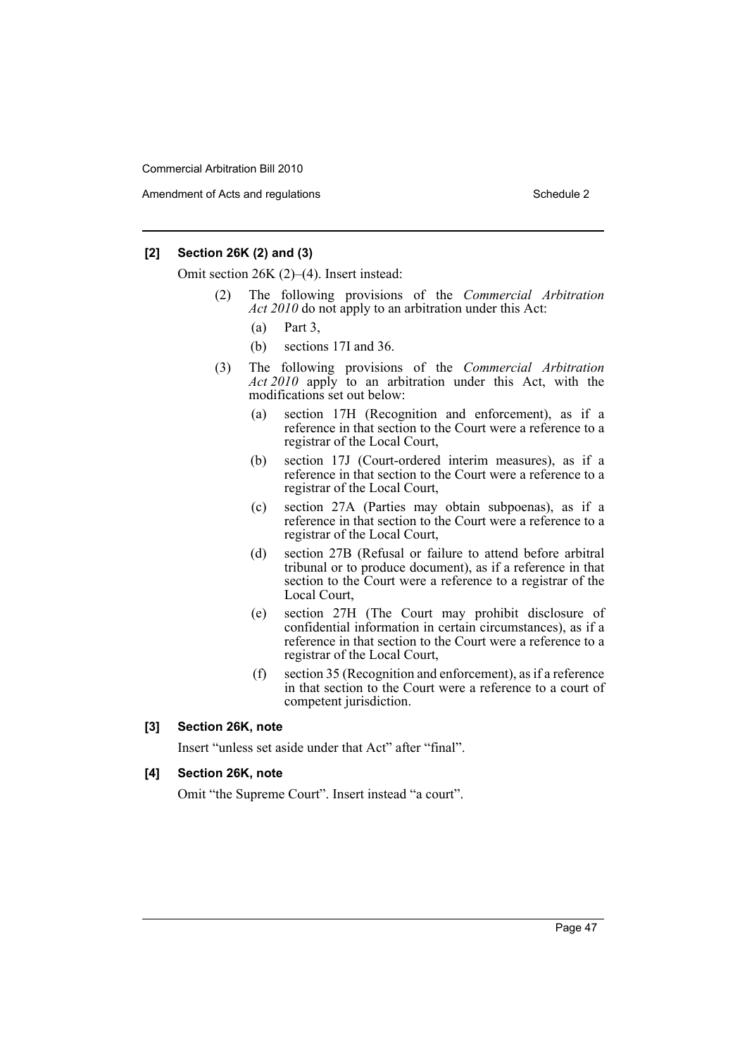**[2] Section 26K (2) and (3)**

Omit section 26K (2)–(4). Insert instead:

- (2) The following provisions of the *Commercial Arbitration Act 2010* do not apply to an arbitration under this Act:
  - (a) Part 3,
  - (b) sections 17I and 36.
- (3) The following provisions of the *Commercial Arbitration Act 2010* apply to an arbitration under this Act, with the modifications set out below:
  - (a) section 17H (Recognition and enforcement), as if a reference in that section to the Court were a reference to a registrar of the Local Court,
  - (b) section 17J (Court-ordered interim measures), as if a reference in that section to the Court were a reference to a registrar of the Local Court,
  - (c) section 27A (Parties may obtain subpoenas), as if a reference in that section to the Court were a reference to a registrar of the Local Court,
  - (d) section 27B (Refusal or failure to attend before arbitral tribunal or to produce document), as if a reference in that section to the Court were a reference to a registrar of the Local Court,
  - (e) section 27H (The Court may prohibit disclosure of confidential information in certain circumstances), as if a reference in that section to the Court were a reference to a registrar of the Local Court,
  - (f) section 35 (Recognition and enforcement), as if a reference in that section to the Court were a reference to a court of competent jurisdiction.

**[3] Section 26K, note**

Insert "unless set aside under that Act" after "final".

**[4] Section 26K, note**

Omit "the Supreme Court". Insert instead "a court".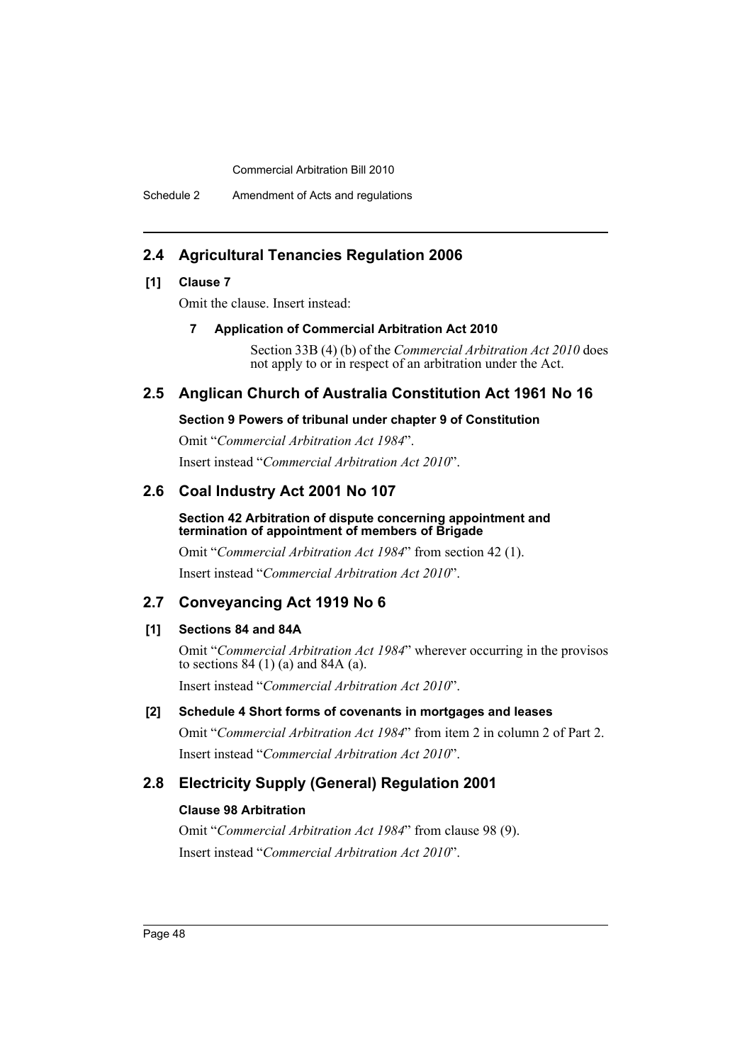## 2.4 Agricultural Tenancies Regulation 2006

### [1] Clause 7

Omit the clause. Insert instead:

#### 7 Application of Commercial Arbitration Act 2010

Section 33B (4) (b) of the *Commercial Arbitration Act 2010* does not apply to or in respect of an arbitration under the Act.

## 2.5 Anglican Church of Australia Constitution Act 1961 No 16

### Section 9 Powers of tribunal under chapter 9 of Constitution

Omit "*Commercial Arbitration Act 1984*".

Insert instead "*Commercial Arbitration Act 2010*".

## 2.6 Coal Industry Act 2001 No 107

### Section 42 Arbitration of dispute concerning appointment and termination of appointment of members of Brigade

Omit "*Commercial Arbitration Act 1984*" from section 42 (1).

Insert instead "*Commercial Arbitration Act 2010*".

## 2.7 Conveyancing Act 1919 No 6

### [1] Sections 84 and 84A

Omit "*Commercial Arbitration Act 1984*" wherever occurring in the provisos to sections 84 (1) (a) and 84A (a).

Insert instead "*Commercial Arbitration Act 2010*".

### [2] Schedule 4 Short forms of covenants in mortgages and leases

Omit "*Commercial Arbitration Act 1984*" from item 2 in column 2 of Part 2.

Insert instead "*Commercial Arbitration Act 2010*".

## 2.8 Electricity Supply (General) Regulation 2001

### Clause 98 Arbitration

Omit "*Commercial Arbitration Act 1984*" from clause 98 (9).

Insert instead "*Commercial Arbitration Act 2010*".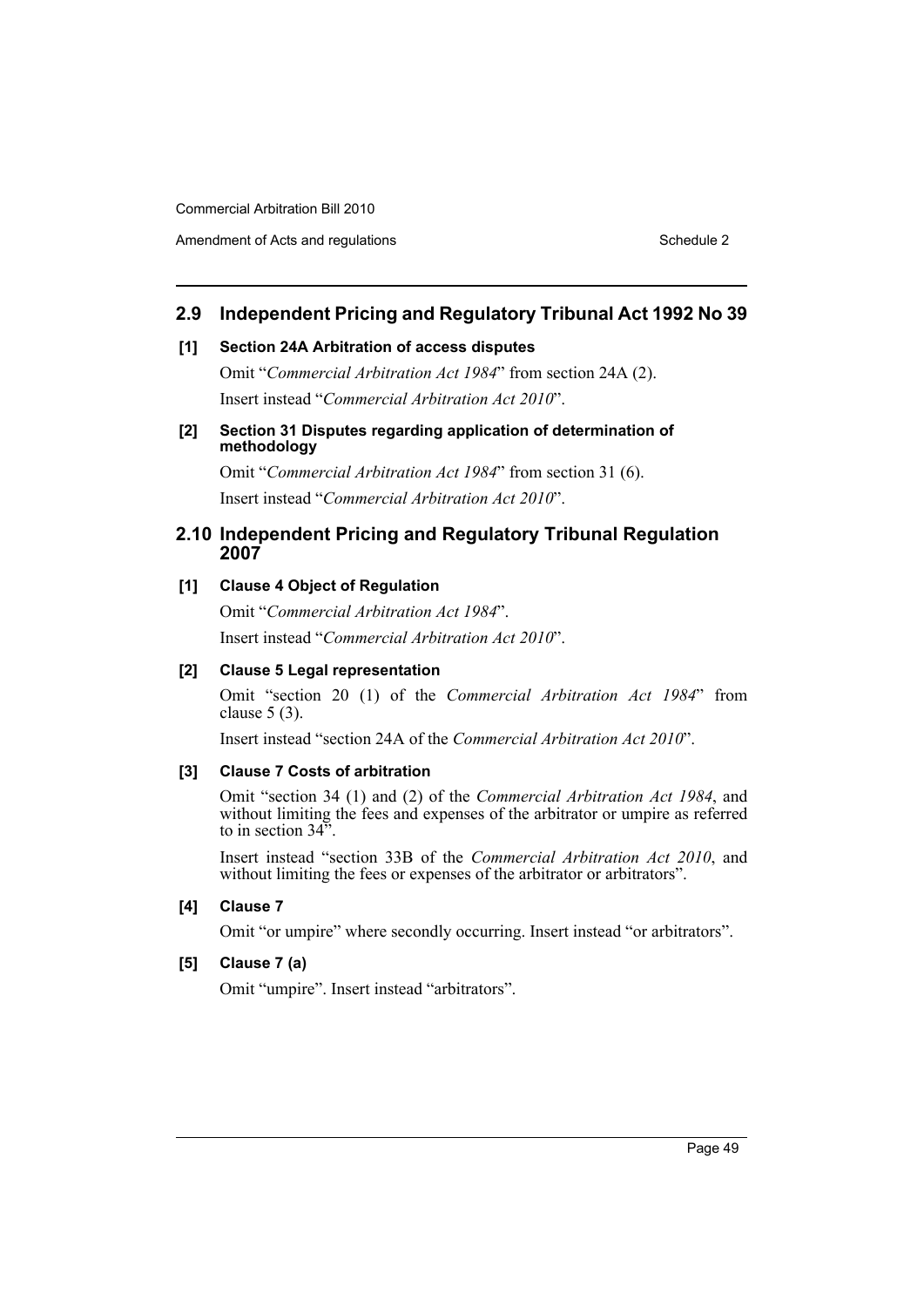## 2.9 Independent Pricing and Regulatory Tribunal Act 1992 No 39

### [1] Section 24A Arbitration of access disputes

Omit "*Commercial Arbitration Act 1984*" from section 24A (2).

Insert instead "*Commercial Arbitration Act 2010*".

### [2] Section 31 Disputes regarding application of determination of methodology

Omit "*Commercial Arbitration Act 1984*" from section 31 (6).

Insert instead "*Commercial Arbitration Act 2010*".

## 2.10 Independent Pricing and Regulatory Tribunal Regulation 2007

### [1] Clause 4 Object of Regulation

Omit "*Commercial Arbitration Act 1984*".

Insert instead "*Commercial Arbitration Act 2010*".

### [2] Clause 5 Legal representation

Omit "section 20 (1) of the *Commercial Arbitration Act 1984*" from clause 5 (3).

Insert instead "section 24A of the *Commercial Arbitration Act 2010*".

### [3] Clause 7 Costs of arbitration

Omit "section 34 (1) and (2) of the *Commercial Arbitration Act 1984*, and without limiting the fees and expenses of the arbitrator or umpire as referred to in section 34".

Insert instead "section 33B of the *Commercial Arbitration Act 2010*, and without limiting the fees or expenses of the arbitrator or arbitrators".

### [4] Clause 7

Omit "or umpire" where secondly occurring. Insert instead "or arbitrators".

### [5] Clause 7 (a)

Omit "umpire". Insert instead "arbitrators".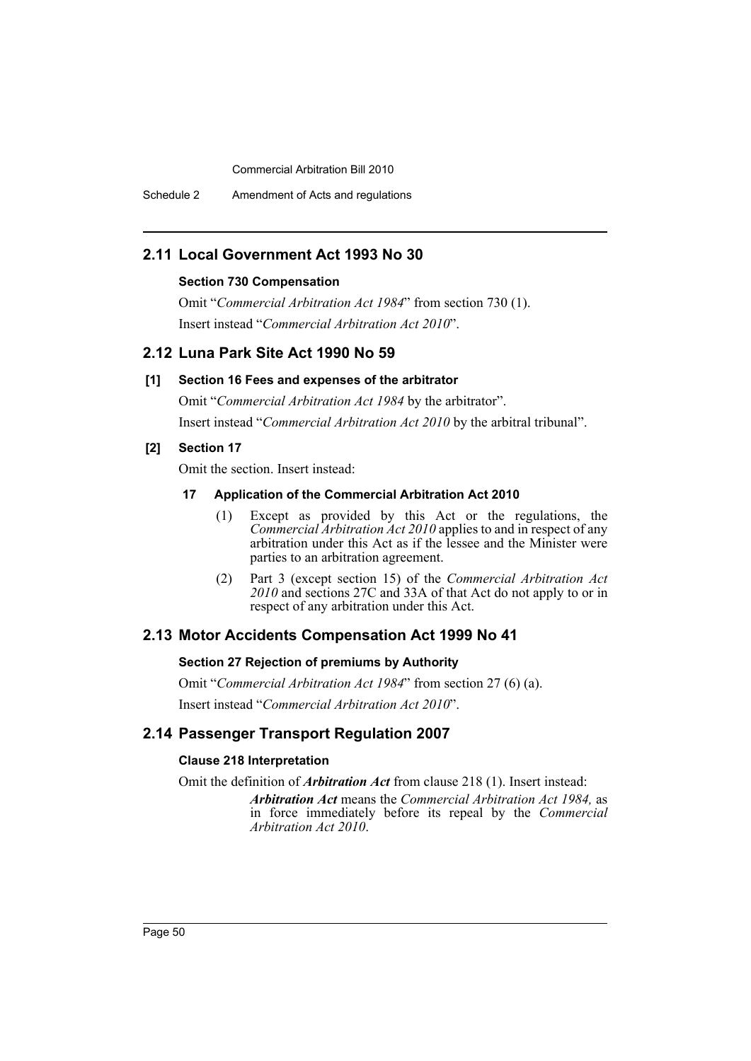## 2.11 Local Government Act 1993 No 30

### Section 730 Compensation

Omit "*Commercial Arbitration Act 1984*" from section 730 (1).

Insert instead "*Commercial Arbitration Act 2010*".

## 2.12 Luna Park Site Act 1990 No 59

### [1] Section 16 Fees and expenses of the arbitrator

Omit "*Commercial Arbitration Act 1984* by the arbitrator".

Insert instead "*Commercial Arbitration Act 2010* by the arbitral tribunal".

### [2] Section 17

Omit the section. Insert instead:

#### 17 Application of the Commercial Arbitration Act 2010

(1) Except as provided by this Act or the regulations, the *Commercial Arbitration Act 2010* applies to and in respect of any arbitration under this Act as if the lessee and the Minister were parties to an arbitration agreement.

(2) Part 3 (except section 15) of the *Commercial Arbitration Act 2010* and sections 27C and 33A of that Act do not apply to or in respect of any arbitration under this Act.

## 2.13 Motor Accidents Compensation Act 1999 No 41

### Section 27 Rejection of premiums by Authority

Omit "*Commercial Arbitration Act 1984*" from section 27 (6) (a).

Insert instead "*Commercial Arbitration Act 2010*".

## 2.14 Passenger Transport Regulation 2007

### Clause 218 Interpretation

Omit the definition of ***Arbitration Act*** from clause 218 (1). Insert instead:

> ***Arbitration Act*** means the *Commercial Arbitration Act 1984,* as in force immediately before its repeal by the *Commercial Arbitration Act 2010*.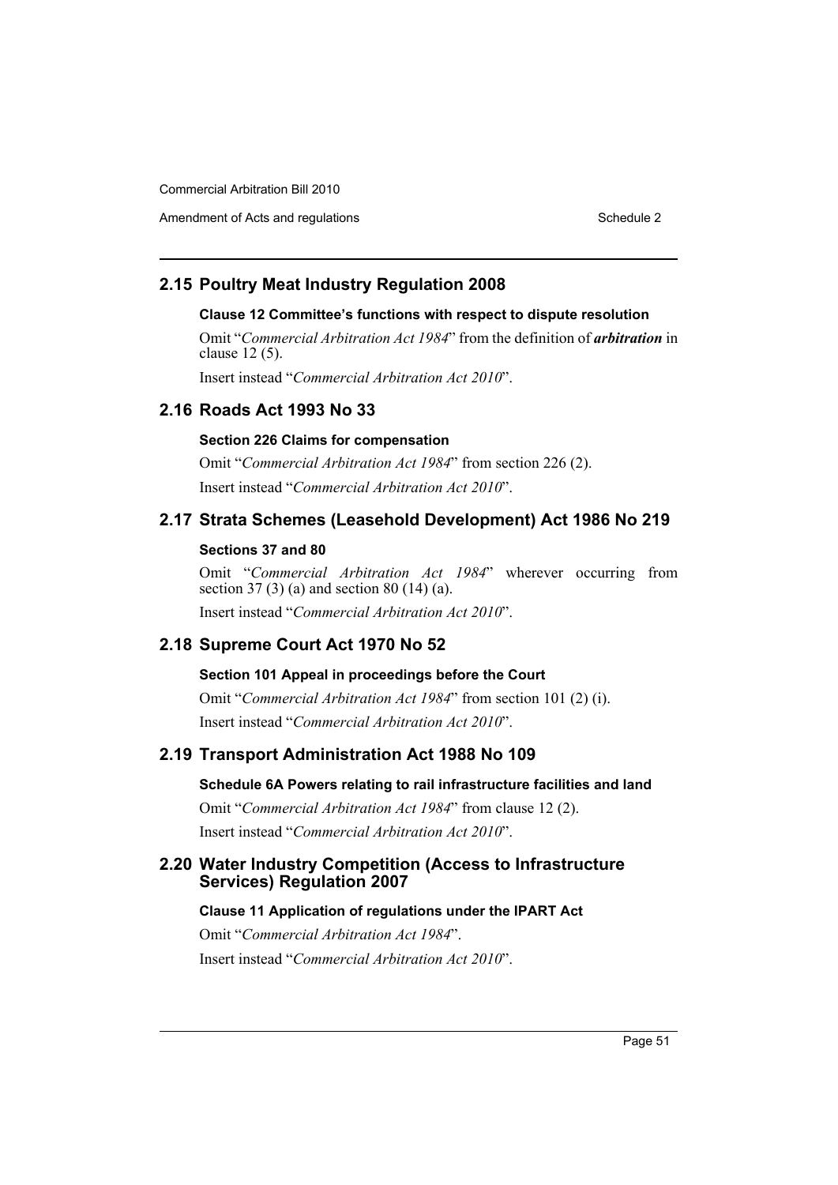## 2.15 Poultry Meat Industry Regulation 2008

### Clause 12 Committee's functions with respect to dispute resolution

Omit "*Commercial Arbitration Act 1984*" from the definition of ***arbitration*** in clause 12 (5).

Insert instead "*Commercial Arbitration Act 2010*".

## 2.16 Roads Act 1993 No 33

### Section 226 Claims for compensation

Omit "*Commercial Arbitration Act 1984*" from section 226 (2).

Insert instead "*Commercial Arbitration Act 2010*".

## 2.17 Strata Schemes (Leasehold Development) Act 1986 No 219

### Sections 37 and 80

Omit "*Commercial Arbitration Act 1984*" wherever occurring from section 37 (3) (a) and section 80 (14) (a).

Insert instead "*Commercial Arbitration Act 2010*".

## 2.18 Supreme Court Act 1970 No 52

### Section 101 Appeal in proceedings before the Court

Omit "*Commercial Arbitration Act 1984*" from section 101 (2) (i).

Insert instead "*Commercial Arbitration Act 2010*".

## 2.19 Transport Administration Act 1988 No 109

### Schedule 6A Powers relating to rail infrastructure facilities and land

Omit "*Commercial Arbitration Act 1984*" from clause 12 (2).

Insert instead "*Commercial Arbitration Act 2010*".

## 2.20 Water Industry Competition (Access to Infrastructure Services) Regulation 2007

### Clause 11 Application of regulations under the IPART Act

Omit "*Commercial Arbitration Act 1984*".

Insert instead "*Commercial Arbitration Act 2010*".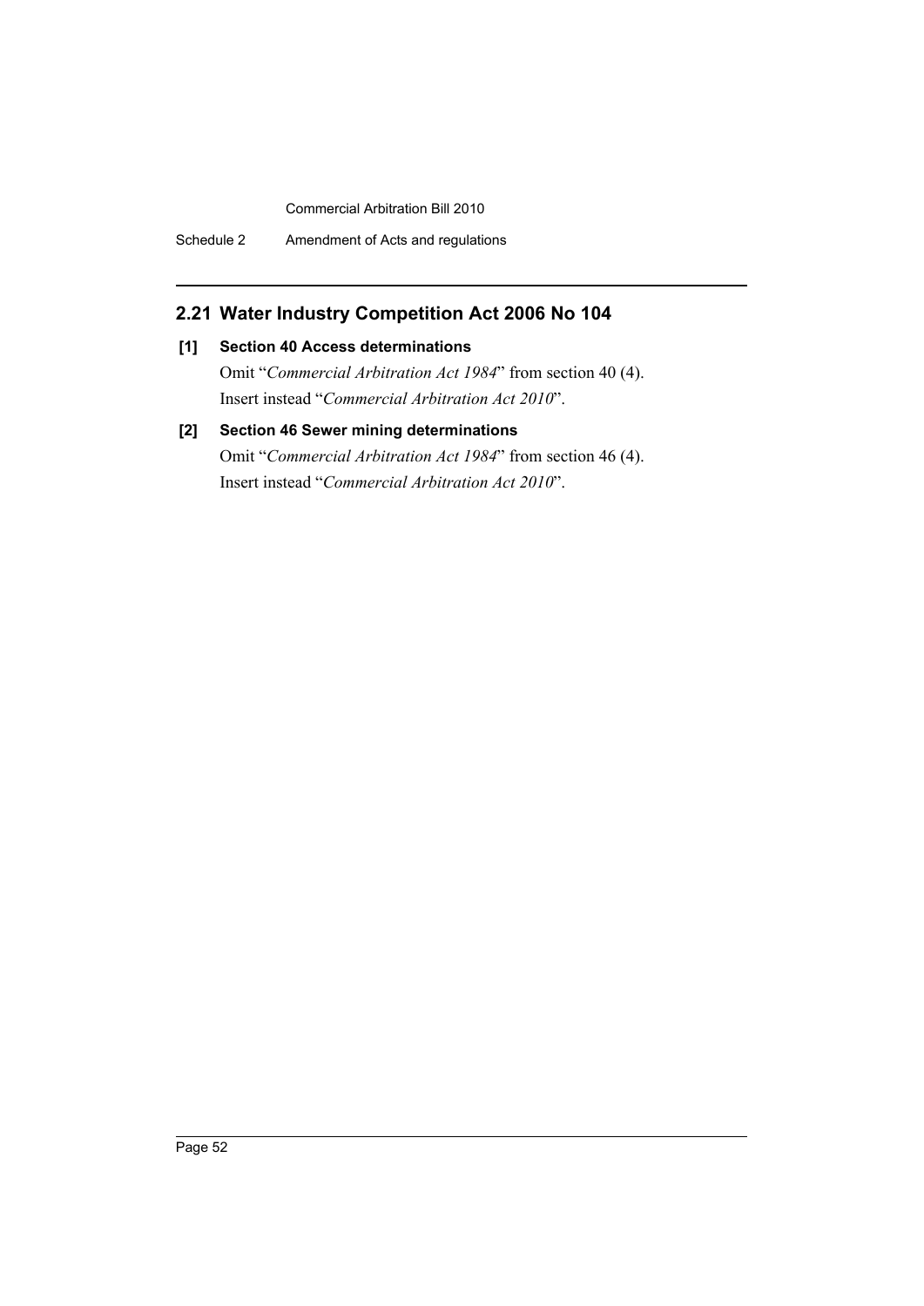## 2.21 Water Industry Competition Act 2006 No 104

### [1] Section 40 Access determinations

Omit "*Commercial Arbitration Act 1984*" from section 40 (4).

Insert instead "*Commercial Arbitration Act 2010*".

### [2] Section 46 Sewer mining determinations

Omit "*Commercial Arbitration Act 1984*" from section 46 (4).

Insert instead "*Commercial Arbitration Act 2010*".